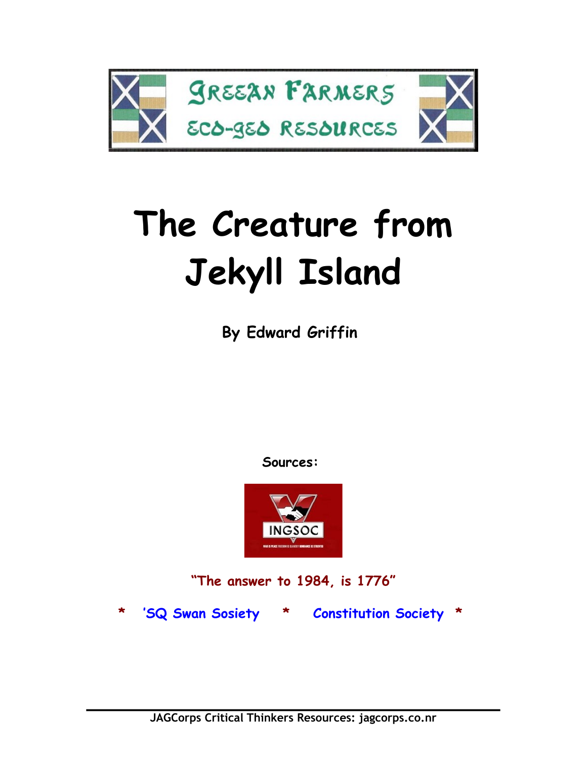GREEAN FARMERS

ECO-GEO RESOURCES

# The Creature from Jekyll Island

**By Edward Griffin**

**Sources:**

INGSOC

WAR IS PEACE FREEDOM IS SLAVERY IGNORANCE IS STRENGTH

**"The answer to 1984, is 1776"**

**\* 'SQ Swan Sosiety \* Constitution Society \***

**JAGCorps Critical Thinkers Resources: jagcorps.co.nr**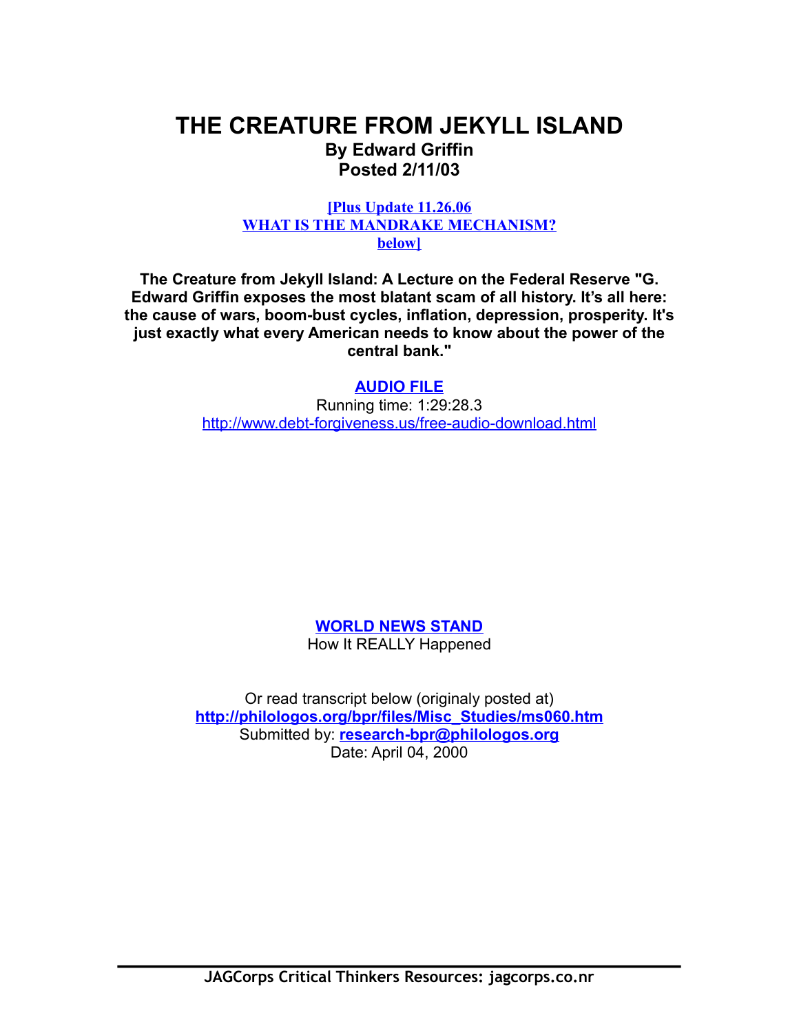# THE CREATURE FROM JEKYLL ISLAND

**By Edward Griffin**
**Posted 2/11/03**

**[Plus Update 11.26.06**
**WHAT IS THE MANDRAKE MECHANISM?**
**below]**

**The Creature from Jekyll Island: A Lecture on the Federal Reserve "G. Edward Griffin exposes the most blatant scam of all history. It's all here: the cause of wars, boom-bust cycles, inflation, depression, prosperity. It's just exactly what every American needs to know about the power of the central bank."**

**AUDIO FILE**
Running time: 1:29:28.3
http://www.debt-forgiveness.us/free-audio-download.html

**WORLD NEWS STAND**
How It REALLY Happened

Or read transcript below (originaly posted at)
**http://philologos.org/bpr/files/Misc_Studies/ms060.htm**
Submitted by: **research-bpr@philologos.org**
Date: April 04, 2000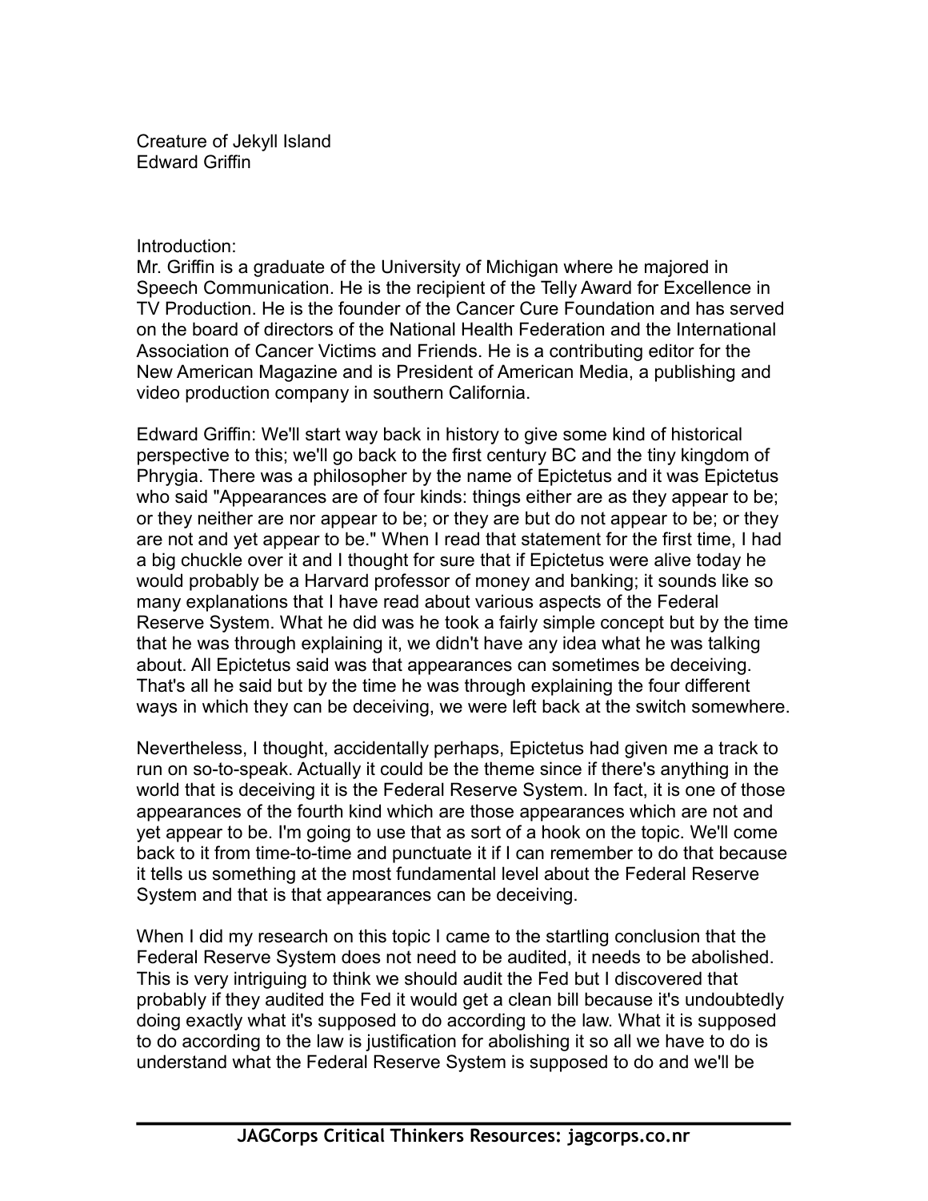Creature of Jekyll Island
Edward Griffin

Introduction:
Mr. Griffin is a graduate of the University of Michigan where he majored in Speech Communication. He is the recipient of the Telly Award for Excellence in TV Production. He is the founder of the Cancer Cure Foundation and has served on the board of directors of the National Health Federation and the International Association of Cancer Victims and Friends. He is a contributing editor for the New American Magazine and is President of American Media, a publishing and video production company in southern California.

Edward Griffin: We'll start way back in history to give some kind of historical perspective to this; we'll go back to the first century BC and the tiny kingdom of Phrygia. There was a philosopher by the name of Epictetus and it was Epictetus who said "Appearances are of four kinds: things either are as they appear to be; or they neither are nor appear to be; or they are but do not appear to be; or they are not and yet appear to be." When I read that statement for the first time, I had a big chuckle over it and I thought for sure that if Epictetus were alive today he would probably be a Harvard professor of money and banking; it sounds like so many explanations that I have read about various aspects of the Federal Reserve System. What he did was he took a fairly simple concept but by the time that he was through explaining it, we didn't have any idea what he was talking about. All Epictetus said was that appearances can sometimes be deceiving. That's all he said but by the time he was through explaining the four different ways in which they can be deceiving, we were left back at the switch somewhere.

Nevertheless, I thought, accidentally perhaps, Epictetus had given me a track to run on so-to-speak. Actually it could be the theme since if there's anything in the world that is deceiving it is the Federal Reserve System. In fact, it is one of those appearances of the fourth kind which are those appearances which are not and yet appear to be. I'm going to use that as sort of a hook on the topic. We'll come back to it from time-to-time and punctuate it if I can remember to do that because it tells us something at the most fundamental level about the Federal Reserve System and that is that appearances can be deceiving.

When I did my research on this topic I came to the startling conclusion that the Federal Reserve System does not need to be audited, it needs to be abolished. This is very intriguing to think we should audit the Fed but I discovered that probably if they audited the Fed it would get a clean bill because it's undoubtedly doing exactly what it's supposed to do according to the law. What it is supposed to do according to the law is justification for abolishing it so all we have to do is understand what the Federal Reserve System is supposed to do and we'll be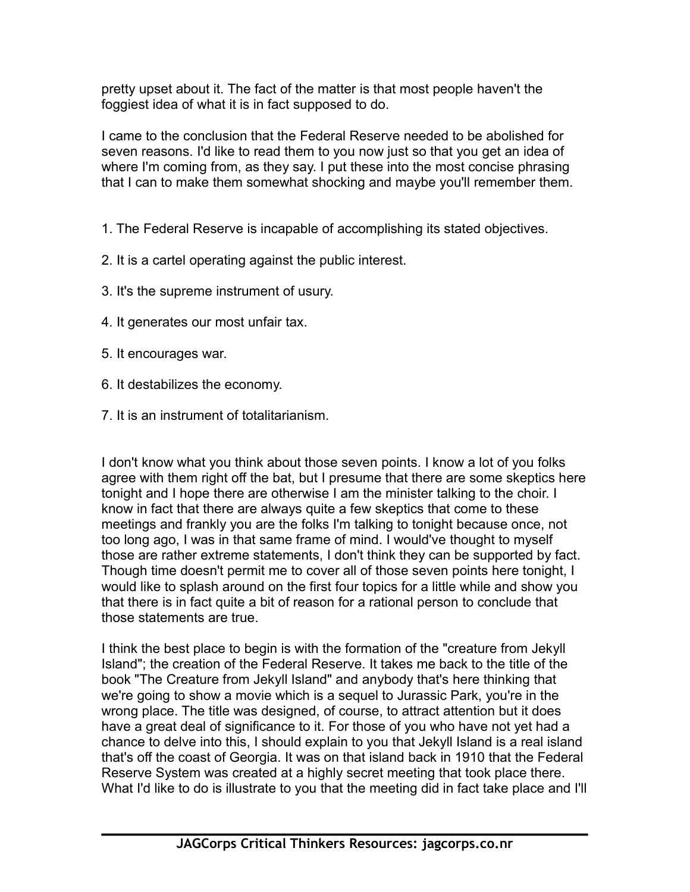pretty upset about it. The fact of the matter is that most people haven't the foggiest idea of what it is in fact supposed to do.

I came to the conclusion that the Federal Reserve needed to be abolished for seven reasons. I'd like to read them to you now just so that you get an idea of where I'm coming from, as they say. I put these into the most concise phrasing that I can to make them somewhat shocking and maybe you'll remember them.

1. The Federal Reserve is incapable of accomplishing its stated objectives.

2. It is a cartel operating against the public interest.

3. It's the supreme instrument of usury.

4. It generates our most unfair tax.

5. It encourages war.

6. It destabilizes the economy.

7. It is an instrument of totalitarianism.

I don't know what you think about those seven points. I know a lot of you folks agree with them right off the bat, but I presume that there are some skeptics here tonight and I hope there are otherwise I am the minister talking to the choir. I know in fact that there are always quite a few skeptics that come to these meetings and frankly you are the folks I'm talking to tonight because once, not too long ago, I was in that same frame of mind. I would've thought to myself those are rather extreme statements, I don't think they can be supported by fact. Though time doesn't permit me to cover all of those seven points here tonight, I would like to splash around on the first four topics for a little while and show you that there is in fact quite a bit of reason for a rational person to conclude that those statements are true.

I think the best place to begin is with the formation of the "creature from Jekyll Island"; the creation of the Federal Reserve. It takes me back to the title of the book "The Creature from Jekyll Island" and anybody that's here thinking that we're going to show a movie which is a sequel to Jurassic Park, you're in the wrong place. The title was designed, of course, to attract attention but it does have a great deal of significance to it. For those of you who have not yet had a chance to delve into this, I should explain to you that Jekyll Island is a real island that's off the coast of Georgia. It was on that island back in 1910 that the Federal Reserve System was created at a highly secret meeting that took place there. What I'd like to do is illustrate to you that the meeting did in fact take place and I'll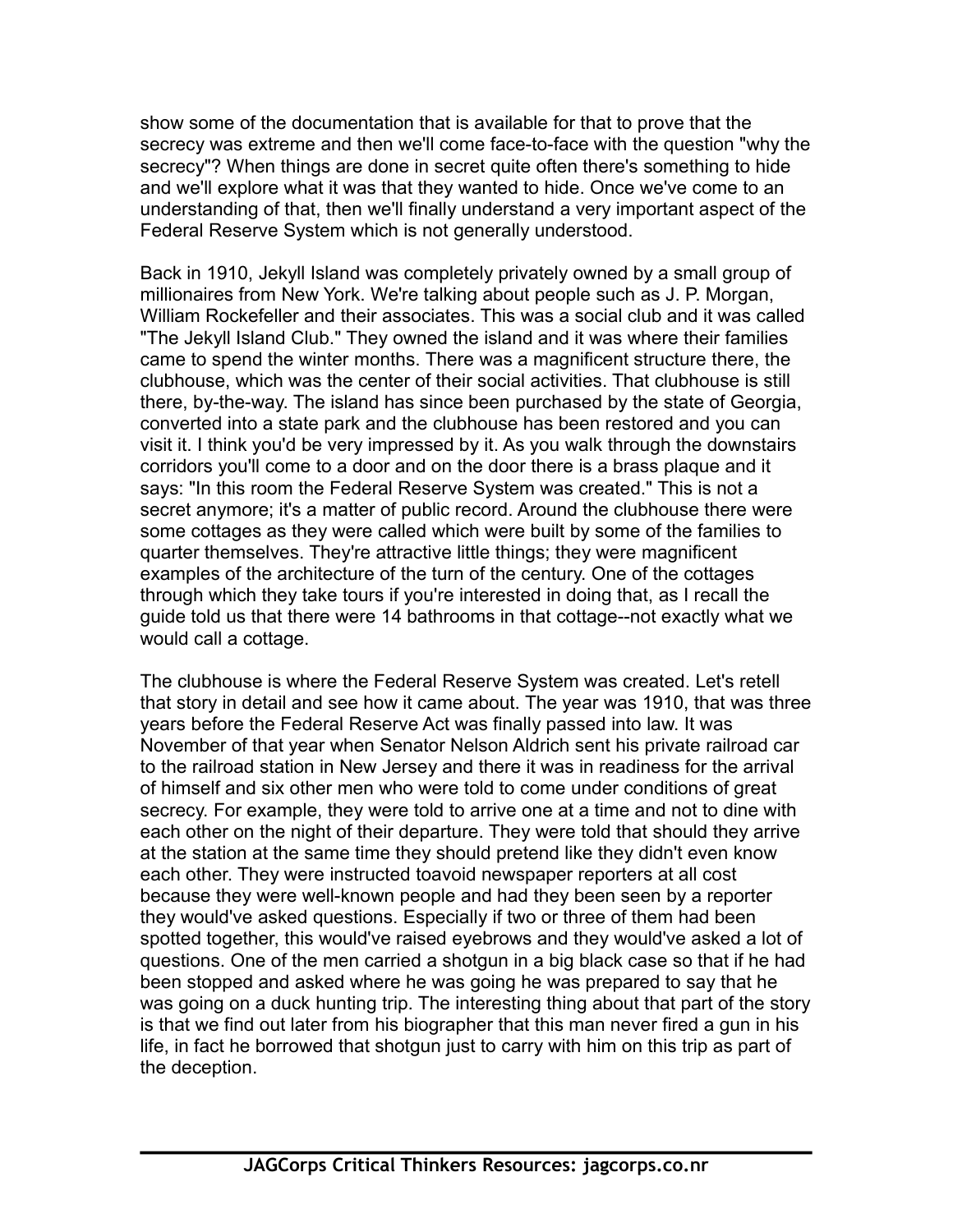show some of the documentation that is available for that to prove that the secrecy was extreme and then we'll come face-to-face with the question "why the secrecy"? When things are done in secret quite often there's something to hide and we'll explore what it was that they wanted to hide. Once we've come to an understanding of that, then we'll finally understand a very important aspect of the Federal Reserve System which is not generally understood.

Back in 1910, Jekyll Island was completely privately owned by a small group of millionaires from New York. We're talking about people such as J. P. Morgan, William Rockefeller and their associates. This was a social club and it was called "The Jekyll Island Club." They owned the island and it was where their families came to spend the winter months. There was a magnificent structure there, the clubhouse, which was the center of their social activities. That clubhouse is still there, by-the-way. The island has since been purchased by the state of Georgia, converted into a state park and the clubhouse has been restored and you can visit it. I think you'd be very impressed by it. As you walk through the downstairs corridors you'll come to a door and on the door there is a brass plaque and it says: "In this room the Federal Reserve System was created." This is not a secret anymore; it's a matter of public record. Around the clubhouse there were some cottages as they were called which were built by some of the families to quarter themselves. They're attractive little things; they were magnificent examples of the architecture of the turn of the century. One of the cottages through which they take tours if you're interested in doing that, as I recall the guide told us that there were 14 bathrooms in that cottage--not exactly what we would call a cottage.

The clubhouse is where the Federal Reserve System was created. Let's retell that story in detail and see how it came about. The year was 1910, that was three years before the Federal Reserve Act was finally passed into law. It was November of that year when Senator Nelson Aldrich sent his private railroad car to the railroad station in New Jersey and there it was in readiness for the arrival of himself and six other men who were told to come under conditions of great secrecy. For example, they were told to arrive one at a time and not to dine with each other on the night of their departure. They were told that should they arrive at the station at the same time they should pretend like they didn't even know each other. They were instructed toavoid newspaper reporters at all cost because they were well-known people and had they been seen by a reporter they would've asked questions. Especially if two or three of them had been spotted together, this would've raised eyebrows and they would've asked a lot of questions. One of the men carried a shotgun in a big black case so that if he had been stopped and asked where he was going he was prepared to say that he was going on a duck hunting trip. The interesting thing about that part of the story is that we find out later from his biographer that this man never fired a gun in his life, in fact he borrowed that shotgun just to carry with him on this trip as part of the deception.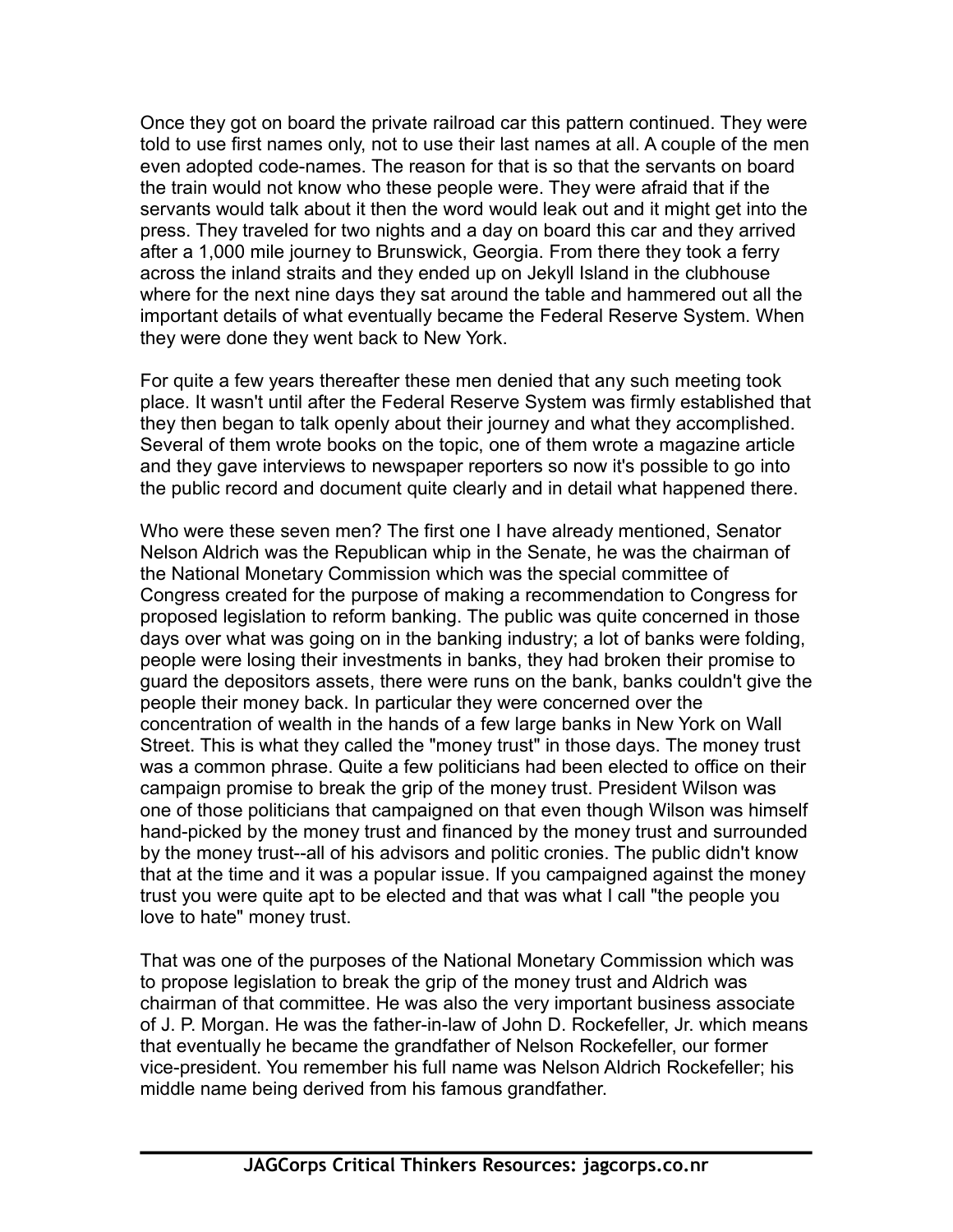Once they got on board the private railroad car this pattern continued. They were told to use first names only, not to use their last names at all. A couple of the men even adopted code-names. The reason for that is so that the servants on board the train would not know who these people were. They were afraid that if the servants would talk about it then the word would leak out and it might get into the press. They traveled for two nights and a day on board this car and they arrived after a 1,000 mile journey to Brunswick, Georgia. From there they took a ferry across the inland straits and they ended up on Jekyll Island in the clubhouse where for the next nine days they sat around the table and hammered out all the important details of what eventually became the Federal Reserve System. When they were done they went back to New York.

For quite a few years thereafter these men denied that any such meeting took place. It wasn't until after the Federal Reserve System was firmly established that they then began to talk openly about their journey and what they accomplished. Several of them wrote books on the topic, one of them wrote a magazine article and they gave interviews to newspaper reporters so now it's possible to go into the public record and document quite clearly and in detail what happened there.

Who were these seven men? The first one I have already mentioned, Senator Nelson Aldrich was the Republican whip in the Senate, he was the chairman of the National Monetary Commission which was the special committee of Congress created for the purpose of making a recommendation to Congress for proposed legislation to reform banking. The public was quite concerned in those days over what was going on in the banking industry; a lot of banks were folding, people were losing their investments in banks, they had broken their promise to guard the depositors assets, there were runs on the bank, banks couldn't give the people their money back. In particular they were concerned over the concentration of wealth in the hands of a few large banks in New York on Wall Street. This is what they called the "money trust" in those days. The money trust was a common phrase. Quite a few politicians had been elected to office on their campaign promise to break the grip of the money trust. President Wilson was one of those politicians that campaigned on that even though Wilson was himself hand-picked by the money trust and financed by the money trust and surrounded by the money trust--all of his advisors and politic cronies. The public didn't know that at the time and it was a popular issue. If you campaigned against the money trust you were quite apt to be elected and that was what I call "the people you love to hate" money trust.

That was one of the purposes of the National Monetary Commission which was to propose legislation to break the grip of the money trust and Aldrich was chairman of that committee. He was also the very important business associate of J. P. Morgan. He was the father-in-law of John D. Rockefeller, Jr. which means that eventually he became the grandfather of Nelson Rockefeller, our former vice-president. You remember his full name was Nelson Aldrich Rockefeller; his middle name being derived from his famous grandfather.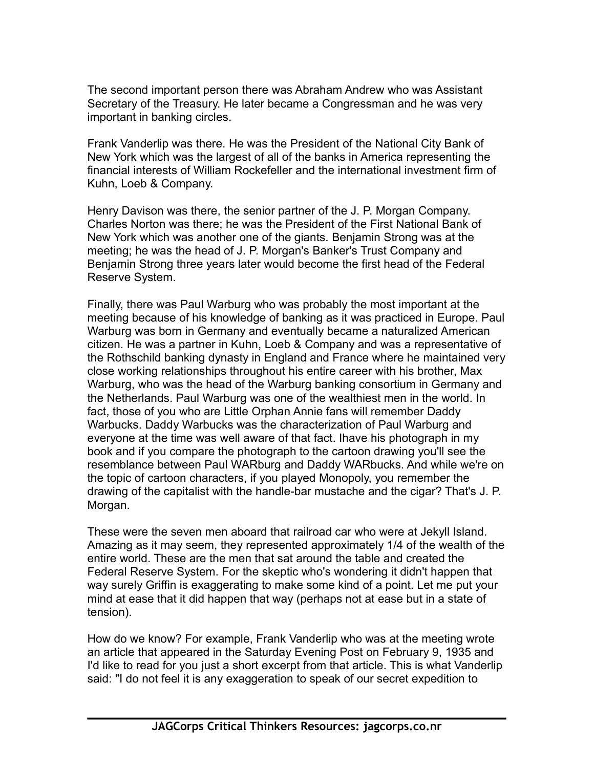The second important person there was Abraham Andrew who was Assistant Secretary of the Treasury. He later became a Congressman and he was very important in banking circles.

Frank Vanderlip was there. He was the President of the National City Bank of New York which was the largest of all of the banks in America representing the financial interests of William Rockefeller and the international investment firm of Kuhn, Loeb & Company.

Henry Davison was there, the senior partner of the J. P. Morgan Company. Charles Norton was there; he was the President of the First National Bank of New York which was another one of the giants. Benjamin Strong was at the meeting; he was the head of J. P. Morgan's Banker's Trust Company and Benjamin Strong three years later would become the first head of the Federal Reserve System.

Finally, there was Paul Warburg who was probably the most important at the meeting because of his knowledge of banking as it was practiced in Europe. Paul Warburg was born in Germany and eventually became a naturalized American citizen. He was a partner in Kuhn, Loeb & Company and was a representative of the Rothschild banking dynasty in England and France where he maintained very close working relationships throughout his entire career with his brother, Max Warburg, who was the head of the Warburg banking consortium in Germany and the Netherlands. Paul Warburg was one of the wealthiest men in the world. In fact, those of you who are Little Orphan Annie fans will remember Daddy Warbucks. Daddy Warbucks was the characterization of Paul Warburg and everyone at the time was well aware of that fact. Ihave his photograph in my book and if you compare the photograph to the cartoon drawing you'll see the resemblance between Paul WARburg and Daddy WARbucks. And while we're on the topic of cartoon characters, if you played Monopoly, you remember the drawing of the capitalist with the handle-bar mustache and the cigar? That's J. P. Morgan.

These were the seven men aboard that railroad car who were at Jekyll Island. Amazing as it may seem, they represented approximately 1/4 of the wealth of the entire world. These are the men that sat around the table and created the Federal Reserve System. For the skeptic who's wondering it didn't happen that way surely Griffin is exaggerating to make some kind of a point. Let me put your mind at ease that it did happen that way (perhaps not at ease but in a state of tension).

How do we know? For example, Frank Vanderlip who was at the meeting wrote an article that appeared in the Saturday Evening Post on February 9, 1935 and I'd like to read for you just a short excerpt from that article. This is what Vanderlip said: "I do not feel it is any exaggeration to speak of our secret expedition to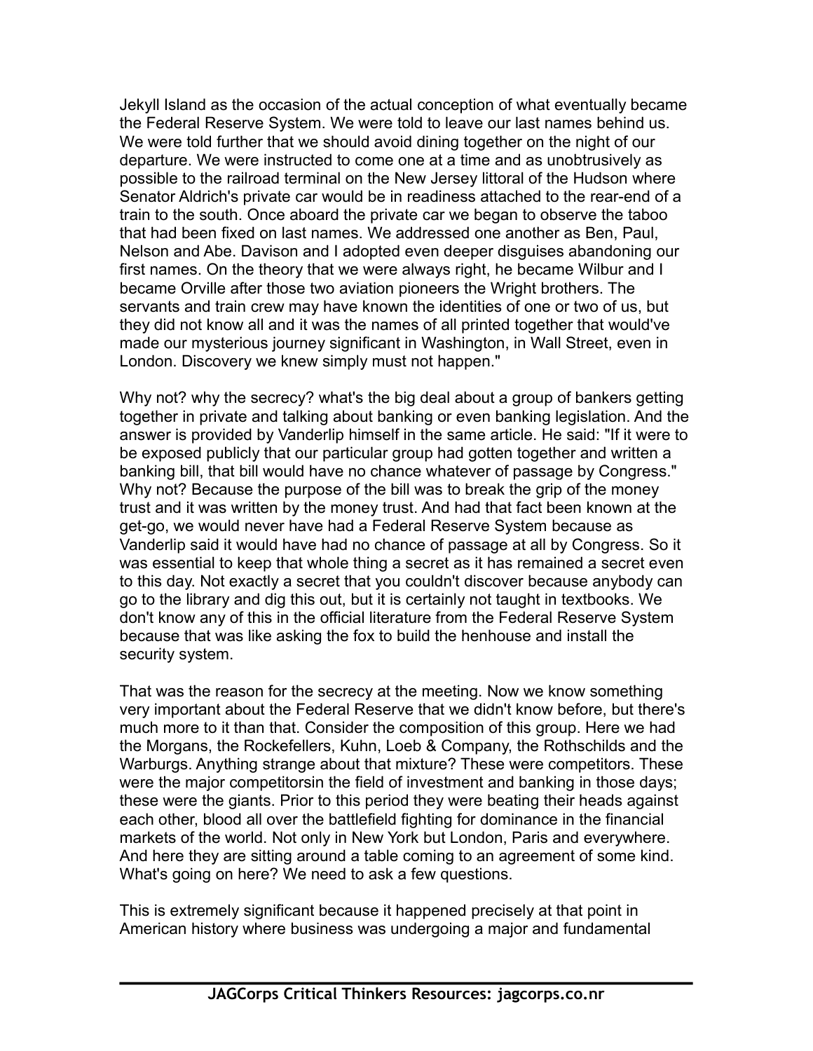Jekyll Island as the occasion of the actual conception of what eventually became the Federal Reserve System. We were told to leave our last names behind us. We were told further that we should avoid dining together on the night of our departure. We were instructed to come one at a time and as unobtrusively as possible to the railroad terminal on the New Jersey littoral of the Hudson where Senator Aldrich's private car would be in readiness attached to the rear-end of a train to the south. Once aboard the private car we began to observe the taboo that had been fixed on last names. We addressed one another as Ben, Paul, Nelson and Abe. Davison and I adopted even deeper disguises abandoning our first names. On the theory that we were always right, he became Wilbur and I became Orville after those two aviation pioneers the Wright brothers. The servants and train crew may have known the identities of one or two of us, but they did not know all and it was the names of all printed together that would've made our mysterious journey significant in Washington, in Wall Street, even in London. Discovery we knew simply must not happen."

Why not? why the secrecy? what's the big deal about a group of bankers getting together in private and talking about banking or even banking legislation. And the answer is provided by Vanderlip himself in the same article. He said: "If it were to be exposed publicly that our particular group had gotten together and written a banking bill, that bill would have no chance whatever of passage by Congress." Why not? Because the purpose of the bill was to break the grip of the money trust and it was written by the money trust. And had that fact been known at the get-go, we would never have had a Federal Reserve System because as Vanderlip said it would have had no chance of passage at all by Congress. So it was essential to keep that whole thing a secret as it has remained a secret even to this day. Not exactly a secret that you couldn't discover because anybody can go to the library and dig this out, but it is certainly not taught in textbooks. We don't know any of this in the official literature from the Federal Reserve System because that was like asking the fox to build the henhouse and install the security system.

That was the reason for the secrecy at the meeting. Now we know something very important about the Federal Reserve that we didn't know before, but there's much more to it than that. Consider the composition of this group. Here we had the Morgans, the Rockefellers, Kuhn, Loeb & Company, the Rothschilds and the Warburgs. Anything strange about that mixture? These were competitors. These were the major competitorsin the field of investment and banking in those days; these were the giants. Prior to this period they were beating their heads against each other, blood all over the battlefield fighting for dominance in the financial markets of the world. Not only in New York but London, Paris and everywhere. And here they are sitting around a table coming to an agreement of some kind. What's going on here? We need to ask a few questions.

This is extremely significant because it happened precisely at that point in American history where business was undergoing a major and fundamental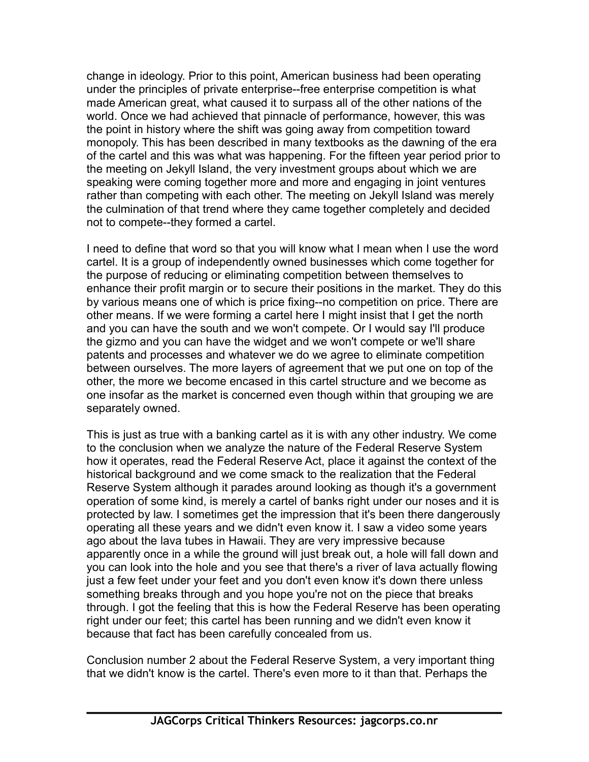change in ideology. Prior to this point, American business had been operating under the principles of private enterprise--free enterprise competition is what made American great, what caused it to surpass all of the other nations of the world. Once we had achieved that pinnacle of performance, however, this was the point in history where the shift was going away from competition toward monopoly. This has been described in many textbooks as the dawning of the era of the cartel and this was what was happening. For the fifteen year period prior to the meeting on Jekyll Island, the very investment groups about which we are speaking were coming together more and more and engaging in joint ventures rather than competing with each other. The meeting on Jekyll Island was merely the culmination of that trend where they came together completely and decided not to compete--they formed a cartel.

I need to define that word so that you will know what I mean when I use the word cartel. It is a group of independently owned businesses which come together for the purpose of reducing or eliminating competition between themselves to enhance their profit margin or to secure their positions in the market. They do this by various means one of which is price fixing--no competition on price. There are other means. If we were forming a cartel here I might insist that I get the north and you can have the south and we won't compete. Or I would say I'll produce the gizmo and you can have the widget and we won't compete or we'll share patents and processes and whatever we do we agree to eliminate competition between ourselves. The more layers of agreement that we put one on top of the other, the more we become encased in this cartel structure and we become as one insofar as the market is concerned even though within that grouping we are separately owned.

This is just as true with a banking cartel as it is with any other industry. We come to the conclusion when we analyze the nature of the Federal Reserve System how it operates, read the Federal Reserve Act, place it against the context of the historical background and we come smack to the realization that the Federal Reserve System although it parades around looking as though it's a government operation of some kind, is merely a cartel of banks right under our noses and it is protected by law. I sometimes get the impression that it's been there dangerously operating all these years and we didn't even know it. I saw a video some years ago about the lava tubes in Hawaii. They are very impressive because apparently once in a while the ground will just break out, a hole will fall down and you can look into the hole and you see that there's a river of lava actually flowing just a few feet under your feet and you don't even know it's down there unless something breaks through and you hope you're not on the piece that breaks through. I got the feeling that this is how the Federal Reserve has been operating right under our feet; this cartel has been running and we didn't even know it because that fact has been carefully concealed from us.

Conclusion number 2 about the Federal Reserve System, a very important thing that we didn't know is the cartel. There's even more to it than that. Perhaps the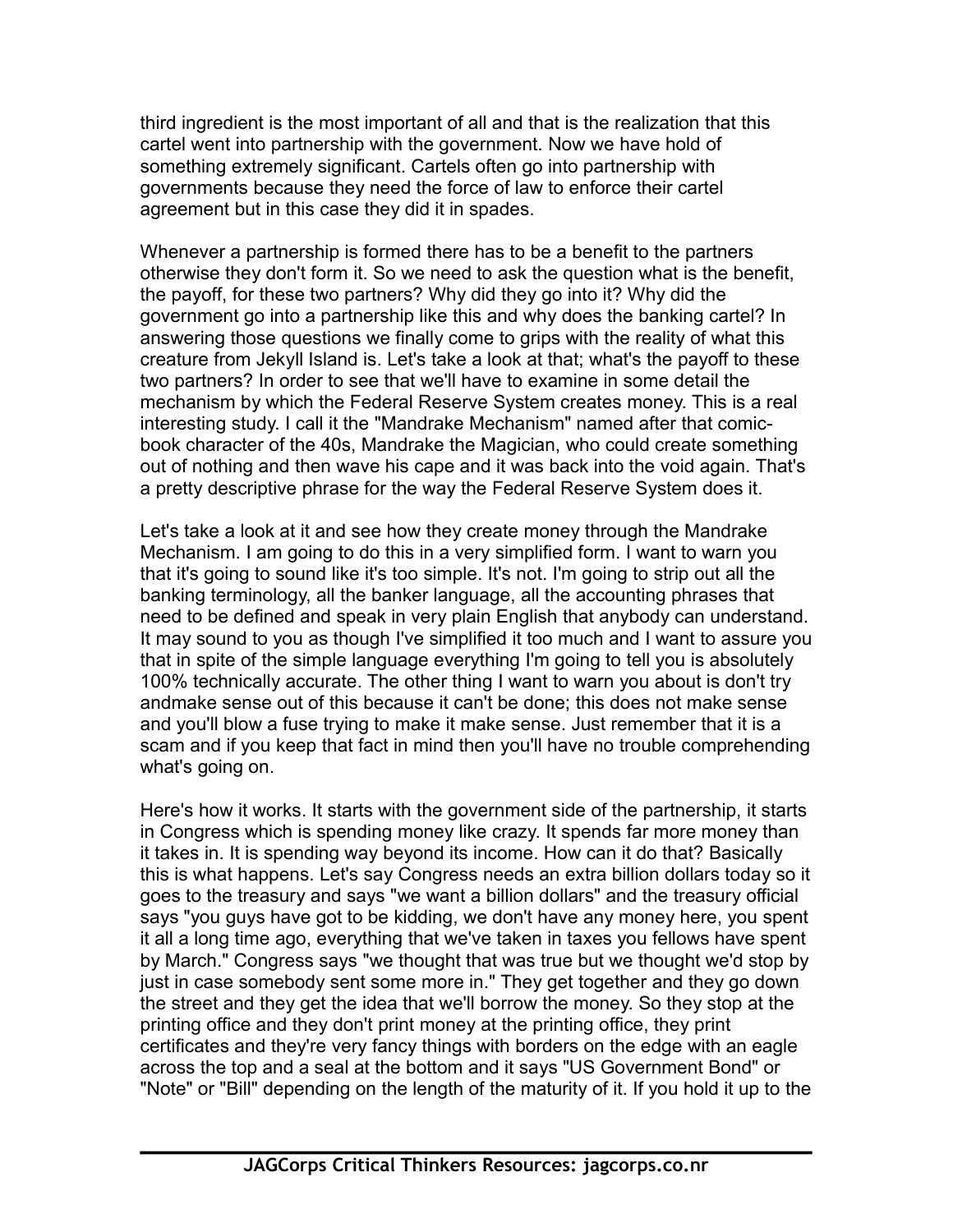third ingredient is the most important of all and that is the realization that this cartel went into partnership with the government. Now we have hold of something extremely significant. Cartels often go into partnership with governments because they need the force of law to enforce their cartel agreement but in this case they did it in spades.

Whenever a partnership is formed there has to be a benefit to the partners otherwise they don't form it. So we need to ask the question what is the benefit, the payoff, for these two partners? Why did they go into it? Why did the government go into a partnership like this and why does the banking cartel? In answering those questions we finally come to grips with the reality of what this creature from Jekyll Island is. Let's take a look at that; what's the payoff to these two partners? In order to see that we'll have to examine in some detail the mechanism by which the Federal Reserve System creates money. This is a real interesting study. I call it the "Mandrake Mechanism" named after that comic-book character of the 40s, Mandrake the Magician, who could create something out of nothing and then wave his cape and it was back into the void again. That's a pretty descriptive phrase for the way the Federal Reserve System does it.

Let's take a look at it and see how they create money through the Mandrake Mechanism. I am going to do this in a very simplified form. I want to warn you that it's going to sound like it's too simple. It's not. I'm going to strip out all the banking terminology, all the banker language, all the accounting phrases that need to be defined and speak in very plain English that anybody can understand. It may sound to you as though I've simplified it too much and I want to assure you that in spite of the simple language everything I'm going to tell you is absolutely 100% technically accurate. The other thing I want to warn you about is don't try andmake sense out of this because it can't be done; this does not make sense and you'll blow a fuse trying to make it make sense. Just remember that it is a scam and if you keep that fact in mind then you'll have no trouble comprehending what's going on.

Here's how it works. It starts with the government side of the partnership, it starts in Congress which is spending money like crazy. It spends far more money than it takes in. It is spending way beyond its income. How can it do that? Basically this is what happens. Let's say Congress needs an extra billion dollars today so it goes to the treasury and says "we want a billion dollars" and the treasury official says "you guys have got to be kidding, we don't have any money here, you spent it all a long time ago, everything that we've taken in taxes you fellows have spent by March." Congress says "we thought that was true but we thought we'd stop by just in case somebody sent some more in." They get together and they go down the street and they get the idea that we'll borrow the money. So they stop at the printing office and they don't print money at the printing office, they print certificates and they're very fancy things with borders on the edge with an eagle across the top and a seal at the bottom and it says "US Government Bond" or "Note" or "Bill" depending on the length of the maturity of it. If you hold it up to the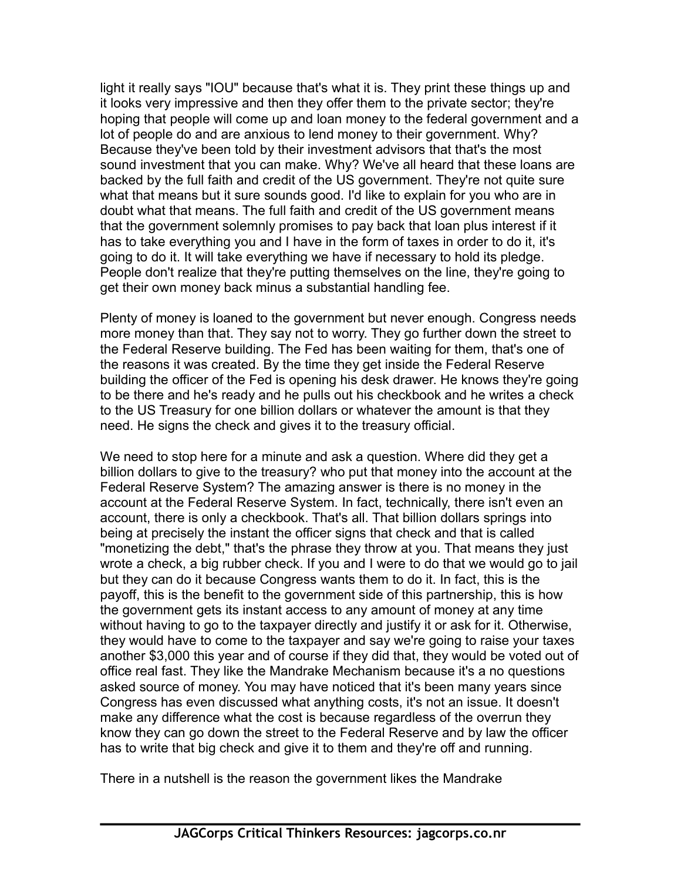light it really says "IOU" because that's what it is. They print these things up and it looks very impressive and then they offer them to the private sector; they're hoping that people will come up and loan money to the federal government and a lot of people do and are anxious to lend money to their government. Why? Because they've been told by their investment advisors that that's the most sound investment that you can make. Why? We've all heard that these loans are backed by the full faith and credit of the US government. They're not quite sure what that means but it sure sounds good. I'd like to explain for you who are in doubt what that means. The full faith and credit of the US government means that the government solemnly promises to pay back that loan plus interest if it has to take everything you and I have in the form of taxes in order to do it, it's going to do it. It will take everything we have if necessary to hold its pledge. People don't realize that they're putting themselves on the line, they're going to get their own money back minus a substantial handling fee.

Plenty of money is loaned to the government but never enough. Congress needs more money than that. They say not to worry. They go further down the street to the Federal Reserve building. The Fed has been waiting for them, that's one of the reasons it was created. By the time they get inside the Federal Reserve building the officer of the Fed is opening his desk drawer. He knows they're going to be there and he's ready and he pulls out his checkbook and he writes a check to the US Treasury for one billion dollars or whatever the amount is that they need. He signs the check and gives it to the treasury official.

We need to stop here for a minute and ask a question. Where did they get a billion dollars to give to the treasury? who put that money into the account at the Federal Reserve System? The amazing answer is there is no money in the account at the Federal Reserve System. In fact, technically, there isn't even an account, there is only a checkbook. That's all. That billion dollars springs into being at precisely the instant the officer signs that check and that is called "monetizing the debt," that's the phrase they throw at you. That means they just wrote a check, a big rubber check. If you and I were to do that we would go to jail but they can do it because Congress wants them to do it. In fact, this is the payoff, this is the benefit to the government side of this partnership, this is how the government gets its instant access to any amount of money at any time without having to go to the taxpayer directly and justify it or ask for it. Otherwise, they would have to come to the taxpayer and say we're going to raise your taxes another $3,000 this year and of course if they did that, they would be voted out of office real fast. They like the Mandrake Mechanism because it's a no questions asked source of money. You may have noticed that it's been many years since Congress has even discussed what anything costs, it's not an issue. It doesn't make any difference what the cost is because regardless of the overrun they know they can go down the street to the Federal Reserve and by law the officer has to write that big check and give it to them and they're off and running.

There in a nutshell is the reason the government likes the Mandrake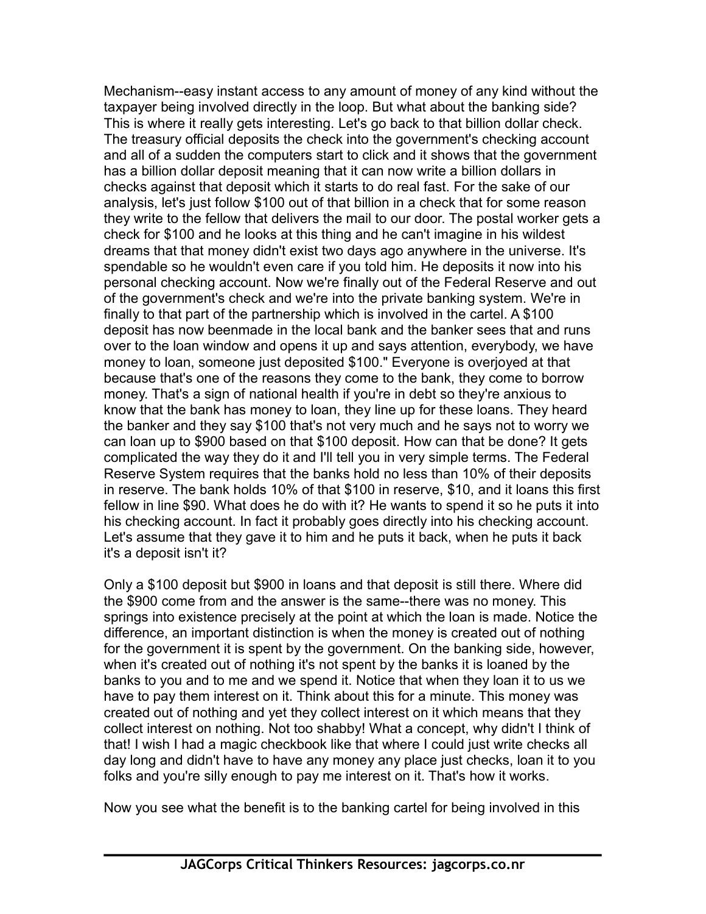Mechanism--easy instant access to any amount of money of any kind without the taxpayer being involved directly in the loop. But what about the banking side? This is where it really gets interesting. Let's go back to that billion dollar check. The treasury official deposits the check into the government's checking account and all of a sudden the computers start to click and it shows that the government has a billion dollar deposit meaning that it can now write a billion dollars in checks against that deposit which it starts to do real fast. For the sake of our analysis, let's just follow $100 out of that billion in a check that for some reason they write to the fellow that delivers the mail to our door. The postal worker gets a check for $100 and he looks at this thing and he can't imagine in his wildest dreams that that money didn't exist two days ago anywhere in the universe. It's spendable so he wouldn't even care if you told him. He deposits it now into his personal checking account. Now we're finally out of the Federal Reserve and out of the government's check and we're into the private banking system. We're in finally to that part of the partnership which is involved in the cartel. A $100 deposit has now beenmade in the local bank and the banker sees that and runs over to the loan window and opens it up and says attention, everybody, we have money to loan, someone just deposited $100." Everyone is overjoyed at that because that's one of the reasons they come to the bank, they come to borrow money. That's a sign of national health if you're in debt so they're anxious to know that the bank has money to loan, they line up for these loans. They heard the banker and they say $100 that's not very much and he says not to worry we can loan up to $900 based on that $100 deposit. How can that be done? It gets complicated the way they do it and I'll tell you in very simple terms. The Federal Reserve System requires that the banks hold no less than 10% of their deposits in reserve. The bank holds 10% of that $100 in reserve, $10, and it loans this first fellow in line $90. What does he do with it? He wants to spend it so he puts it into his checking account. In fact it probably goes directly into his checking account. Let's assume that they gave it to him and he puts it back, when he puts it back it's a deposit isn't it?

Only a $100 deposit but $900 in loans and that deposit is still there. Where did the $900 come from and the answer is the same--there was no money. This springs into existence precisely at the point at which the loan is made. Notice the difference, an important distinction is when the money is created out of nothing for the government it is spent by the government. On the banking side, however, when it's created out of nothing it's not spent by the banks it is loaned by the banks to you and to me and we spend it. Notice that when they loan it to us we have to pay them interest on it. Think about this for a minute. This money was created out of nothing and yet they collect interest on it which means that they collect interest on nothing. Not too shabby! What a concept, why didn't I think of that! I wish I had a magic checkbook like that where I could just write checks all day long and didn't have to have any money any place just checks, loan it to you folks and you're silly enough to pay me interest on it. That's how it works.

Now you see what the benefit is to the banking cartel for being involved in this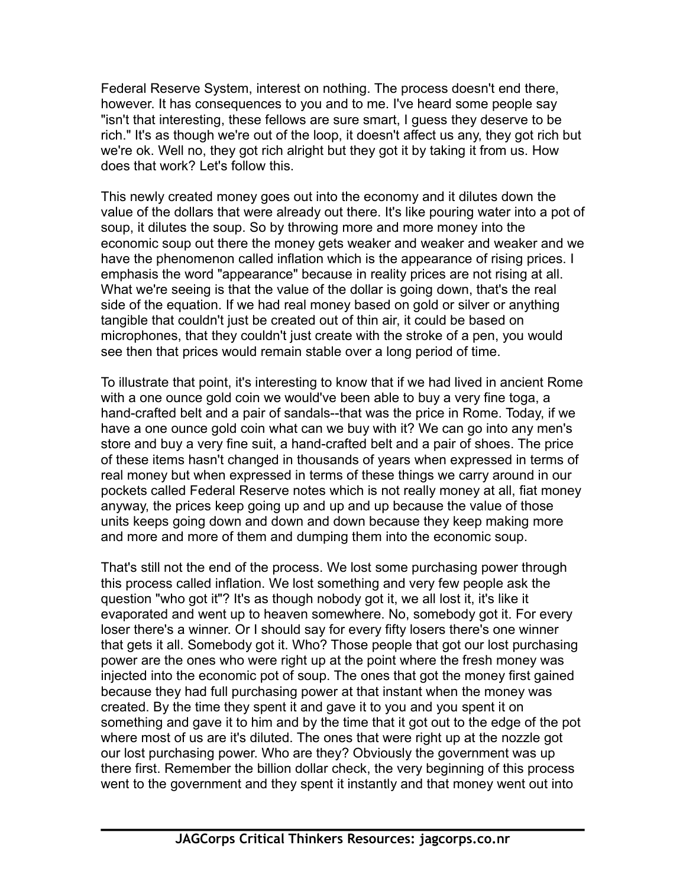Federal Reserve System, interest on nothing. The process doesn't end there, however. It has consequences to you and to me. I've heard some people say "isn't that interesting, these fellows are sure smart, I guess they deserve to be rich." It's as though we're out of the loop, it doesn't affect us any, they got rich but we're ok. Well no, they got rich alright but they got it by taking it from us. How does that work? Let's follow this.

This newly created money goes out into the economy and it dilutes down the value of the dollars that were already out there. It's like pouring water into a pot of soup, it dilutes the soup. So by throwing more and more money into the economic soup out there the money gets weaker and weaker and weaker and we have the phenomenon called inflation which is the appearance of rising prices. I emphasis the word "appearance" because in reality prices are not rising at all. What we're seeing is that the value of the dollar is going down, that's the real side of the equation. If we had real money based on gold or silver or anything tangible that couldn't just be created out of thin air, it could be based on microphones, that they couldn't just create with the stroke of a pen, you would see then that prices would remain stable over a long period of time.

To illustrate that point, it's interesting to know that if we had lived in ancient Rome with a one ounce gold coin we would've been able to buy a very fine toga, a hand-crafted belt and a pair of sandals--that was the price in Rome. Today, if we have a one ounce gold coin what can we buy with it? We can go into any men's store and buy a very fine suit, a hand-crafted belt and a pair of shoes. The price of these items hasn't changed in thousands of years when expressed in terms of real money but when expressed in terms of these things we carry around in our pockets called Federal Reserve notes which is not really money at all, fiat money anyway, the prices keep going up and up and up because the value of those units keeps going down and down and down because they keep making more and more and more of them and dumping them into the economic soup.

That's still not the end of the process. We lost some purchasing power through this process called inflation. We lost something and very few people ask the question "who got it"? It's as though nobody got it, we all lost it, it's like it evaporated and went up to heaven somewhere. No, somebody got it. For every loser there's a winner. Or I should say for every fifty losers there's one winner that gets it all. Somebody got it. Who? Those people that got our lost purchasing power are the ones who were right up at the point where the fresh money was injected into the economic pot of soup. The ones that got the money first gained because they had full purchasing power at that instant when the money was created. By the time they spent it and gave it to you and you spent it on something and gave it to him and by the time that it got out to the edge of the pot where most of us are it's diluted. The ones that were right up at the nozzle got our lost purchasing power. Who are they? Obviously the government was up there first. Remember the billion dollar check, the very beginning of this process went to the government and they spent it instantly and that money went out into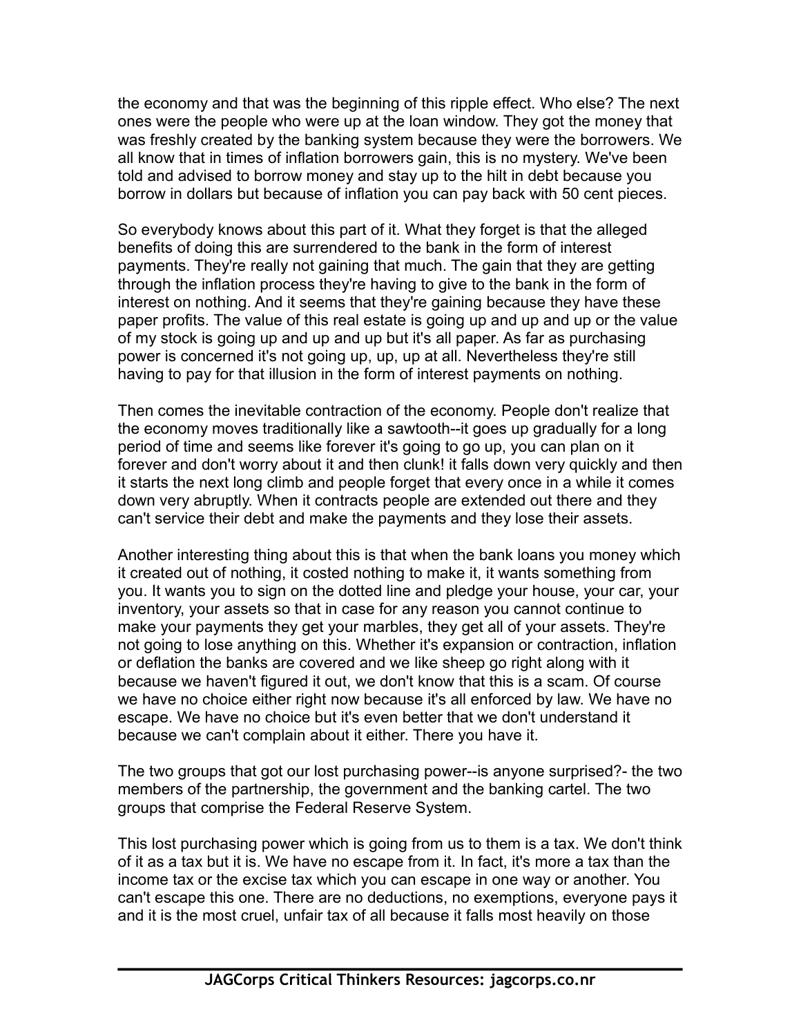the economy and that was the beginning of this ripple effect. Who else? The next ones were the people who were up at the loan window. They got the money that was freshly created by the banking system because they were the borrowers. We all know that in times of inflation borrowers gain, this is no mystery. We've been told and advised to borrow money and stay up to the hilt in debt because you borrow in dollars but because of inflation you can pay back with 50 cent pieces.

So everybody knows about this part of it. What they forget is that the alleged benefits of doing this are surrendered to the bank in the form of interest payments. They're really not gaining that much. The gain that they are getting through the inflation process they're having to give to the bank in the form of interest on nothing. And it seems that they're gaining because they have these paper profits. The value of this real estate is going up and up and up or the value of my stock is going up and up and up but it's all paper. As far as purchasing power is concerned it's not going up, up, up at all. Nevertheless they're still having to pay for that illusion in the form of interest payments on nothing.

Then comes the inevitable contraction of the economy. People don't realize that the economy moves traditionally like a sawtooth--it goes up gradually for a long period of time and seems like forever it's going to go up, you can plan on it forever and don't worry about it and then clunk! it falls down very quickly and then it starts the next long climb and people forget that every once in a while it comes down very abruptly. When it contracts people are extended out there and they can't service their debt and make the payments and they lose their assets.

Another interesting thing about this is that when the bank loans you money which it created out of nothing, it costed nothing to make it, it wants something from you. It wants you to sign on the dotted line and pledge your house, your car, your inventory, your assets so that in case for any reason you cannot continue to make your payments they get your marbles, they get all of your assets. They're not going to lose anything on this. Whether it's expansion or contraction, inflation or deflation the banks are covered and we like sheep go right along with it because we haven't figured it out, we don't know that this is a scam. Of course we have no choice either right now because it's all enforced by law. We have no escape. We have no choice but it's even better that we don't understand it because we can't complain about it either. There you have it.

The two groups that got our lost purchasing power--is anyone surprised?- the two members of the partnership, the government and the banking cartel. The two groups that comprise the Federal Reserve System.

This lost purchasing power which is going from us to them is a tax. We don't think of it as a tax but it is. We have no escape from it. In fact, it's more a tax than the income tax or the excise tax which you can escape in one way or another. You can't escape this one. There are no deductions, no exemptions, everyone pays it and it is the most cruel, unfair tax of all because it falls most heavily on those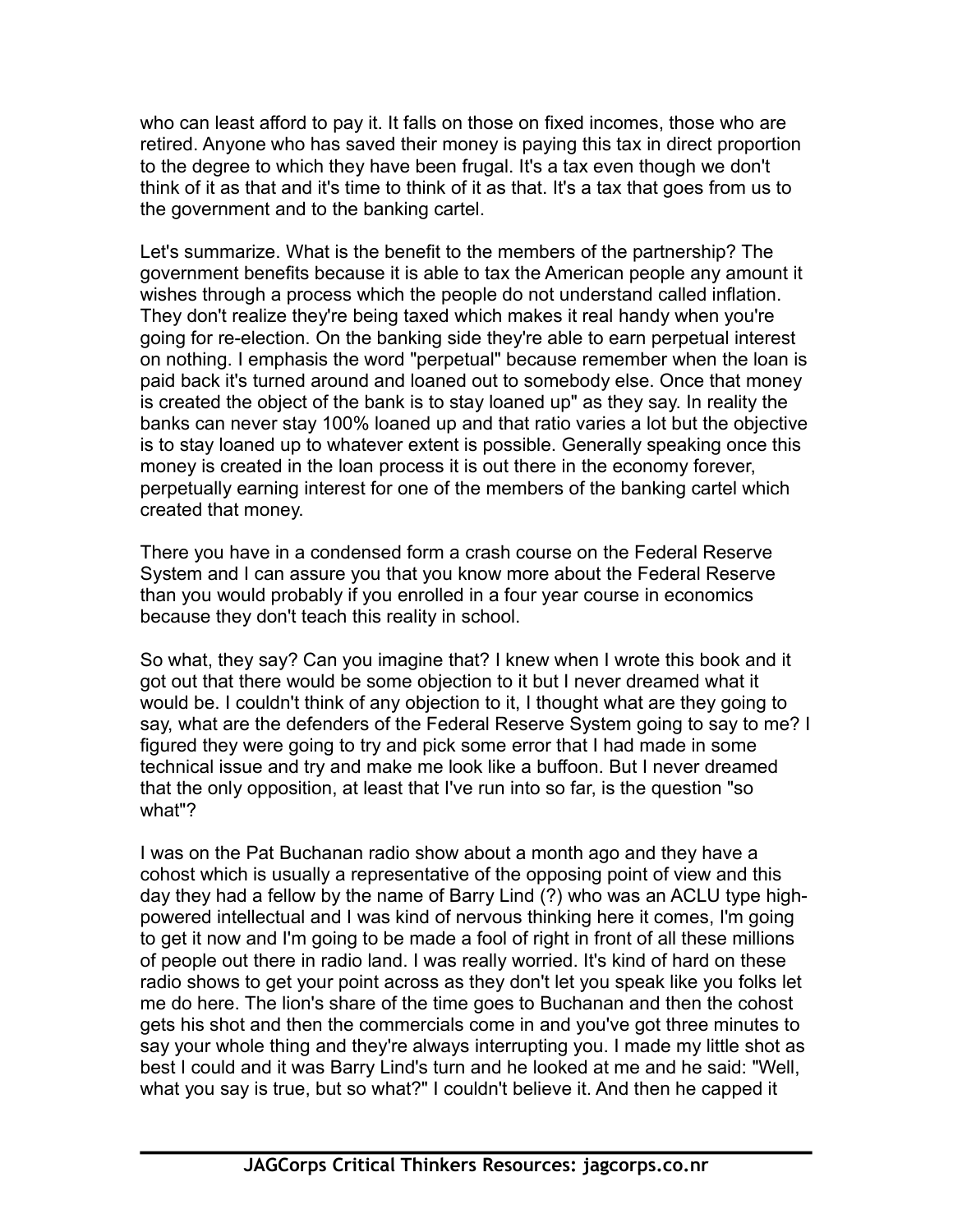who can least afford to pay it. It falls on those on fixed incomes, those who are retired. Anyone who has saved their money is paying this tax in direct proportion to the degree to which they have been frugal. It's a tax even though we don't think of it as that and it's time to think of it as that. It's a tax that goes from us to the government and to the banking cartel.

Let's summarize. What is the benefit to the members of the partnership? The government benefits because it is able to tax the American people any amount it wishes through a process which the people do not understand called inflation. They don't realize they're being taxed which makes it real handy when you're going for re-election. On the banking side they're able to earn perpetual interest on nothing. I emphasis the word "perpetual" because remember when the loan is paid back it's turned around and loaned out to somebody else. Once that money is created the object of the bank is to stay loaned up" as they say. In reality the banks can never stay 100% loaned up and that ratio varies a lot but the objective is to stay loaned up to whatever extent is possible. Generally speaking once this money is created in the loan process it is out there in the economy forever, perpetually earning interest for one of the members of the banking cartel which created that money.

There you have in a condensed form a crash course on the Federal Reserve System and I can assure you that you know more about the Federal Reserve than you would probably if you enrolled in a four year course in economics because they don't teach this reality in school.

So what, they say? Can you imagine that? I knew when I wrote this book and it got out that there would be some objection to it but I never dreamed what it would be. I couldn't think of any objection to it, I thought what are they going to say, what are the defenders of the Federal Reserve System going to say to me? I figured they were going to try and pick some error that I had made in some technical issue and try and make me look like a buffoon. But I never dreamed that the only opposition, at least that I've run into so far, is the question "so what"?

I was on the Pat Buchanan radio show about a month ago and they have a cohost which is usually a representative of the opposing point of view and this day they had a fellow by the name of Barry Lind (?) who was an ACLU type high-powered intellectual and I was kind of nervous thinking here it comes, I'm going to get it now and I'm going to be made a fool of right in front of all these millions of people out there in radio land. I was really worried. It's kind of hard on these radio shows to get your point across as they don't let you speak like you folks let me do here. The lion's share of the time goes to Buchanan and then the cohost gets his shot and then the commercials come in and you've got three minutes to say your whole thing and they're always interrupting you. I made my little shot as best I could and it was Barry Lind's turn and he looked at me and he said: "Well, what you say is true, but so what?" I couldn't believe it. And then he capped it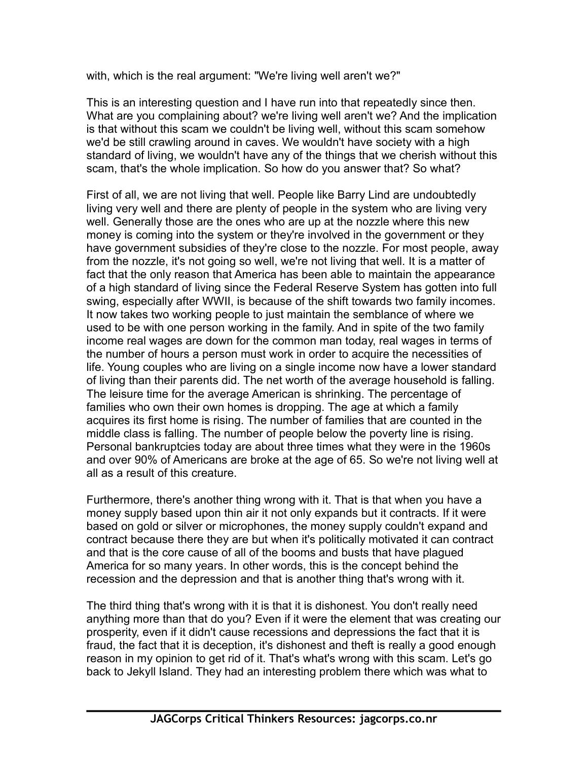with, which is the real argument: "We're living well aren't we?"

This is an interesting question and I have run into that repeatedly since then. What are you complaining about? we're living well aren't we? And the implication is that without this scam we couldn't be living well, without this scam somehow we'd be still crawling around in caves. We wouldn't have society with a high standard of living, we wouldn't have any of the things that we cherish without this scam, that's the whole implication. So how do you answer that? So what?

First of all, we are not living that well. People like Barry Lind are undoubtedly living very well and there are plenty of people in the system who are living very well. Generally those are the ones who are up at the nozzle where this new money is coming into the system or they're involved in the government or they have government subsidies of they're close to the nozzle. For most people, away from the nozzle, it's not going so well, we're not living that well. It is a matter of fact that the only reason that America has been able to maintain the appearance of a high standard of living since the Federal Reserve System has gotten into full swing, especially after WWII, is because of the shift towards two family incomes. It now takes two working people to just maintain the semblance of where we used to be with one person working in the family. And in spite of the two family income real wages are down for the common man today, real wages in terms of the number of hours a person must work in order to acquire the necessities of life. Young couples who are living on a single income now have a lower standard of living than their parents did. The net worth of the average household is falling. The leisure time for the average American is shrinking. The percentage of families who own their own homes is dropping. The age at which a family acquires its first home is rising. The number of families that are counted in the middle class is falling. The number of people below the poverty line is rising. Personal bankruptcies today are about three times what they were in the 1960s and over 90% of Americans are broke at the age of 65. So we're not living well at all as a result of this creature.

Furthermore, there's another thing wrong with it. That is that when you have a money supply based upon thin air it not only expands but it contracts. If it were based on gold or silver or microphones, the money supply couldn't expand and contract because there they are but when it's politically motivated it can contract and that is the core cause of all of the booms and busts that have plagued America for so many years. In other words, this is the concept behind the recession and the depression and that is another thing that's wrong with it.

The third thing that's wrong with it is that it is dishonest. You don't really need anything more than that do you? Even if it were the element that was creating our prosperity, even if it didn't cause recessions and depressions the fact that it is fraud, the fact that it is deception, it's dishonest and theft is really a good enough reason in my opinion to get rid of it. That's what's wrong with this scam. Let's go back to Jekyll Island. They had an interesting problem there which was what to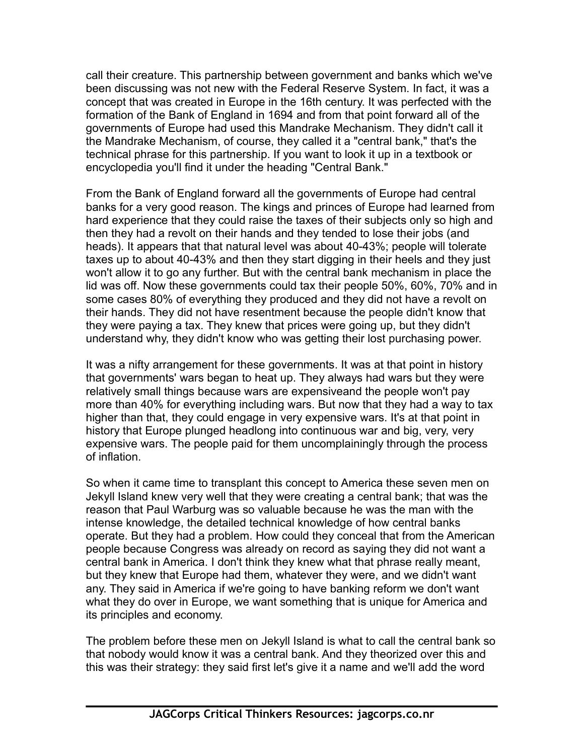call their creature. This partnership between government and banks which we've been discussing was not new with the Federal Reserve System. In fact, it was a concept that was created in Europe in the 16th century. It was perfected with the formation of the Bank of England in 1694 and from that point forward all of the governments of Europe had used this Mandrake Mechanism. They didn't call it the Mandrake Mechanism, of course, they called it a "central bank," that's the technical phrase for this partnership. If you want to look it up in a textbook or encyclopedia you'll find it under the heading "Central Bank."

From the Bank of England forward all the governments of Europe had central banks for a very good reason. The kings and princes of Europe had learned from hard experience that they could raise the taxes of their subjects only so high and then they had a revolt on their hands and they tended to lose their jobs (and heads). It appears that that natural level was about 40-43%; people will tolerate taxes up to about 40-43% and then they start digging in their heels and they just won't allow it to go any further. But with the central bank mechanism in place the lid was off. Now these governments could tax their people 50%, 60%, 70% and in some cases 80% of everything they produced and they did not have a revolt on their hands. They did not have resentment because the people didn't know that they were paying a tax. They knew that prices were going up, but they didn't understand why, they didn't know who was getting their lost purchasing power.

It was a nifty arrangement for these governments. It was at that point in history that governments' wars began to heat up. They always had wars but they were relatively small things because wars are expensiveand the people won't pay more than 40% for everything including wars. But now that they had a way to tax higher than that, they could engage in very expensive wars. It's at that point in history that Europe plunged headlong into continuous war and big, very, very expensive wars. The people paid for them uncomplainingly through the process of inflation.

So when it came time to transplant this concept to America these seven men on Jekyll Island knew very well that they were creating a central bank; that was the reason that Paul Warburg was so valuable because he was the man with the intense knowledge, the detailed technical knowledge of how central banks operate. But they had a problem. How could they conceal that from the American people because Congress was already on record as saying they did not want a central bank in America. I don't think they knew what that phrase really meant, but they knew that Europe had them, whatever they were, and we didn't want any. They said in America if we're going to have banking reform we don't want what they do over in Europe, we want something that is unique for America and its principles and economy.

The problem before these men on Jekyll Island is what to call the central bank so that nobody would know it was a central bank. And they theorized over this and this was their strategy: they said first let's give it a name and we'll add the word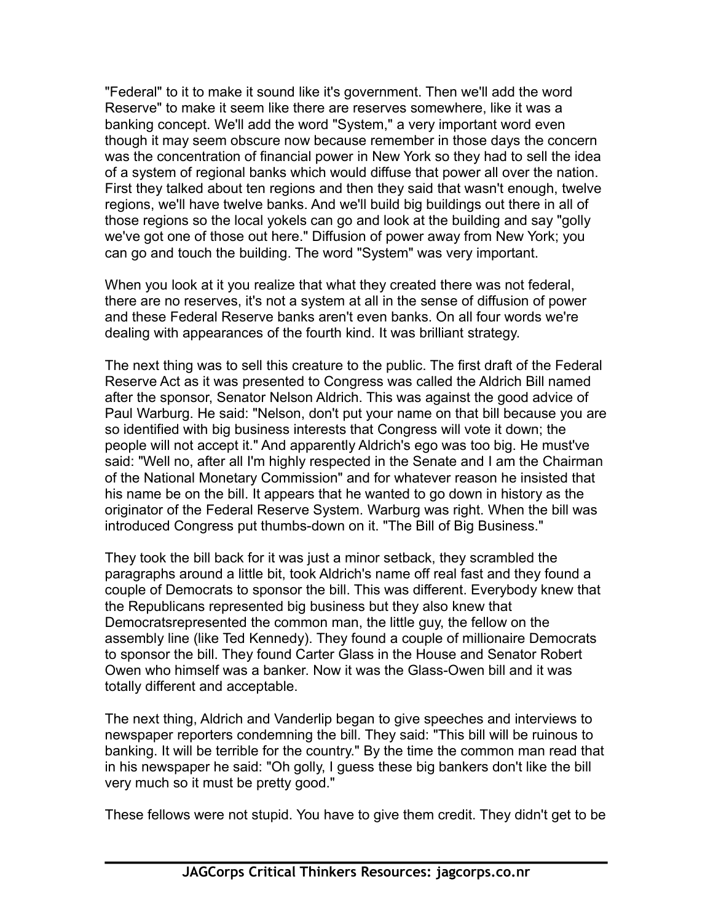"Federal" to it to make it sound like it's government. Then we'll add the word Reserve" to make it seem like there are reserves somewhere, like it was a banking concept. We'll add the word "System," a very important word even though it may seem obscure now because remember in those days the concern was the concentration of financial power in New York so they had to sell the idea of a system of regional banks which would diffuse that power all over the nation. First they talked about ten regions and then they said that wasn't enough, twelve regions, we'll have twelve banks. And we'll build big buildings out there in all of those regions so the local yokels can go and look at the building and say "golly we've got one of those out here." Diffusion of power away from New York; you can go and touch the building. The word "System" was very important.

When you look at it you realize that what they created there was not federal, there are no reserves, it's not a system at all in the sense of diffusion of power and these Federal Reserve banks aren't even banks. On all four words we're dealing with appearances of the fourth kind. It was brilliant strategy.

The next thing was to sell this creature to the public. The first draft of the Federal Reserve Act as it was presented to Congress was called the Aldrich Bill named after the sponsor, Senator Nelson Aldrich. This was against the good advice of Paul Warburg. He said: "Nelson, don't put your name on that bill because you are so identified with big business interests that Congress will vote it down; the people will not accept it." And apparently Aldrich's ego was too big. He must've said: "Well no, after all I'm highly respected in the Senate and I am the Chairman of the National Monetary Commission" and for whatever reason he insisted that his name be on the bill. It appears that he wanted to go down in history as the originator of the Federal Reserve System. Warburg was right. When the bill was introduced Congress put thumbs-down on it. "The Bill of Big Business."

They took the bill back for it was just a minor setback, they scrambled the paragraphs around a little bit, took Aldrich's name off real fast and they found a couple of Democrats to sponsor the bill. This was different. Everybody knew that the Republicans represented big business but they also knew that Democratsrepresented the common man, the little guy, the fellow on the assembly line (like Ted Kennedy). They found a couple of millionaire Democrats to sponsor the bill. They found Carter Glass in the House and Senator Robert Owen who himself was a banker. Now it was the Glass-Owen bill and it was totally different and acceptable.

The next thing, Aldrich and Vanderlip began to give speeches and interviews to newspaper reporters condemning the bill. They said: "This bill will be ruinous to banking. It will be terrible for the country." By the time the common man read that in his newspaper he said: "Oh golly, I guess these big bankers don't like the bill very much so it must be pretty good."

These fellows were not stupid. You have to give them credit. They didn't get to be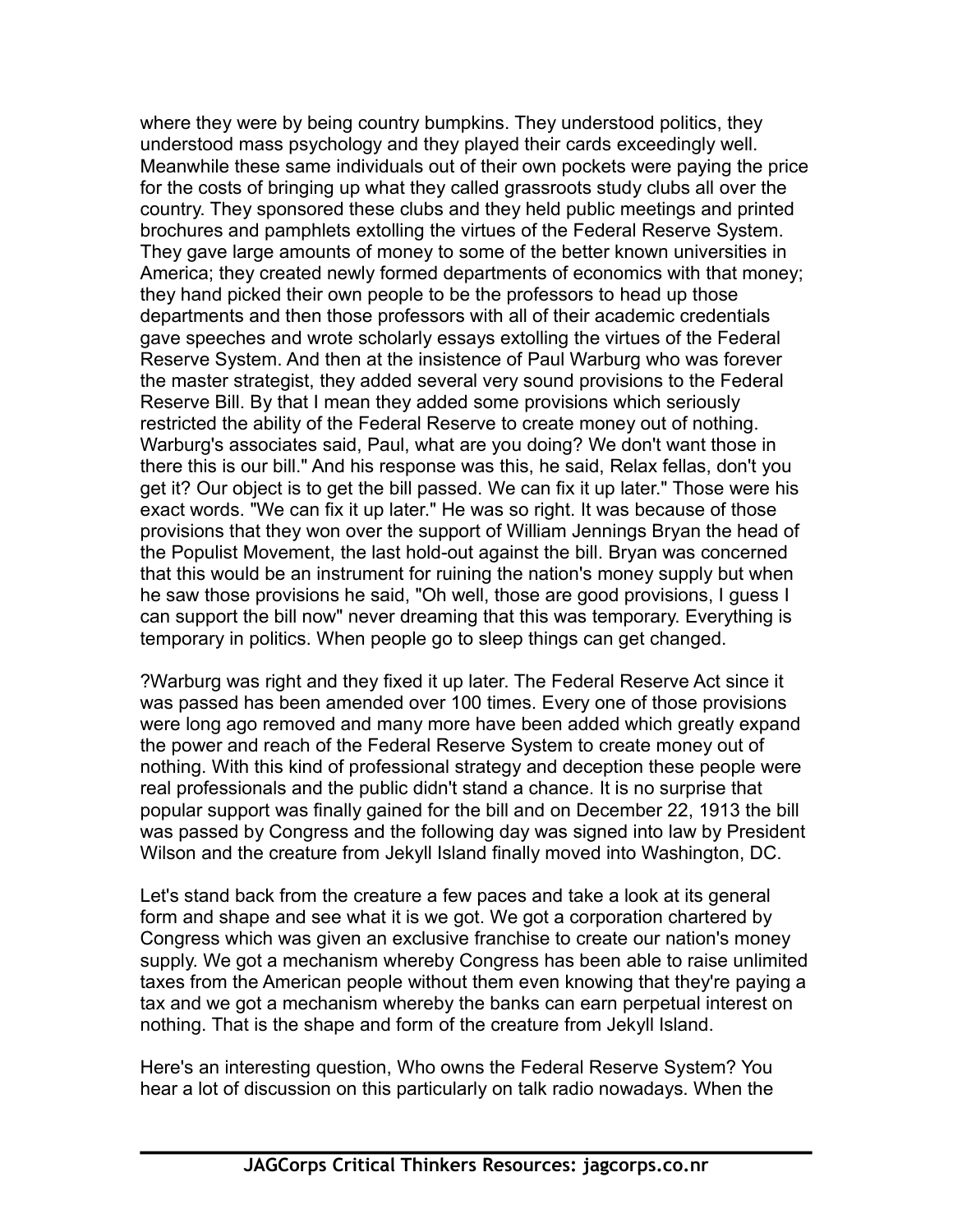where they were by being country bumpkins. They understood politics, they understood mass psychology and they played their cards exceedingly well. Meanwhile these same individuals out of their own pockets were paying the price for the costs of bringing up what they called grassroots study clubs all over the country. They sponsored these clubs and they held public meetings and printed brochures and pamphlets extolling the virtues of the Federal Reserve System. They gave large amounts of money to some of the better known universities in America; they created newly formed departments of economics with that money; they hand picked their own people to be the professors to head up those departments and then those professors with all of their academic credentials gave speeches and wrote scholarly essays extolling the virtues of the Federal Reserve System. And then at the insistence of Paul Warburg who was forever the master strategist, they added several very sound provisions to the Federal Reserve Bill. By that I mean they added some provisions which seriously restricted the ability of the Federal Reserve to create money out of nothing. Warburg's associates said, Paul, what are you doing? We don't want those in there this is our bill." And his response was this, he said, Relax fellas, don't you get it? Our object is to get the bill passed. We can fix it up later." Those were his exact words. "We can fix it up later." He was so right. It was because of those provisions that they won over the support of William Jennings Bryan the head of the Populist Movement, the last hold-out against the bill. Bryan was concerned that this would be an instrument for ruining the nation's money supply but when he saw those provisions he said, "Oh well, those are good provisions, I guess I can support the bill now" never dreaming that this was temporary. Everything is temporary in politics. When people go to sleep things can get changed.

?Warburg was right and they fixed it up later. The Federal Reserve Act since it was passed has been amended over 100 times. Every one of those provisions were long ago removed and many more have been added which greatly expand the power and reach of the Federal Reserve System to create money out of nothing. With this kind of professional strategy and deception these people were real professionals and the public didn't stand a chance. It is no surprise that popular support was finally gained for the bill and on December 22, 1913 the bill was passed by Congress and the following day was signed into law by President Wilson and the creature from Jekyll Island finally moved into Washington, DC.

Let's stand back from the creature a few paces and take a look at its general form and shape and see what it is we got. We got a corporation chartered by Congress which was given an exclusive franchise to create our nation's money supply. We got a mechanism whereby Congress has been able to raise unlimited taxes from the American people without them even knowing that they're paying a tax and we got a mechanism whereby the banks can earn perpetual interest on nothing. That is the shape and form of the creature from Jekyll Island.

Here's an interesting question, Who owns the Federal Reserve System? You hear a lot of discussion on this particularly on talk radio nowadays. When the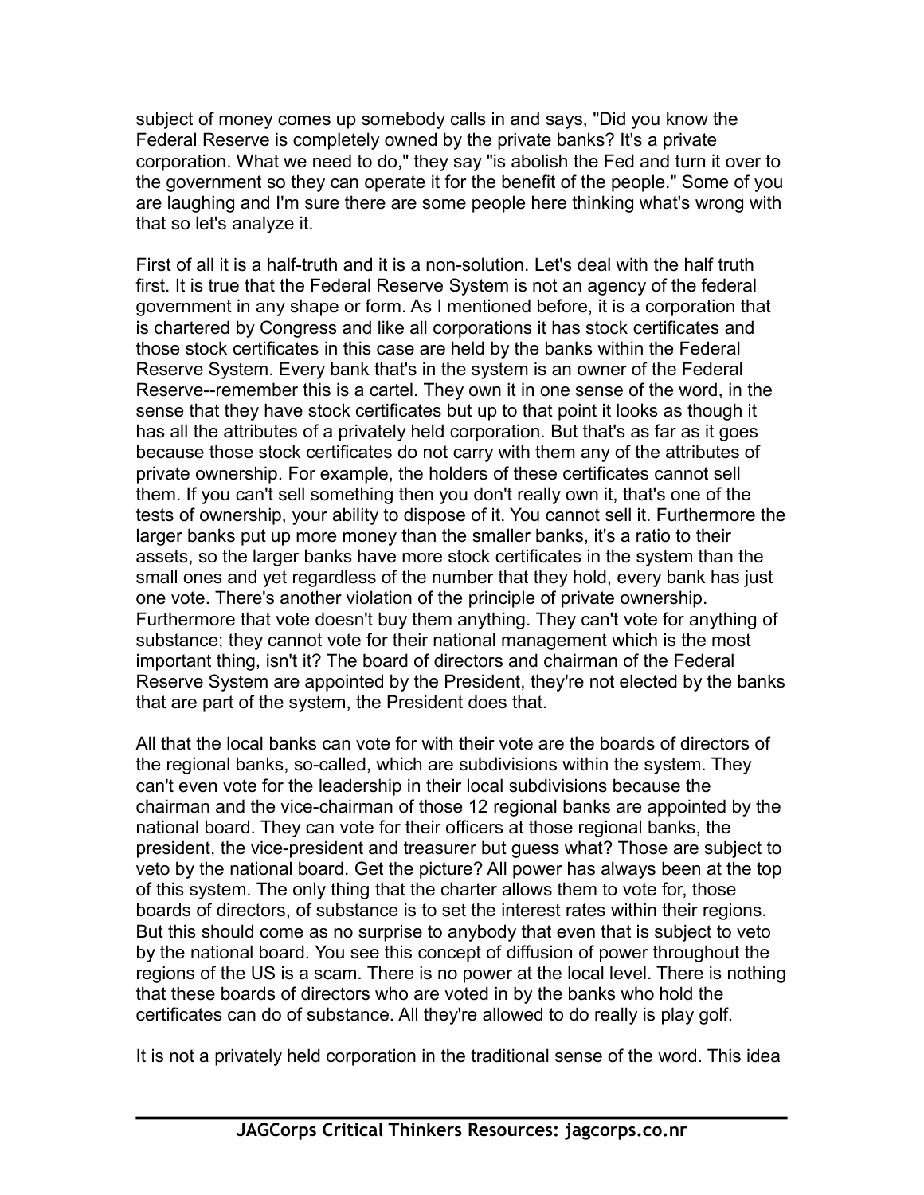subject of money comes up somebody calls in and says, "Did you know the Federal Reserve is completely owned by the private banks? It's a private corporation. What we need to do," they say "is abolish the Fed and turn it over to the government so they can operate it for the benefit of the people." Some of you are laughing and I'm sure there are some people here thinking what's wrong with that so let's analyze it.

First of all it is a half-truth and it is a non-solution. Let's deal with the half truth first. It is true that the Federal Reserve System is not an agency of the federal government in any shape or form. As I mentioned before, it is a corporation that is chartered by Congress and like all corporations it has stock certificates and those stock certificates in this case are held by the banks within the Federal Reserve System. Every bank that's in the system is an owner of the Federal Reserve--remember this is a cartel. They own it in one sense of the word, in the sense that they have stock certificates but up to that point it looks as though it has all the attributes of a privately held corporation. But that's as far as it goes because those stock certificates do not carry with them any of the attributes of private ownership. For example, the holders of these certificates cannot sell them. If you can't sell something then you don't really own it, that's one of the tests of ownership, your ability to dispose of it. You cannot sell it. Furthermore the larger banks put up more money than the smaller banks, it's a ratio to their assets, so the larger banks have more stock certificates in the system than the small ones and yet regardless of the number that they hold, every bank has just one vote. There's another violation of the principle of private ownership. Furthermore that vote doesn't buy them anything. They can't vote for anything of substance; they cannot vote for their national management which is the most important thing, isn't it? The board of directors and chairman of the Federal Reserve System are appointed by the President, they're not elected by the banks that are part of the system, the President does that.

All that the local banks can vote for with their vote are the boards of directors of the regional banks, so-called, which are subdivisions within the system. They can't even vote for the leadership in their local subdivisions because the chairman and the vice-chairman of those 12 regional banks are appointed by the national board. They can vote for their officers at those regional banks, the president, the vice-president and treasurer but guess what? Those are subject to veto by the national board. Get the picture? All power has always been at the top of this system. The only thing that the charter allows them to vote for, those boards of directors, of substance is to set the interest rates within their regions. But this should come as no surprise to anybody that even that is subject to veto by the national board. You see this concept of diffusion of power throughout the regions of the US is a scam. There is no power at the local level. There is nothing that these boards of directors who are voted in by the banks who hold the certificates can do of substance. All they're allowed to do really is play golf.

It is not a privately held corporation in the traditional sense of the word. This idea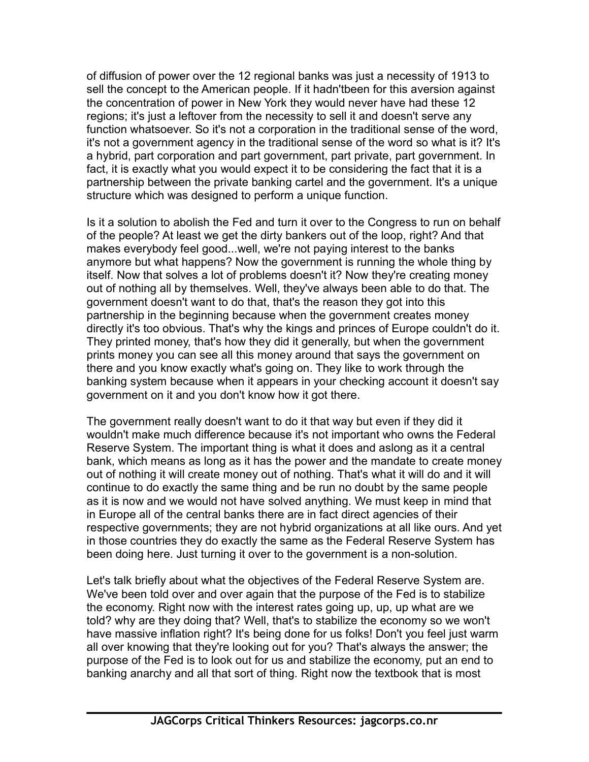of diffusion of power over the 12 regional banks was just a necessity of 1913 to sell the concept to the American people. If it hadn'tbeen for this aversion against the concentration of power in New York they would never have had these 12 regions; it's just a leftover from the necessity to sell it and doesn't serve any function whatsoever. So it's not a corporation in the traditional sense of the word, it's not a government agency in the traditional sense of the word so what is it? It's a hybrid, part corporation and part government, part private, part government. In fact, it is exactly what you would expect it to be considering the fact that it is a partnership between the private banking cartel and the government. It's a unique structure which was designed to perform a unique function.

Is it a solution to abolish the Fed and turn it over to the Congress to run on behalf of the people? At least we get the dirty bankers out of the loop, right? And that makes everybody feel good...well, we're not paying interest to the banks anymore but what happens? Now the government is running the whole thing by itself. Now that solves a lot of problems doesn't it? Now they're creating money out of nothing all by themselves. Well, they've always been able to do that. The government doesn't want to do that, that's the reason they got into this partnership in the beginning because when the government creates money directly it's too obvious. That's why the kings and princes of Europe couldn't do it. They printed money, that's how they did it generally, but when the government prints money you can see all this money around that says the government on there and you know exactly what's going on. They like to work through the banking system because when it appears in your checking account it doesn't say government on it and you don't know how it got there.

The government really doesn't want to do it that way but even if they did it wouldn't make much difference because it's not important who owns the Federal Reserve System. The important thing is what it does and aslong as it a central bank, which means as long as it has the power and the mandate to create money out of nothing it will create money out of nothing. That's what it will do and it will continue to do exactly the same thing and be run no doubt by the same people as it is now and we would not have solved anything. We must keep in mind that in Europe all of the central banks there are in fact direct agencies of their respective governments; they are not hybrid organizations at all like ours. And yet in those countries they do exactly the same as the Federal Reserve System has been doing here. Just turning it over to the government is a non-solution.

Let's talk briefly about what the objectives of the Federal Reserve System are. We've been told over and over again that the purpose of the Fed is to stabilize the economy. Right now with the interest rates going up, up, up what are we told? why are they doing that? Well, that's to stabilize the economy so we won't have massive inflation right? It's being done for us folks! Don't you feel just warm all over knowing that they're looking out for you? That's always the answer; the purpose of the Fed is to look out for us and stabilize the economy, put an end to banking anarchy and all that sort of thing. Right now the textbook that is most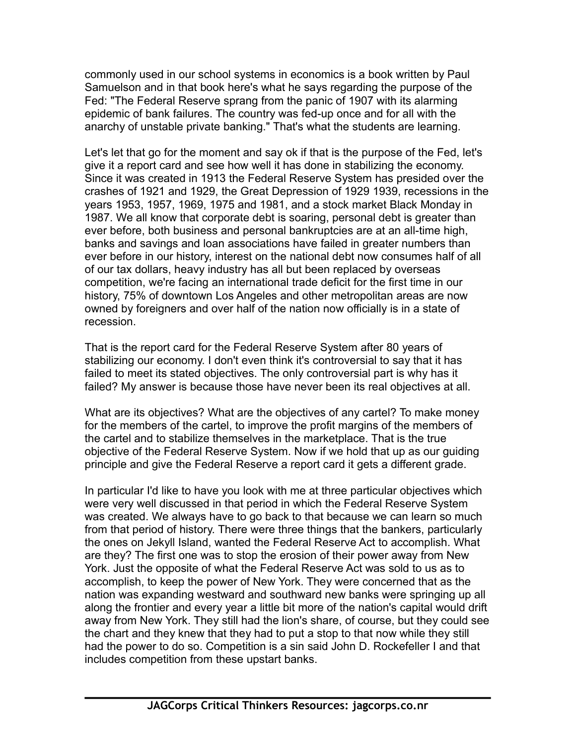commonly used in our school systems in economics is a book written by Paul Samuelson and in that book here's what he says regarding the purpose of the Fed: "The Federal Reserve sprang from the panic of 1907 with its alarming epidemic of bank failures. The country was fed-up once and for all with the anarchy of unstable private banking." That's what the students are learning.

Let's let that go for the moment and say ok if that is the purpose of the Fed, let's give it a report card and see how well it has done in stabilizing the economy. Since it was created in 1913 the Federal Reserve System has presided over the crashes of 1921 and 1929, the Great Depression of 1929 1939, recessions in the years 1953, 1957, 1969, 1975 and 1981, and a stock market Black Monday in 1987. We all know that corporate debt is soaring, personal debt is greater than ever before, both business and personal bankruptcies are at an all-time high, banks and savings and loan associations have failed in greater numbers than ever before in our history, interest on the national debt now consumes half of all of our tax dollars, heavy industry has all but been replaced by overseas competition, we're facing an international trade deficit for the first time in our history, 75% of downtown Los Angeles and other metropolitan areas are now owned by foreigners and over half of the nation now officially is in a state of recession.

That is the report card for the Federal Reserve System after 80 years of stabilizing our economy. I don't even think it's controversial to say that it has failed to meet its stated objectives. The only controversial part is why has it failed? My answer is because those have never been its real objectives at all.

What are its objectives? What are the objectives of any cartel? To make money for the members of the cartel, to improve the profit margins of the members of the cartel and to stabilize themselves in the marketplace. That is the true objective of the Federal Reserve System. Now if we hold that up as our guiding principle and give the Federal Reserve a report card it gets a different grade.

In particular I'd like to have you look with me at three particular objectives which were very well discussed in that period in which the Federal Reserve System was created. We always have to go back to that because we can learn so much from that period of history. There were three things that the bankers, particularly the ones on Jekyll Island, wanted the Federal Reserve Act to accomplish. What are they? The first one was to stop the erosion of their power away from New York. Just the opposite of what the Federal Reserve Act was sold to us as to accomplish, to keep the power of New York. They were concerned that as the nation was expanding westward and southward new banks were springing up all along the frontier and every year a little bit more of the nation's capital would drift away from New York. They still had the lion's share, of course, but they could see the chart and they knew that they had to put a stop to that now while they still had the power to do so. Competition is a sin said John D. Rockefeller I and that includes competition from these upstart banks.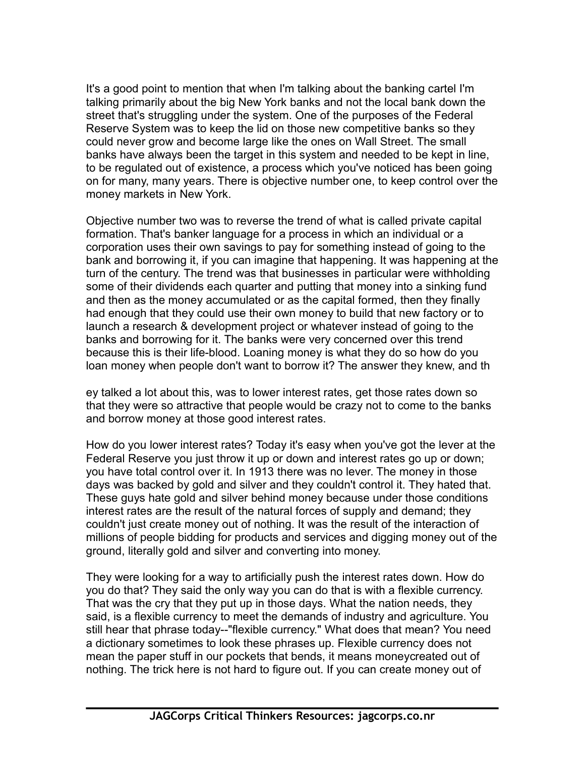It's a good point to mention that when I'm talking about the banking cartel I'm talking primarily about the big New York banks and not the local bank down the street that's struggling under the system. One of the purposes of the Federal Reserve System was to keep the lid on those new competitive banks so they could never grow and become large like the ones on Wall Street. The small banks have always been the target in this system and needed to be kept in line, to be regulated out of existence, a process which you've noticed has been going on for many, many years. There is objective number one, to keep control over the money markets in New York.

Objective number two was to reverse the trend of what is called private capital formation. That's banker language for a process in which an individual or a corporation uses their own savings to pay for something instead of going to the bank and borrowing it, if you can imagine that happening. It was happening at the turn of the century. The trend was that businesses in particular were withholding some of their dividends each quarter and putting that money into a sinking fund and then as the money accumulated or as the capital formed, then they finally had enough that they could use their own money to build that new factory or to launch a research & development project or whatever instead of going to the banks and borrowing for it. The banks were very concerned over this trend because this is their life-blood. Loaning money is what they do so how do you loan money when people don't want to borrow it? The answer they knew, and th

ey talked a lot about this, was to lower interest rates, get those rates down so that they were so attractive that people would be crazy not to come to the banks and borrow money at those good interest rates.

How do you lower interest rates? Today it's easy when you've got the lever at the Federal Reserve you just throw it up or down and interest rates go up or down; you have total control over it. In 1913 there was no lever. The money in those days was backed by gold and silver and they couldn't control it. They hated that. These guys hate gold and silver behind money because under those conditions interest rates are the result of the natural forces of supply and demand; they couldn't just create money out of nothing. It was the result of the interaction of millions of people bidding for products and services and digging money out of the ground, literally gold and silver and converting into money.

They were looking for a way to artificially push the interest rates down. How do you do that? They said the only way you can do that is with a flexible currency. That was the cry that they put up in those days. What the nation needs, they said, is a flexible currency to meet the demands of industry and agriculture. You still hear that phrase today--"flexible currency." What does that mean? You need a dictionary sometimes to look these phrases up. Flexible currency does not mean the paper stuff in our pockets that bends, it means moneycreated out of nothing. The trick here is not hard to figure out. If you can create money out of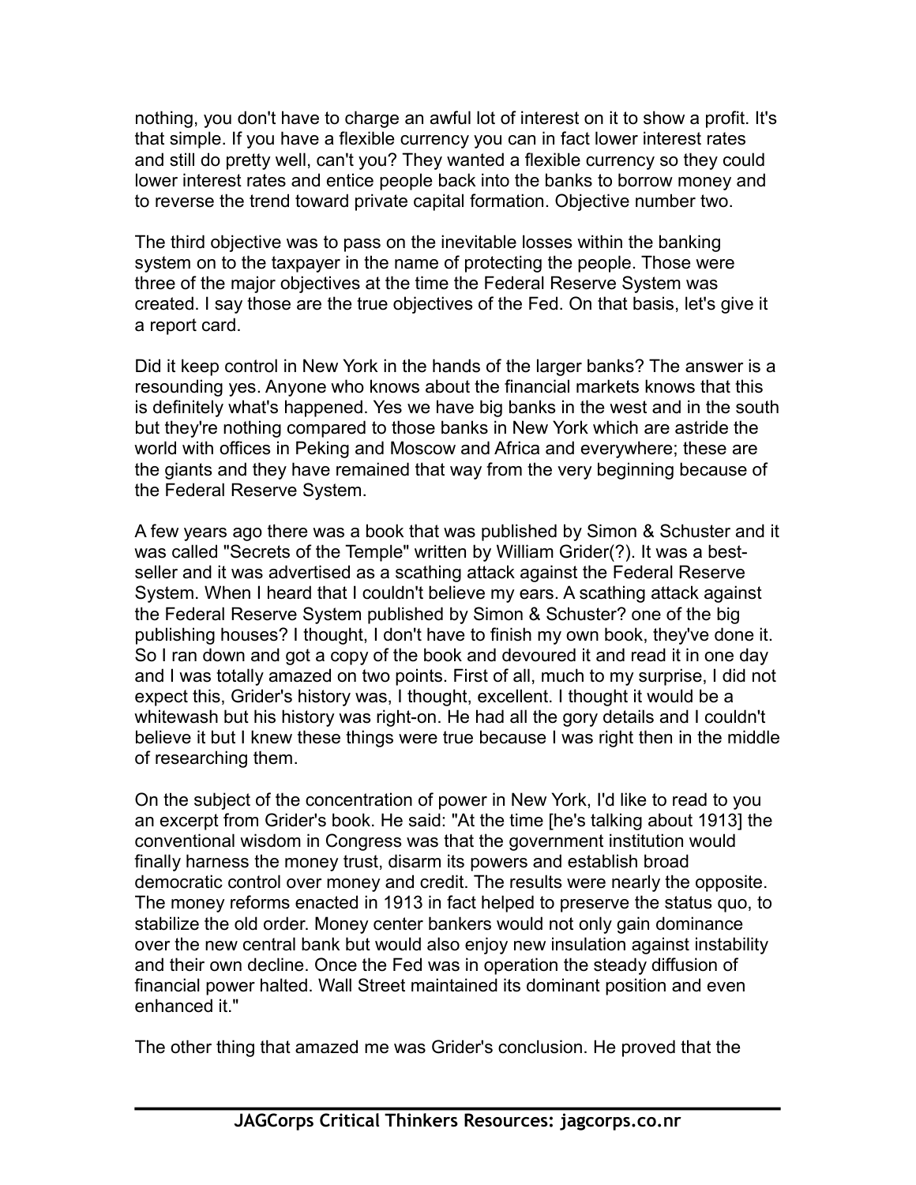nothing, you don't have to charge an awful lot of interest on it to show a profit. It's that simple. If you have a flexible currency you can in fact lower interest rates and still do pretty well, can't you? They wanted a flexible currency so they could lower interest rates and entice people back into the banks to borrow money and to reverse the trend toward private capital formation. Objective number two.

The third objective was to pass on the inevitable losses within the banking system on to the taxpayer in the name of protecting the people. Those were three of the major objectives at the time the Federal Reserve System was created. I say those are the true objectives of the Fed. On that basis, let's give it a report card.

Did it keep control in New York in the hands of the larger banks? The answer is a resounding yes. Anyone who knows about the financial markets knows that this is definitely what's happened. Yes we have big banks in the west and in the south but they're nothing compared to those banks in New York which are astride the world with offices in Peking and Moscow and Africa and everywhere; these are the giants and they have remained that way from the very beginning because of the Federal Reserve System.

A few years ago there was a book that was published by Simon & Schuster and it was called "Secrets of the Temple" written by William Grider(?). It was a best-seller and it was advertised as a scathing attack against the Federal Reserve System. When I heard that I couldn't believe my ears. A scathing attack against the Federal Reserve System published by Simon & Schuster? one of the big publishing houses? I thought, I don't have to finish my own book, they've done it. So I ran down and got a copy of the book and devoured it and read it in one day and I was totally amazed on two points. First of all, much to my surprise, I did not expect this, Grider's history was, I thought, excellent. I thought it would be a whitewash but his history was right-on. He had all the gory details and I couldn't believe it but I knew these things were true because I was right then in the middle of researching them.

On the subject of the concentration of power in New York, I'd like to read to you an excerpt from Grider's book. He said: "At the time [he's talking about 1913] the conventional wisdom in Congress was that the government institution would finally harness the money trust, disarm its powers and establish broad democratic control over money and credit. The results were nearly the opposite. The money reforms enacted in 1913 in fact helped to preserve the status quo, to stabilize the old order. Money center bankers would not only gain dominance over the new central bank but would also enjoy new insulation against instability and their own decline. Once the Fed was in operation the steady diffusion of financial power halted. Wall Street maintained its dominant position and even enhanced it."

The other thing that amazed me was Grider's conclusion. He proved that the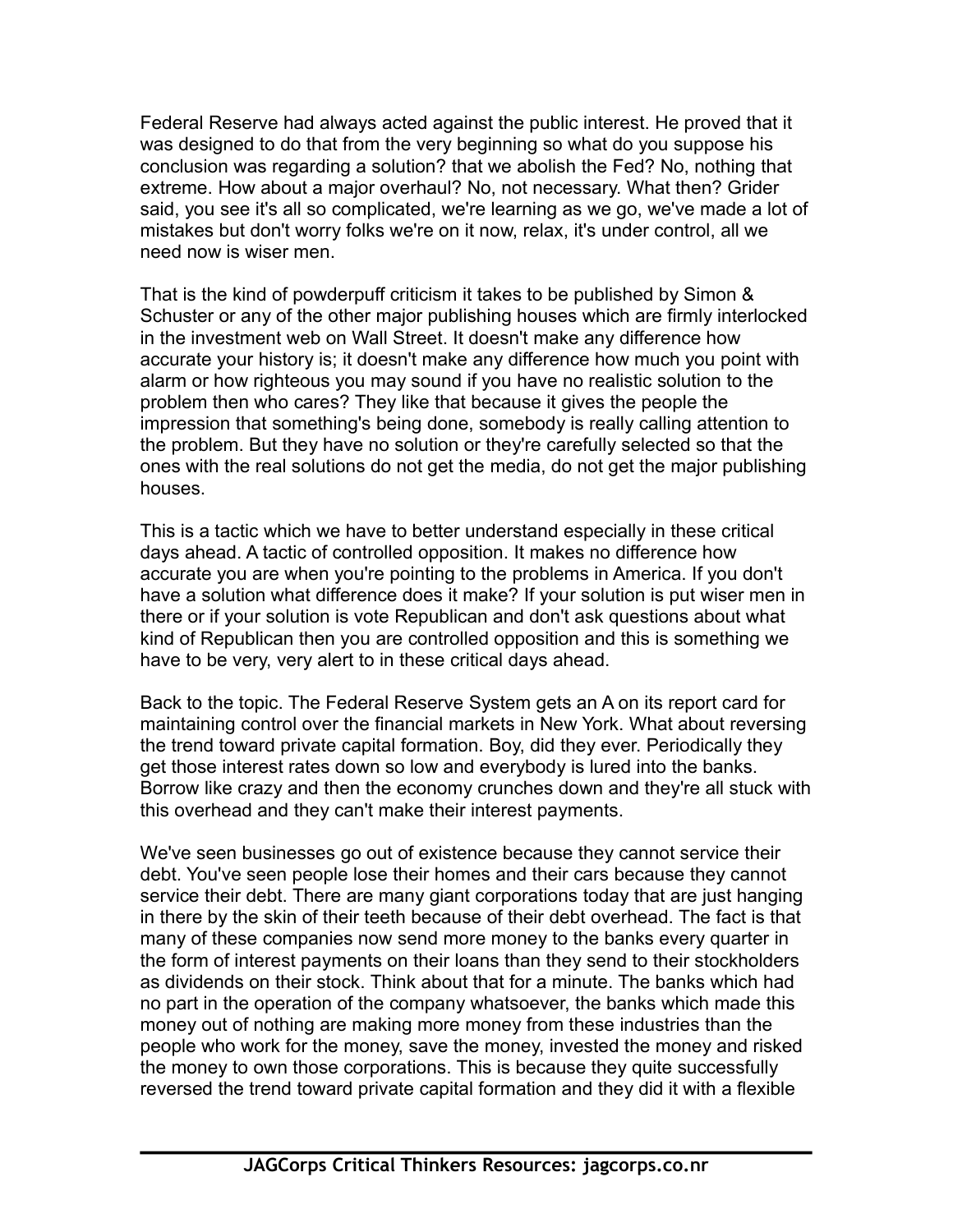Federal Reserve had always acted against the public interest. He proved that it was designed to do that from the very beginning so what do you suppose his conclusion was regarding a solution? that we abolish the Fed? No, nothing that extreme. How about a major overhaul? No, not necessary. What then? Grider said, you see it's all so complicated, we're learning as we go, we've made a lot of mistakes but don't worry folks we're on it now, relax, it's under control, all we need now is wiser men.

That is the kind of powderpuff criticism it takes to be published by Simon & Schuster or any of the other major publishing houses which are firmly interlocked in the investment web on Wall Street. It doesn't make any difference how accurate your history is; it doesn't make any difference how much you point with alarm or how righteous you may sound if you have no realistic solution to the problem then who cares? They like that because it gives the people the impression that something's being done, somebody is really calling attention to the problem. But they have no solution or they're carefully selected so that the ones with the real solutions do not get the media, do not get the major publishing houses.

This is a tactic which we have to better understand especially in these critical days ahead. A tactic of controlled opposition. It makes no difference how accurate you are when you're pointing to the problems in America. If you don't have a solution what difference does it make? If your solution is put wiser men in there or if your solution is vote Republican and don't ask questions about what kind of Republican then you are controlled opposition and this is something we have to be very, very alert to in these critical days ahead.

Back to the topic. The Federal Reserve System gets an A on its report card for maintaining control over the financial markets in New York. What about reversing the trend toward private capital formation. Boy, did they ever. Periodically they get those interest rates down so low and everybody is lured into the banks. Borrow like crazy and then the economy crunches down and they're all stuck with this overhead and they can't make their interest payments.

We've seen businesses go out of existence because they cannot service their debt. You've seen people lose their homes and their cars because they cannot service their debt. There are many giant corporations today that are just hanging in there by the skin of their teeth because of their debt overhead. The fact is that many of these companies now send more money to the banks every quarter in the form of interest payments on their loans than they send to their stockholders as dividends on their stock. Think about that for a minute. The banks which had no part in the operation of the company whatsoever, the banks which made this money out of nothing are making more money from these industries than the people who work for the money, save the money, invested the money and risked the money to own those corporations. This is because they quite successfully reversed the trend toward private capital formation and they did it with a flexible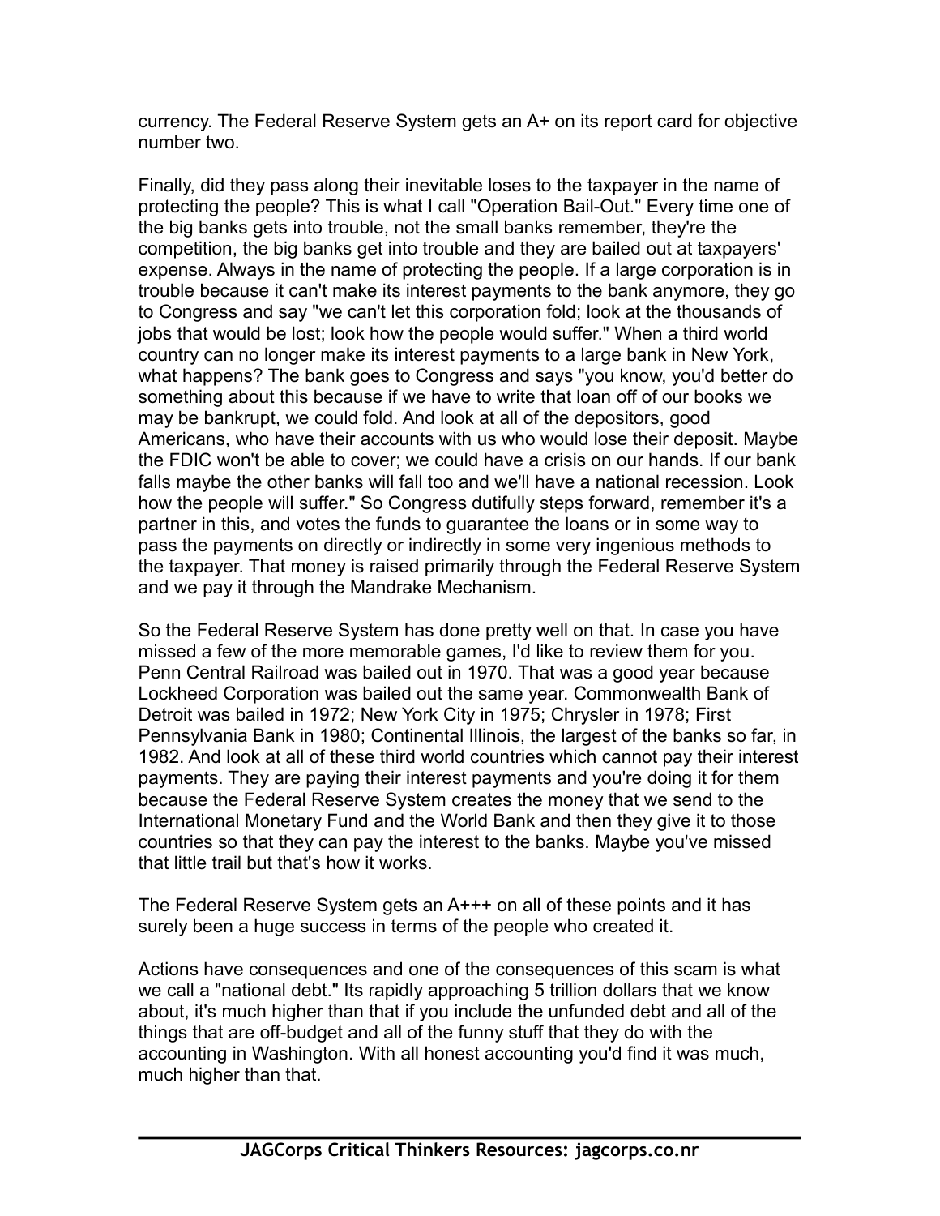currency. The Federal Reserve System gets an A+ on its report card for objective number two.

Finally, did they pass along their inevitable loses to the taxpayer in the name of protecting the people? This is what I call "Operation Bail-Out." Every time one of the big banks gets into trouble, not the small banks remember, they're the competition, the big banks get into trouble and they are bailed out at taxpayers' expense. Always in the name of protecting the people. If a large corporation is in trouble because it can't make its interest payments to the bank anymore, they go to Congress and say "we can't let this corporation fold; look at the thousands of jobs that would be lost; look how the people would suffer." When a third world country can no longer make its interest payments to a large bank in New York, what happens? The bank goes to Congress and says "you know, you'd better do something about this because if we have to write that loan off of our books we may be bankrupt, we could fold. And look at all of the depositors, good Americans, who have their accounts with us who would lose their deposit. Maybe the FDIC won't be able to cover; we could have a crisis on our hands. If our bank falls maybe the other banks will fall too and we'll have a national recession. Look how the people will suffer." So Congress dutifully steps forward, remember it's a partner in this, and votes the funds to guarantee the loans or in some way to pass the payments on directly or indirectly in some very ingenious methods to the taxpayer. That money is raised primarily through the Federal Reserve System and we pay it through the Mandrake Mechanism.

So the Federal Reserve System has done pretty well on that. In case you have missed a few of the more memorable games, I'd like to review them for you. Penn Central Railroad was bailed out in 1970. That was a good year because Lockheed Corporation was bailed out the same year. Commonwealth Bank of Detroit was bailed in 1972; New York City in 1975; Chrysler in 1978; First Pennsylvania Bank in 1980; Continental Illinois, the largest of the banks so far, in 1982. And look at all of these third world countries which cannot pay their interest payments. They are paying their interest payments and you're doing it for them because the Federal Reserve System creates the money that we send to the International Monetary Fund and the World Bank and then they give it to those countries so that they can pay the interest to the banks. Maybe you've missed that little trail but that's how it works.

The Federal Reserve System gets an A+++ on all of these points and it has surely been a huge success in terms of the people who created it.

Actions have consequences and one of the consequences of this scam is what we call a "national debt." Its rapidly approaching 5 trillion dollars that we know about, it's much higher than that if you include the unfunded debt and all of the things that are off-budget and all of the funny stuff that they do with the accounting in Washington. With all honest accounting you'd find it was much, much higher than that.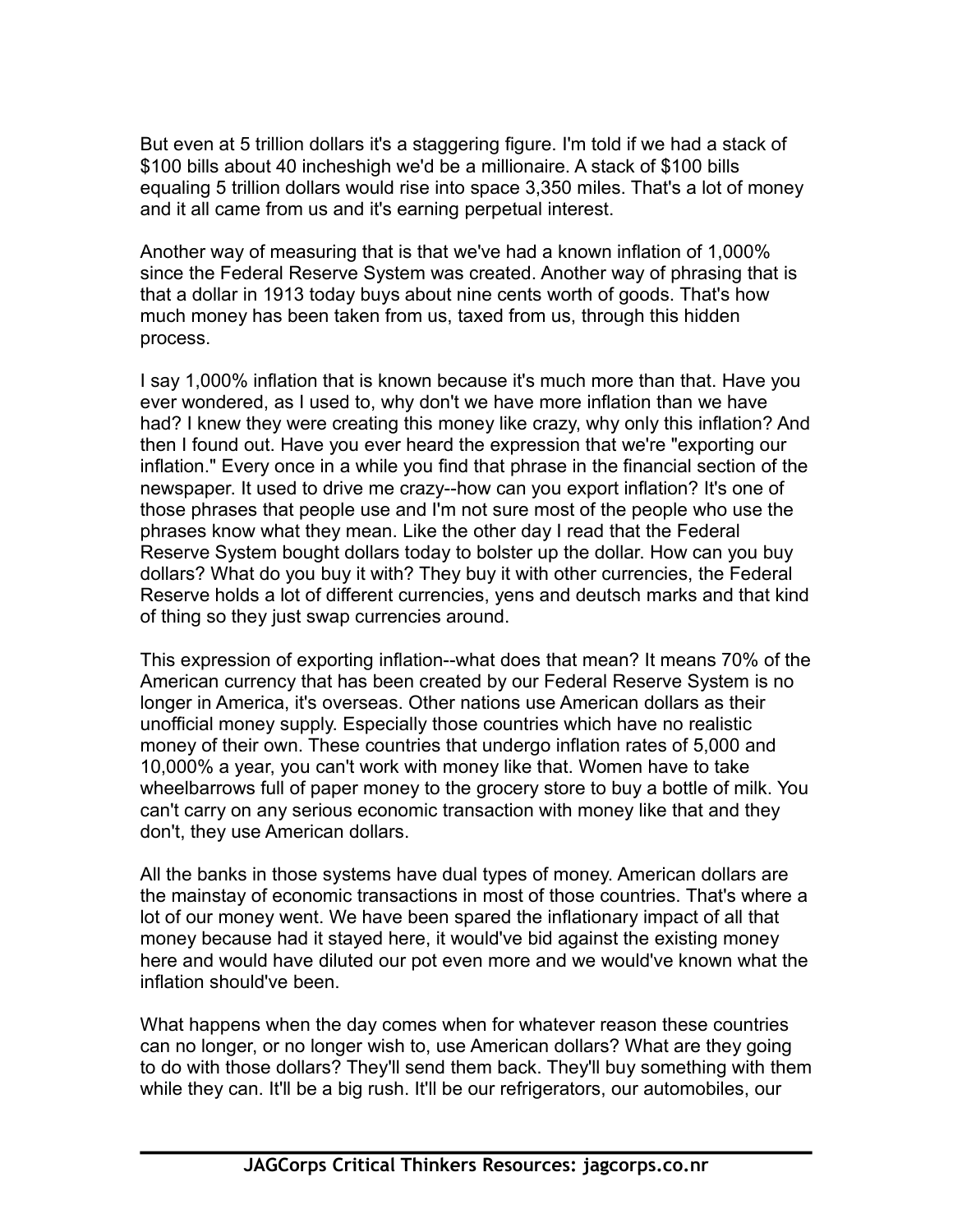But even at 5 trillion dollars it's a staggering figure. I'm told if we had a stack of $100 bills about 40 incheshigh we'd be a millionaire. A stack of $100 bills equaling 5 trillion dollars would rise into space 3,350 miles. That's a lot of money and it all came from us and it's earning perpetual interest.

Another way of measuring that is that we've had a known inflation of 1,000% since the Federal Reserve System was created. Another way of phrasing that is that a dollar in 1913 today buys about nine cents worth of goods. That's how much money has been taken from us, taxed from us, through this hidden process.

I say 1,000% inflation that is known because it's much more than that. Have you ever wondered, as I used to, why don't we have more inflation than we have had? I knew they were creating this money like crazy, why only this inflation? And then I found out. Have you ever heard the expression that we're "exporting our inflation." Every once in a while you find that phrase in the financial section of the newspaper. It used to drive me crazy--how can you export inflation? It's one of those phrases that people use and I'm not sure most of the people who use the phrases know what they mean. Like the other day I read that the Federal Reserve System bought dollars today to bolster up the dollar. How can you buy dollars? What do you buy it with? They buy it with other currencies, the Federal Reserve holds a lot of different currencies, yens and deutsch marks and that kind of thing so they just swap currencies around.

This expression of exporting inflation--what does that mean? It means 70% of the American currency that has been created by our Federal Reserve System is no longer in America, it's overseas. Other nations use American dollars as their unofficial money supply. Especially those countries which have no realistic money of their own. These countries that undergo inflation rates of 5,000 and 10,000% a year, you can't work with money like that. Women have to take wheelbarrows full of paper money to the grocery store to buy a bottle of milk. You can't carry on any serious economic transaction with money like that and they don't, they use American dollars.

All the banks in those systems have dual types of money. American dollars are the mainstay of economic transactions in most of those countries. That's where a lot of our money went. We have been spared the inflationary impact of all that money because had it stayed here, it would've bid against the existing money here and would have diluted our pot even more and we would've known what the inflation should've been.

What happens when the day comes when for whatever reason these countries can no longer, or no longer wish to, use American dollars? What are they going to do with those dollars? They'll send them back. They'll buy something with them while they can. It'll be a big rush. It'll be our refrigerators, our automobiles, our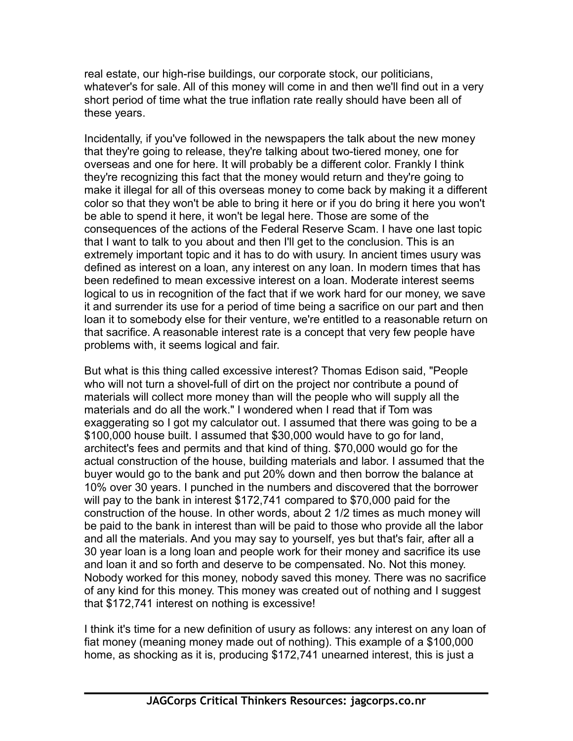real estate, our high-rise buildings, our corporate stock, our politicians, whatever's for sale. All of this money will come in and then we'll find out in a very short period of time what the true inflation rate really should have been all of these years.

Incidentally, if you've followed in the newspapers the talk about the new money that they're going to release, they're talking about two-tiered money, one for overseas and one for here. It will probably be a different color. Frankly I think they're recognizing this fact that the money would return and they're going to make it illegal for all of this overseas money to come back by making it a different color so that they won't be able to bring it here or if you do bring it here you won't be able to spend it here, it won't be legal here. Those are some of the consequences of the actions of the Federal Reserve Scam. I have one last topic that I want to talk to you about and then I'll get to the conclusion. This is an extremely important topic and it has to do with usury. In ancient times usury was defined as interest on a loan, any interest on any loan. In modern times that has been redefined to mean excessive interest on a loan. Moderate interest seems logical to us in recognition of the fact that if we work hard for our money, we save it and surrender its use for a period of time being a sacrifice on our part and then loan it to somebody else for their venture, we're entitled to a reasonable return on that sacrifice. A reasonable interest rate is a concept that very few people have problems with, it seems logical and fair.

But what is this thing called excessive interest? Thomas Edison said, "People who will not turn a shovel-full of dirt on the project nor contribute a pound of materials will collect more money than will the people who will supply all the materials and do all the work." I wondered when I read that if Tom was exaggerating so I got my calculator out. I assumed that there was going to be a $100,000 house built. I assumed that $30,000 would have to go for land, architect's fees and permits and that kind of thing. $70,000 would go for the actual construction of the house, building materials and labor. I assumed that the buyer would go to the bank and put 20% down and then borrow the balance at 10% over 30 years. I punched in the numbers and discovered that the borrower will pay to the bank in interest $172,741 compared to $70,000 paid for the construction of the house. In other words, about 2 1/2 times as much money will be paid to the bank in interest than will be paid to those who provide all the labor and all the materials. And you may say to yourself, yes but that's fair, after all a 30 year loan is a long loan and people work for their money and sacrifice its use and loan it and so forth and deserve to be compensated. No. Not this money. Nobody worked for this money, nobody saved this money. There was no sacrifice of any kind for this money. This money was created out of nothing and I suggest that $172,741 interest on nothing is excessive!

I think it's time for a new definition of usury as follows: any interest on any loan of fiat money (meaning money made out of nothing). This example of a $100,000 home, as shocking as it is, producing $172,741 unearned interest, this is just a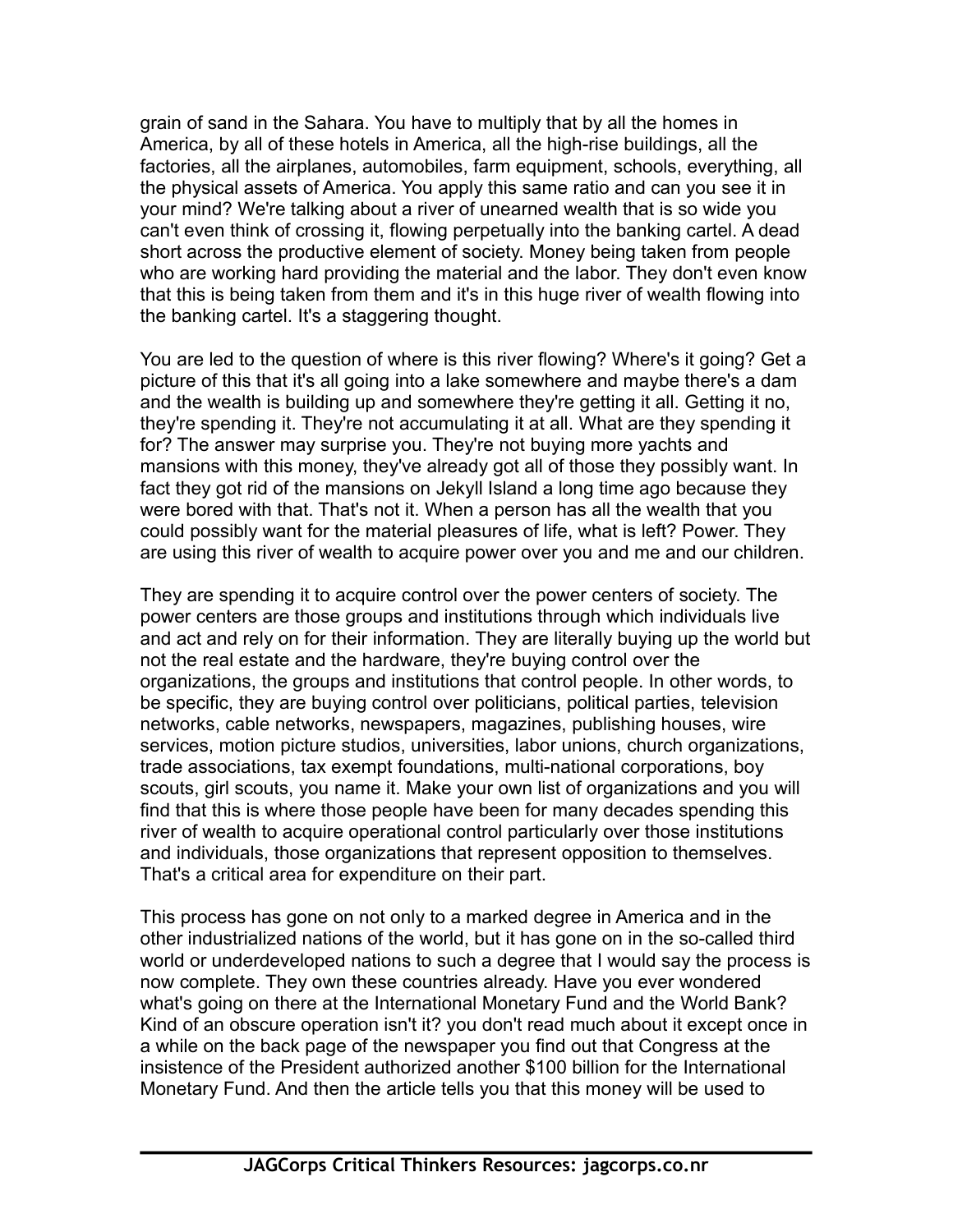grain of sand in the Sahara. You have to multiply that by all the homes in America, by all of these hotels in America, all the high-rise buildings, all the factories, all the airplanes, automobiles, farm equipment, schools, everything, all the physical assets of America. You apply this same ratio and can you see it in your mind? We're talking about a river of unearned wealth that is so wide you can't even think of crossing it, flowing perpetually into the banking cartel. A dead short across the productive element of society. Money being taken from people who are working hard providing the material and the labor. They don't even know that this is being taken from them and it's in this huge river of wealth flowing into the banking cartel. It's a staggering thought.

You are led to the question of where is this river flowing? Where's it going? Get a picture of this that it's all going into a lake somewhere and maybe there's a dam and the wealth is building up and somewhere they're getting it all. Getting it no, they're spending it. They're not accumulating it at all. What are they spending it for? The answer may surprise you. They're not buying more yachts and mansions with this money, they've already got all of those they possibly want. In fact they got rid of the mansions on Jekyll Island a long time ago because they were bored with that. That's not it. When a person has all the wealth that you could possibly want for the material pleasures of life, what is left? Power. They are using this river of wealth to acquire power over you and me and our children.

They are spending it to acquire control over the power centers of society. The power centers are those groups and institutions through which individuals live and act and rely on for their information. They are literally buying up the world but not the real estate and the hardware, they're buying control over the organizations, the groups and institutions that control people. In other words, to be specific, they are buying control over politicians, political parties, television networks, cable networks, newspapers, magazines, publishing houses, wire services, motion picture studios, universities, labor unions, church organizations, trade associations, tax exempt foundations, multi-national corporations, boy scouts, girl scouts, you name it. Make your own list of organizations and you will find that this is where those people have been for many decades spending this river of wealth to acquire operational control particularly over those institutions and individuals, those organizations that represent opposition to themselves. That's a critical area for expenditure on their part.

This process has gone on not only to a marked degree in America and in the other industrialized nations of the world, but it has gone on in the so-called third world or underdeveloped nations to such a degree that I would say the process is now complete. They own these countries already. Have you ever wondered what's going on there at the International Monetary Fund and the World Bank? Kind of an obscure operation isn't it? you don't read much about it except once in a while on the back page of the newspaper you find out that Congress at the insistence of the President authorized another $100 billion for the International Monetary Fund. And then the article tells you that this money will be used to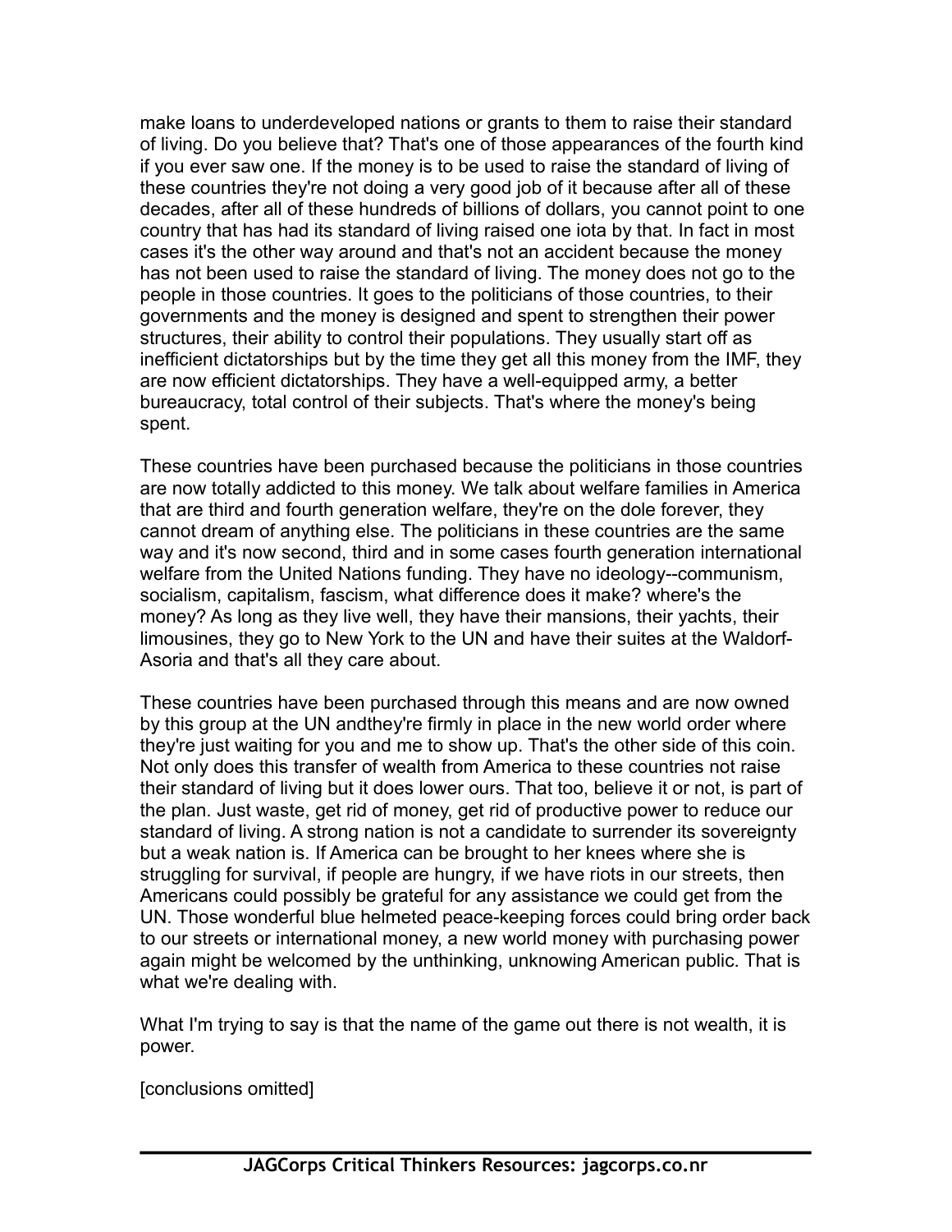make loans to underdeveloped nations or grants to them to raise their standard of living. Do you believe that? That's one of those appearances of the fourth kind if you ever saw one. If the money is to be used to raise the standard of living of these countries they're not doing a very good job of it because after all of these decades, after all of these hundreds of billions of dollars, you cannot point to one country that has had its standard of living raised one iota by that. In fact in most cases it's the other way around and that's not an accident because the money has not been used to raise the standard of living. The money does not go to the people in those countries. It goes to the politicians of those countries, to their governments and the money is designed and spent to strengthen their power structures, their ability to control their populations. They usually start off as inefficient dictatorships but by the time they get all this money from the IMF, they are now efficient dictatorships. They have a well-equipped army, a better bureaucracy, total control of their subjects. That's where the money's being spent.

These countries have been purchased because the politicians in those countries are now totally addicted to this money. We talk about welfare families in America that are third and fourth generation welfare, they're on the dole forever, they cannot dream of anything else. The politicians in these countries are the same way and it's now second, third and in some cases fourth generation international welfare from the United Nations funding. They have no ideology--communism, socialism, capitalism, fascism, what difference does it make? where's the money? As long as they live well, they have their mansions, their yachts, their limousines, they go to New York to the UN and have their suites at the Waldorf-Asoria and that's all they care about.

These countries have been purchased through this means and are now owned by this group at the UN andthey're firmly in place in the new world order where they're just waiting for you and me to show up. That's the other side of this coin. Not only does this transfer of wealth from America to these countries not raise their standard of living but it does lower ours. That too, believe it or not, is part of the plan. Just waste, get rid of money, get rid of productive power to reduce our standard of living. A strong nation is not a candidate to surrender its sovereignty but a weak nation is. If America can be brought to her knees where she is struggling for survival, if people are hungry, if we have riots in our streets, then Americans could possibly be grateful for any assistance we could get from the UN. Those wonderful blue helmeted peace-keeping forces could bring order back to our streets or international money, a new world money with purchasing power again might be welcomed by the unthinking, unknowing American public. That is what we're dealing with.

What I'm trying to say is that the name of the game out there is not wealth, it is power.

[conclusions omitted]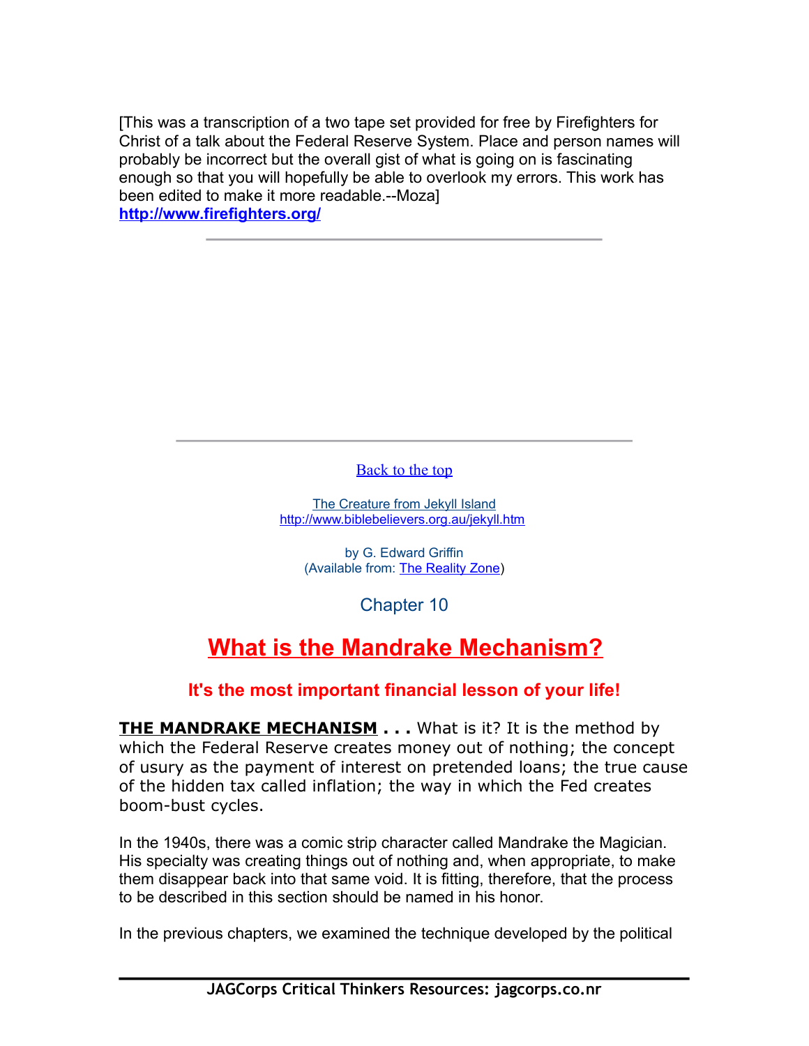[This was a transcription of a two tape set provided for free by Firefighters for Christ of a talk about the Federal Reserve System. Place and person names will probably be incorrect but the overall gist of what is going on is fascinating enough so that you will hopefully be able to overlook my errors. This work has been edited to make it more readable.--Moza]
**http://www.firefighters.org/**

---

---

Back to the top

The Creature from Jekyll Island
http://www.biblebelievers.org.au/jekyll.htm

by G. Edward Griffin
(Available from: The Reality Zone)

Chapter 10

# What is the Mandrake Mechanism?

### It's the most important financial lesson of your life!

**THE MANDRAKE MECHANISM . . .** What is it? It is the method by which the Federal Reserve creates money out of nothing; the concept of usury as the payment of interest on pretended loans; the true cause of the hidden tax called inflation; the way in which the Fed creates boom-bust cycles.

In the 1940s, there was a comic strip character called Mandrake the Magician. His specialty was creating things out of nothing and, when appropriate, to make them disappear back into that same void. It is fitting, therefore, that the process to be described in this section should be named in his honor.

In the previous chapters, we examined the technique developed by the political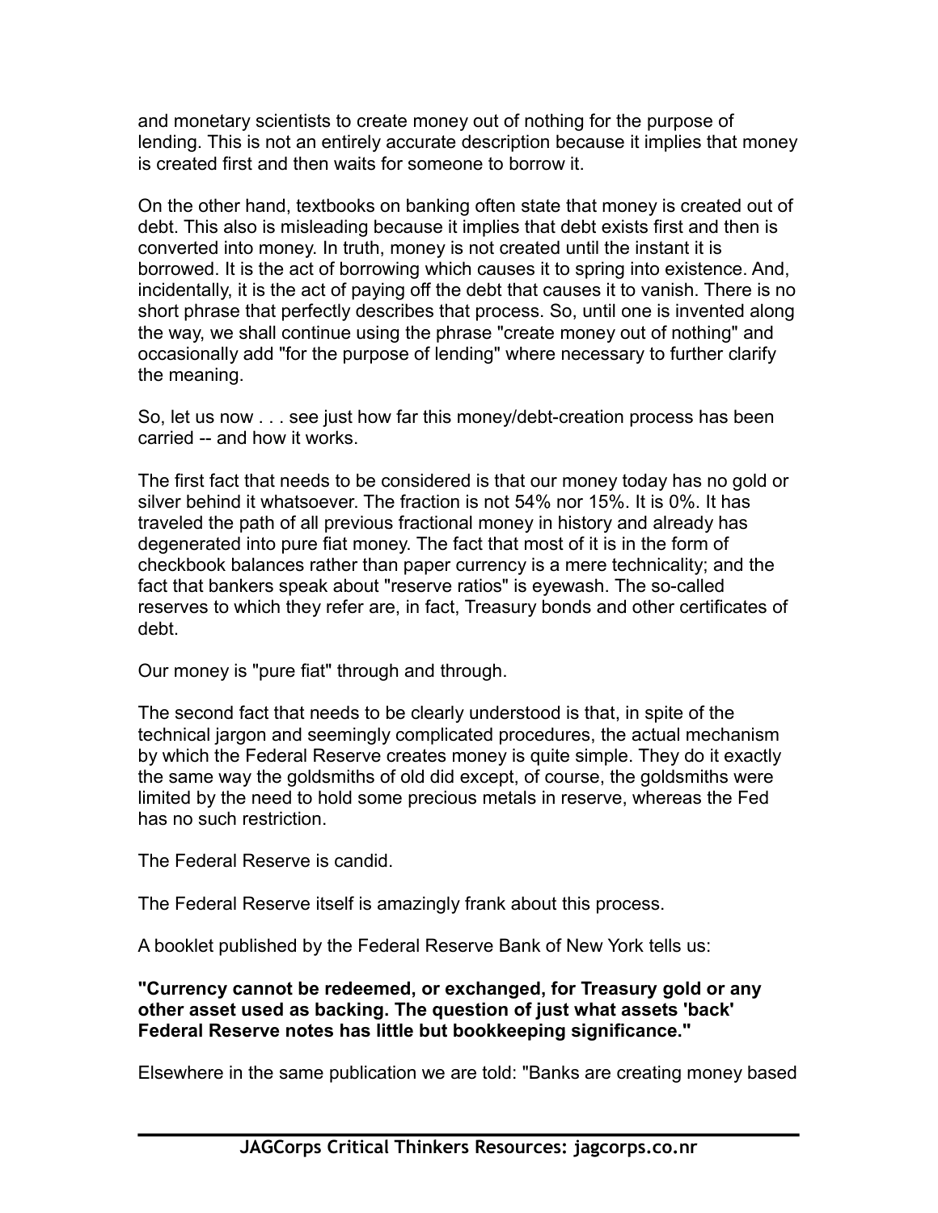and monetary scientists to create money out of nothing for the purpose of lending. This is not an entirely accurate description because it implies that money is created first and then waits for someone to borrow it.

On the other hand, textbooks on banking often state that money is created out of debt. This also is misleading because it implies that debt exists first and then is converted into money. In truth, money is not created until the instant it is borrowed. It is the act of borrowing which causes it to spring into existence. And, incidentally, it is the act of paying off the debt that causes it to vanish. There is no short phrase that perfectly describes that process. So, until one is invented along the way, we shall continue using the phrase "create money out of nothing" and occasionally add "for the purpose of lending" where necessary to further clarify the meaning.

So, let us now . . . see just how far this money/debt-creation process has been carried -- and how it works.

The first fact that needs to be considered is that our money today has no gold or silver behind it whatsoever. The fraction is not 54% nor 15%. It is 0%. It has traveled the path of all previous fractional money in history and already has degenerated into pure fiat money. The fact that most of it is in the form of checkbook balances rather than paper currency is a mere technicality; and the fact that bankers speak about "reserve ratios" is eyewash. The so-called reserves to which they refer are, in fact, Treasury bonds and other certificates of debt.

Our money is "pure fiat" through and through.

The second fact that needs to be clearly understood is that, in spite of the technical jargon and seemingly complicated procedures, the actual mechanism by which the Federal Reserve creates money is quite simple. They do it exactly the same way the goldsmiths of old did except, of course, the goldsmiths were limited by the need to hold some precious metals in reserve, whereas the Fed has no such restriction.

The Federal Reserve is candid.

The Federal Reserve itself is amazingly frank about this process.

A booklet published by the Federal Reserve Bank of New York tells us:

**"Currency cannot be redeemed, or exchanged, for Treasury gold or any other asset used as backing. The question of just what assets 'back' Federal Reserve notes has little but bookkeeping significance."**

Elsewhere in the same publication we are told: "Banks are creating money based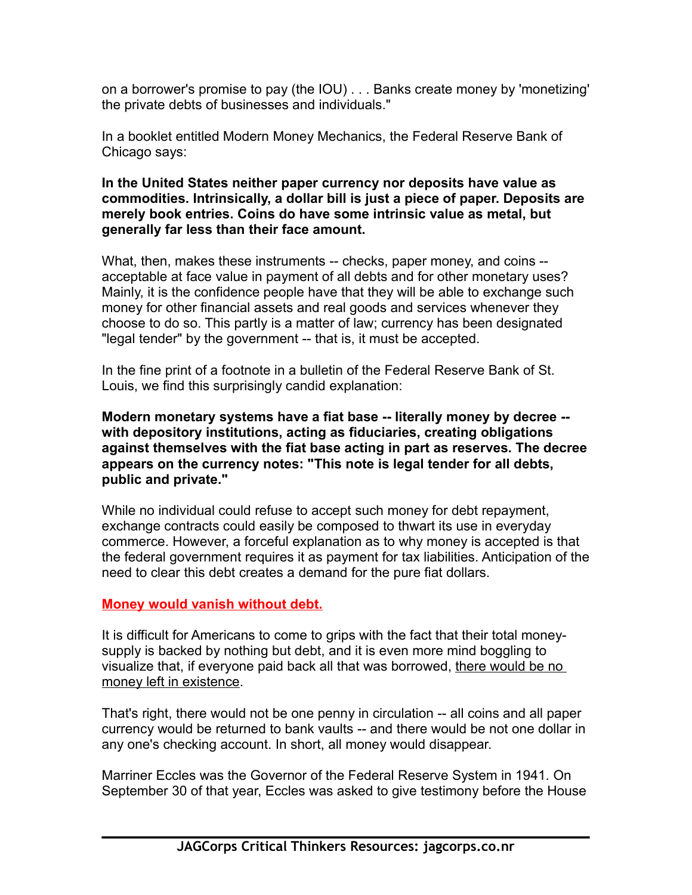on a borrower's promise to pay (the IOU) . . . Banks create money by 'monetizing' the private debts of businesses and individuals."

In a booklet entitled Modern Money Mechanics, the Federal Reserve Bank of Chicago says:

**In the United States neither paper currency nor deposits have value as commodities. Intrinsically, a dollar bill is just a piece of paper. Deposits are merely book entries. Coins do have some intrinsic value as metal, but generally far less than their face amount.**

What, then, makes these instruments -- checks, paper money, and coins -- acceptable at face value in payment of all debts and for other monetary uses? Mainly, it is the confidence people have that they will be able to exchange such money for other financial assets and real goods and services whenever they choose to do so. This partly is a matter of law; currency has been designated "legal tender" by the government -- that is, it must be accepted.

In the fine print of a footnote in a bulletin of the Federal Reserve Bank of St. Louis, we find this surprisingly candid explanation:

**Modern monetary systems have a fiat base -- literally money by decree -- with depository institutions, acting as fiduciaries, creating obligations against themselves with the fiat base acting in part as reserves. The decree appears on the currency notes: "This note is legal tender for all debts, public and private."**

While no individual could refuse to accept such money for debt repayment, exchange contracts could easily be composed to thwart its use in everyday commerce. However, a forceful explanation as to why money is accepted is that the federal government requires it as payment for tax liabilities. Anticipation of the need to clear this debt creates a demand for the pure fiat dollars.

**Money would vanish without debt.**

It is difficult for Americans to come to grips with the fact that their total money-supply is backed by nothing but debt, and it is even more mind boggling to visualize that, if everyone paid back all that was borrowed, there would be no money left in existence.

That's right, there would not be one penny in circulation -- all coins and all paper currency would be returned to bank vaults -- and there would be not one dollar in any one's checking account. In short, all money would disappear.

Marriner Eccles was the Governor of the Federal Reserve System in 1941. On September 30 of that year, Eccles was asked to give testimony before the House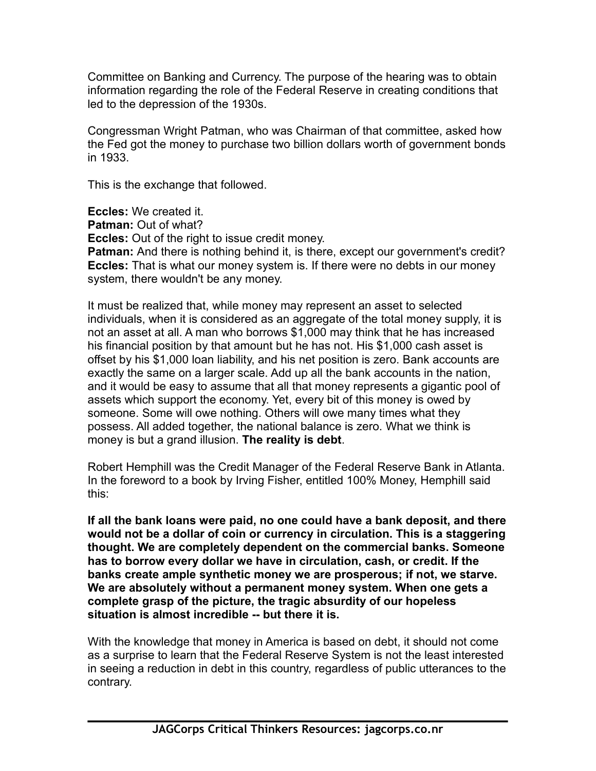Committee on Banking and Currency. The purpose of the hearing was to obtain information regarding the role of the Federal Reserve in creating conditions that led to the depression of the 1930s.

Congressman Wright Patman, who was Chairman of that committee, asked how the Fed got the money to purchase two billion dollars worth of government bonds in 1933.

This is the exchange that followed.

**Eccles:** We created it.
**Patman:** Out of what?
**Eccles:** Out of the right to issue credit money.
**Patman:** And there is nothing behind it, is there, except our government's credit?
**Eccles:** That is what our money system is. If there were no debts in our money system, there wouldn't be any money.

It must be realized that, while money may represent an asset to selected individuals, when it is considered as an aggregate of the total money supply, it is not an asset at all. A man who borrows $1,000 may think that he has increased his financial position by that amount but he has not. His $1,000 cash asset is offset by his $1,000 loan liability, and his net position is zero. Bank accounts are exactly the same on a larger scale. Add up all the bank accounts in the nation, and it would be easy to assume that all that money represents a gigantic pool of assets which support the economy. Yet, every bit of this money is owed by someone. Some will owe nothing. Others will owe many times what they possess. All added together, the national balance is zero. What we think is money is but a grand illusion. **The reality is debt**.

Robert Hemphill was the Credit Manager of the Federal Reserve Bank in Atlanta. In the foreword to a book by Irving Fisher, entitled 100% Money, Hemphill said this:

**If all the bank loans were paid, no one could have a bank deposit, and there would not be a dollar of coin or currency in circulation. This is a staggering thought. We are completely dependent on the commercial banks. Someone has to borrow every dollar we have in circulation, cash, or credit. If the banks create ample synthetic money we are prosperous; if not, we starve. We are absolutely without a permanent money system. When one gets a complete grasp of the picture, the tragic absurdity of our hopeless situation is almost incredible -- but there it is.**

With the knowledge that money in America is based on debt, it should not come as a surprise to learn that the Federal Reserve System is not the least interested in seeing a reduction in debt in this country, regardless of public utterances to the contrary.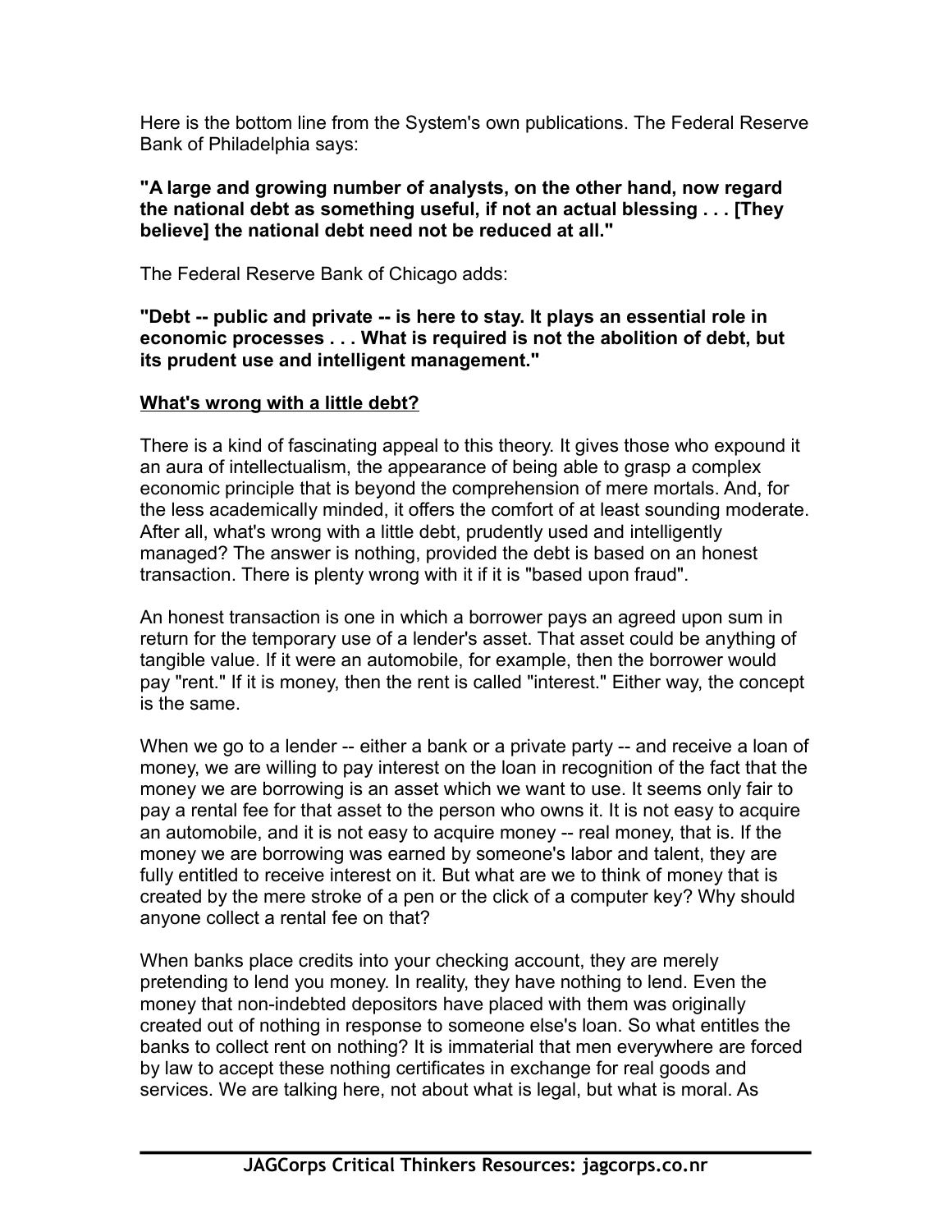Here is the bottom line from the System's own publications. The Federal Reserve Bank of Philadelphia says:

**"A large and growing number of analysts, on the other hand, now regard the national debt as something useful, if not an actual blessing . . . [They believe] the national debt need not be reduced at all."**

The Federal Reserve Bank of Chicago adds:

**"Debt -- public and private -- is here to stay. It plays an essential role in economic processes . . . What is required is not the abolition of debt, but its prudent use and intelligent management."**

**What's wrong with a little debt?**

There is a kind of fascinating appeal to this theory. It gives those who expound it an aura of intellectualism, the appearance of being able to grasp a complex economic principle that is beyond the comprehension of mere mortals. And, for the less academically minded, it offers the comfort of at least sounding moderate. After all, what's wrong with a little debt, prudently used and intelligently managed? The answer is nothing, provided the debt is based on an honest transaction. There is plenty wrong with it if it is "based upon fraud".

An honest transaction is one in which a borrower pays an agreed upon sum in return for the temporary use of a lender's asset. That asset could be anything of tangible value. If it were an automobile, for example, then the borrower would pay "rent." If it is money, then the rent is called "interest." Either way, the concept is the same.

When we go to a lender -- either a bank or a private party -- and receive a loan of money, we are willing to pay interest on the loan in recognition of the fact that the money we are borrowing is an asset which we want to use. It seems only fair to pay a rental fee for that asset to the person who owns it. It is not easy to acquire an automobile, and it is not easy to acquire money -- real money, that is. If the money we are borrowing was earned by someone's labor and talent, they are fully entitled to receive interest on it. But what are we to think of money that is created by the mere stroke of a pen or the click of a computer key? Why should anyone collect a rental fee on that?

When banks place credits into your checking account, they are merely pretending to lend you money. In reality, they have nothing to lend. Even the money that non-indebted depositors have placed with them was originally created out of nothing in response to someone else's loan. So what entitles the banks to collect rent on nothing? It is immaterial that men everywhere are forced by law to accept these nothing certificates in exchange for real goods and services. We are talking here, not about what is legal, but what is moral. As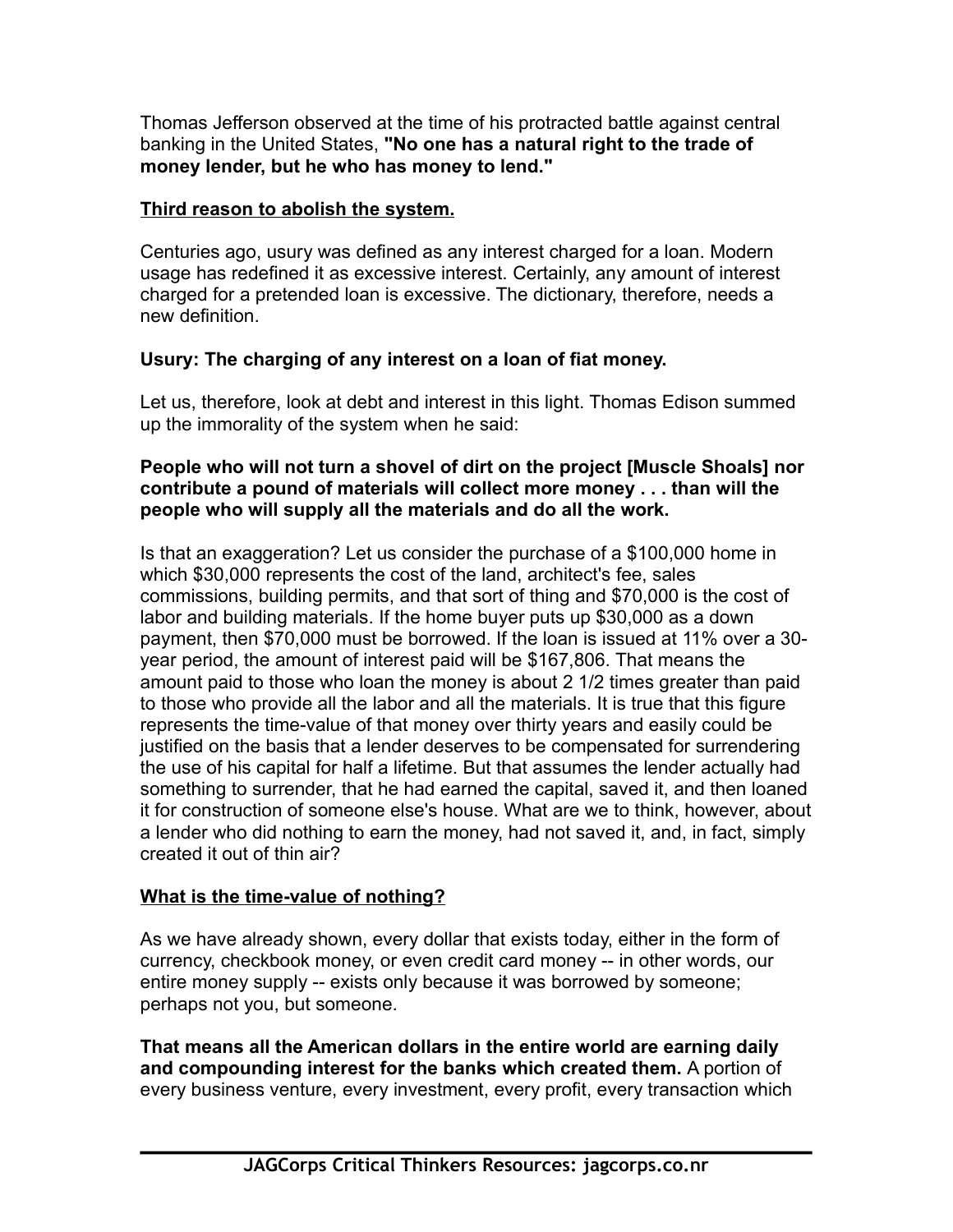Thomas Jefferson observed at the time of his protracted battle against central banking in the United States, **"No one has a natural right to the trade of money lender, but he who has money to lend."**

**<u>Third reason to abolish the system.</u>**

Centuries ago, usury was defined as any interest charged for a loan. Modern usage has redefined it as excessive interest. Certainly, any amount of interest charged for a pretended loan is excessive. The dictionary, therefore, needs a new definition.

**Usury: The charging of any interest on a loan of fiat money.**

Let us, therefore, look at debt and interest in this light. Thomas Edison summed up the immorality of the system when he said:

**People who will not turn a shovel of dirt on the project [Muscle Shoals] nor contribute a pound of materials will collect more money . . . than will the people who will supply all the materials and do all the work.**

Is that an exaggeration? Let us consider the purchase of a $100,000 home in which $30,000 represents the cost of the land, architect's fee, sales commissions, building permits, and that sort of thing and $70,000 is the cost of labor and building materials. If the home buyer puts up $30,000 as a down payment, then $70,000 must be borrowed. If the loan is issued at 11% over a 30-year period, the amount of interest paid will be $167,806. That means the amount paid to those who loan the money is about 2 1/2 times greater than paid to those who provide all the labor and all the materials. It is true that this figure represents the time-value of that money over thirty years and easily could be justified on the basis that a lender deserves to be compensated for surrendering the use of his capital for half a lifetime. But that assumes the lender actually had something to surrender, that he had earned the capital, saved it, and then loaned it for construction of someone else's house. What are we to think, however, about a lender who did nothing to earn the money, had not saved it, and, in fact, simply created it out of thin air?

**<u>What is the time-value of nothing?</u>**

As we have already shown, every dollar that exists today, either in the form of currency, checkbook money, or even credit card money -- in other words, our entire money supply -- exists only because it was borrowed by someone; perhaps not you, but someone.

**That means all the American dollars in the entire world are earning daily and compounding interest for the banks which created them.** A portion of every business venture, every investment, every profit, every transaction which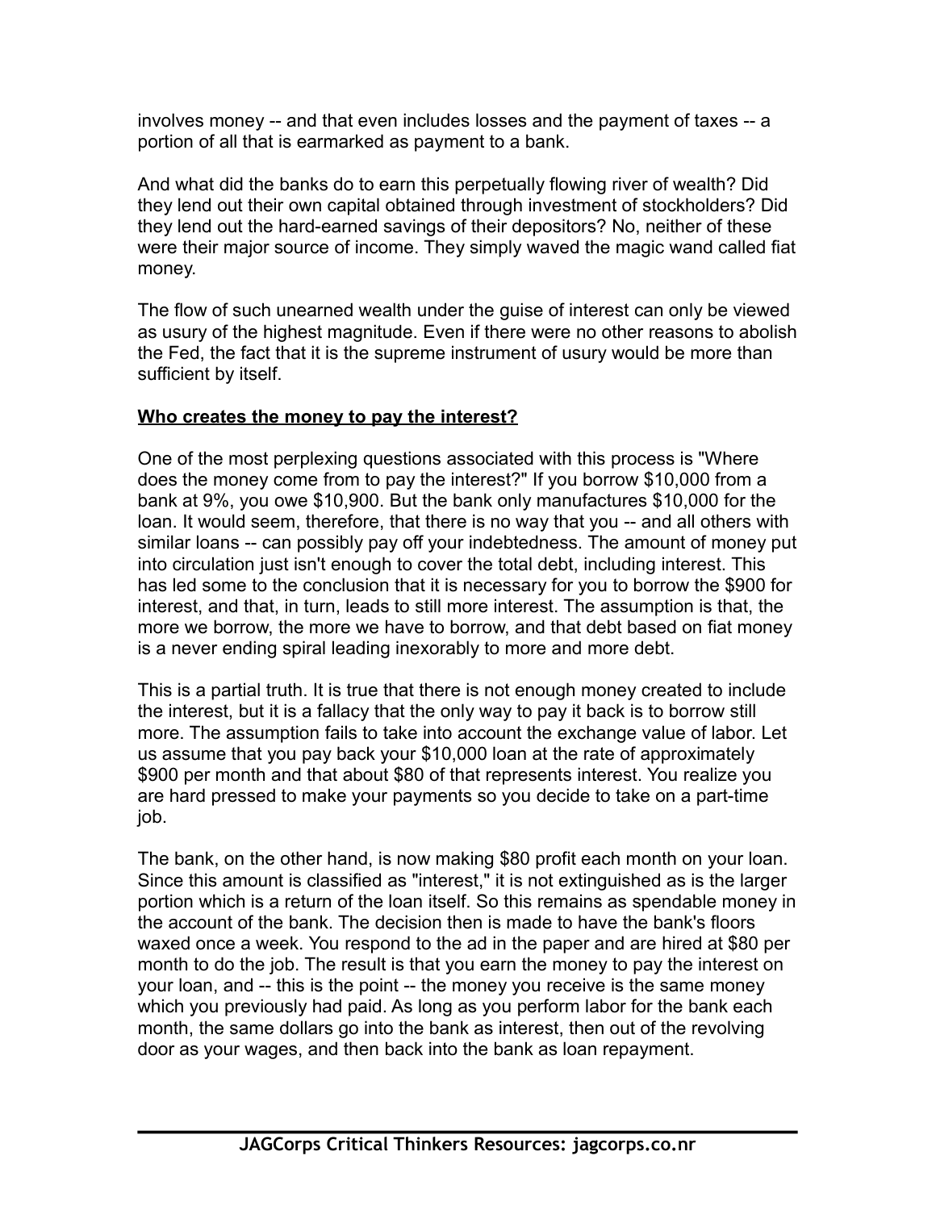involves money -- and that even includes losses and the payment of taxes -- a portion of all that is earmarked as payment to a bank.

And what did the banks do to earn this perpetually flowing river of wealth? Did they lend out their own capital obtained through investment of stockholders? Did they lend out the hard-earned savings of their depositors? No, neither of these were their major source of income. They simply waved the magic wand called fiat money.

The flow of such unearned wealth under the guise of interest can only be viewed as usury of the highest magnitude. Even if there were no other reasons to abolish the Fed, the fact that it is the supreme instrument of usury would be more than sufficient by itself.

**Who creates the money to pay the interest?**

One of the most perplexing questions associated with this process is "Where does the money come from to pay the interest?" If you borrow $10,000 from a bank at 9%, you owe $10,900. But the bank only manufactures $10,000 for the loan. It would seem, therefore, that there is no way that you -- and all others with similar loans -- can possibly pay off your indebtedness. The amount of money put into circulation just isn't enough to cover the total debt, including interest. This has led some to the conclusion that it is necessary for you to borrow the $900 for interest, and that, in turn, leads to still more interest. The assumption is that, the more we borrow, the more we have to borrow, and that debt based on fiat money is a never ending spiral leading inexorably to more and more debt.

This is a partial truth. It is true that there is not enough money created to include the interest, but it is a fallacy that the only way to pay it back is to borrow still more. The assumption fails to take into account the exchange value of labor. Let us assume that you pay back your $10,000 loan at the rate of approximately $900 per month and that about $80 of that represents interest. You realize you are hard pressed to make your payments so you decide to take on a part-time job.

The bank, on the other hand, is now making $80 profit each month on your loan. Since this amount is classified as "interest," it is not extinguished as is the larger portion which is a return of the loan itself. So this remains as spendable money in the account of the bank. The decision then is made to have the bank's floors waxed once a week. You respond to the ad in the paper and are hired at $80 per month to do the job. The result is that you earn the money to pay the interest on your loan, and -- this is the point -- the money you receive is the same money which you previously had paid. As long as you perform labor for the bank each month, the same dollars go into the bank as interest, then out of the revolving door as your wages, and then back into the bank as loan repayment.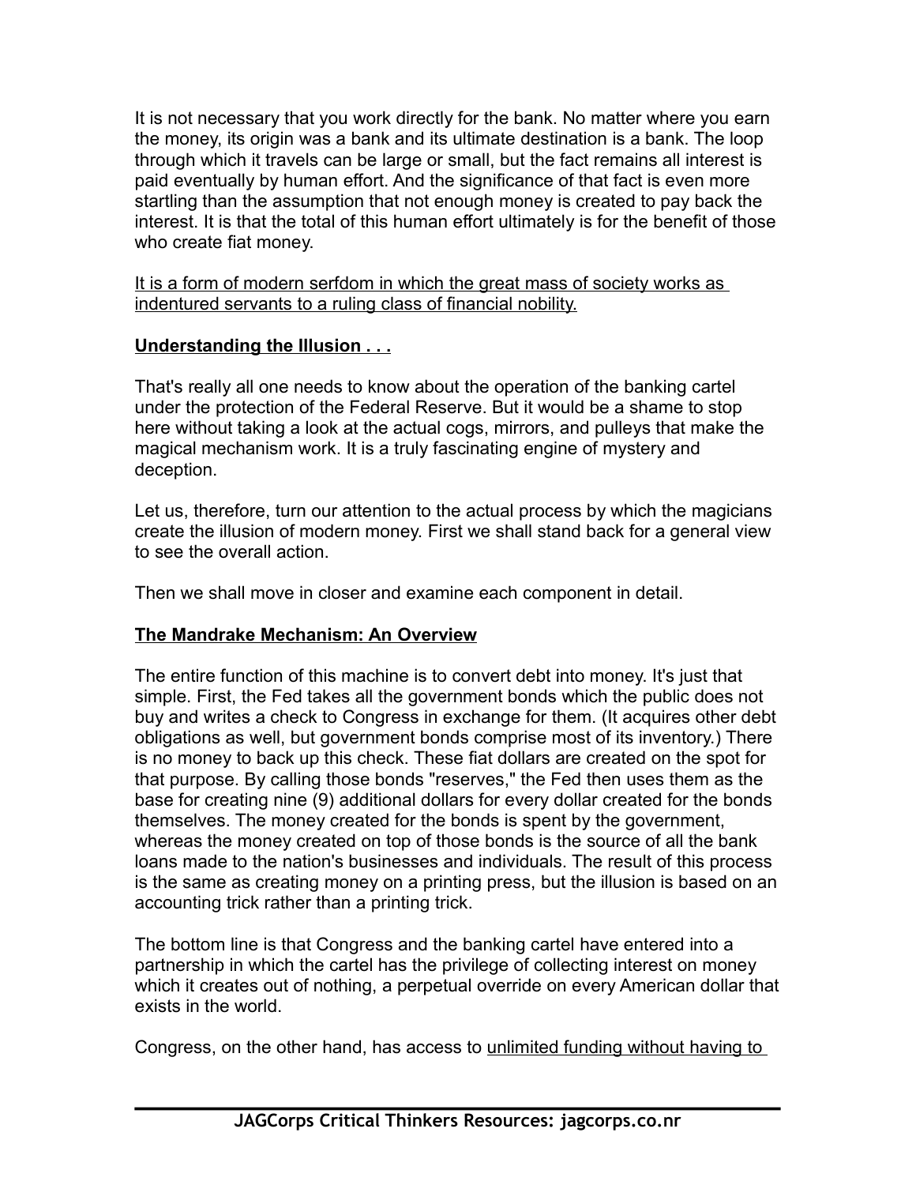It is not necessary that you work directly for the bank. No matter where you earn the money, its origin was a bank and its ultimate destination is a bank. The loop through which it travels can be large or small, but the fact remains all interest is paid eventually by human effort. And the significance of that fact is even more startling than the assumption that not enough money is created to pay back the interest. It is that the total of this human effort ultimately is for the benefit of those who create fiat money.

<u>It is a form of modern serfdom in which the great mass of society works as indentured servants to a ruling class of financial nobility.</u>

**<u>Understanding the Illusion . . .</u>**

That's really all one needs to know about the operation of the banking cartel under the protection of the Federal Reserve. But it would be a shame to stop here without taking a look at the actual cogs, mirrors, and pulleys that make the magical mechanism work. It is a truly fascinating engine of mystery and deception.

Let us, therefore, turn our attention to the actual process by which the magicians create the illusion of modern money. First we shall stand back for a general view to see the overall action.

Then we shall move in closer and examine each component in detail.

**<u>The Mandrake Mechanism: An Overview</u>**

The entire function of this machine is to convert debt into money. It's just that simple. First, the Fed takes all the government bonds which the public does not buy and writes a check to Congress in exchange for them. (It acquires other debt obligations as well, but government bonds comprise most of its inventory.) There is no money to back up this check. These fiat dollars are created on the spot for that purpose. By calling those bonds "reserves," the Fed then uses them as the base for creating nine (9) additional dollars for every dollar created for the bonds themselves. The money created for the bonds is spent by the government, whereas the money created on top of those bonds is the source of all the bank loans made to the nation's businesses and individuals. The result of this process is the same as creating money on a printing press, but the illusion is based on an accounting trick rather than a printing trick.

The bottom line is that Congress and the banking cartel have entered into a partnership in which the cartel has the privilege of collecting interest on money which it creates out of nothing, a perpetual override on every American dollar that exists in the world.

Congress, on the other hand, has access to <u>unlimited funding without having to</u>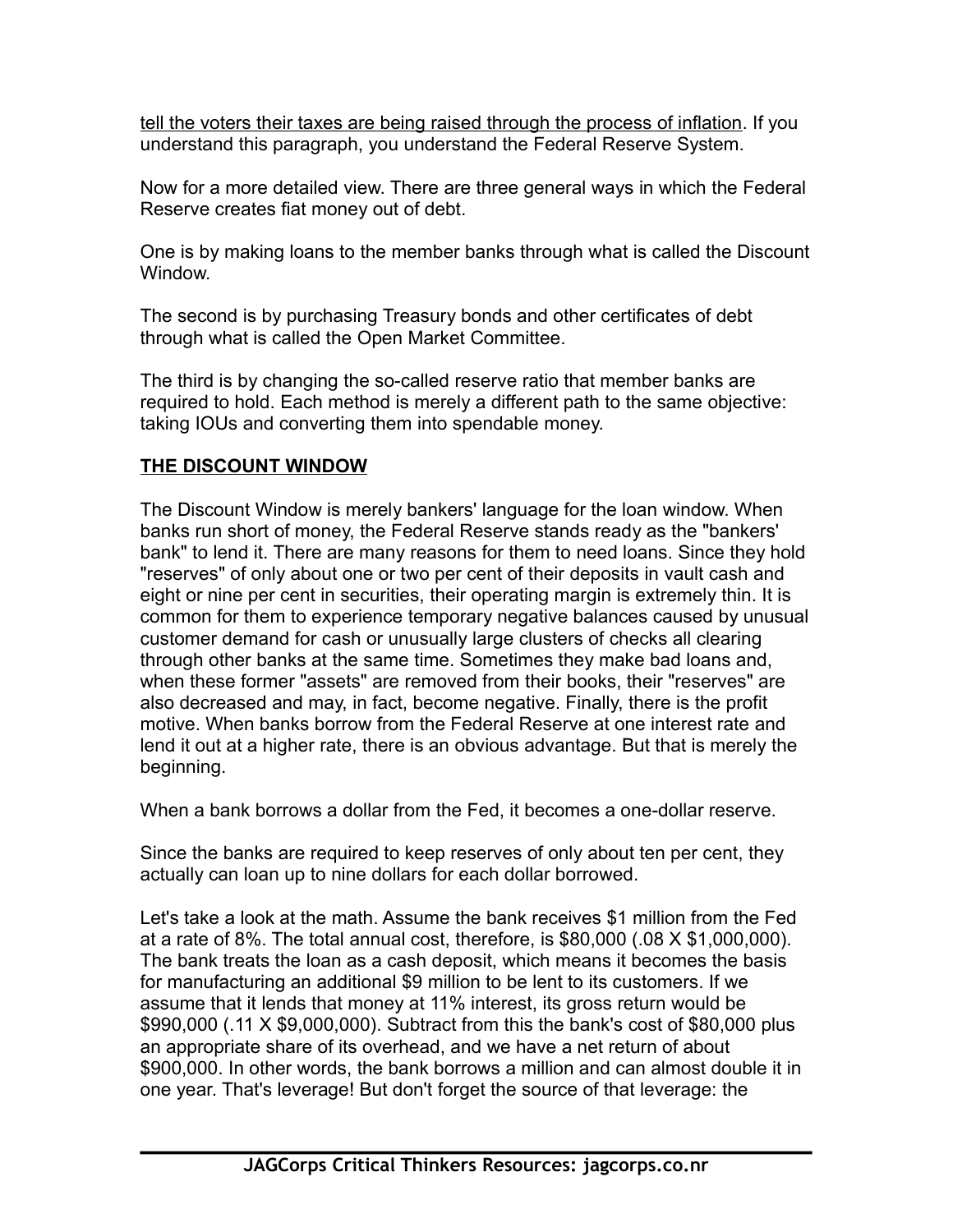tell the voters their taxes are being raised through the process of inflation. If you understand this paragraph, you understand the Federal Reserve System.

Now for a more detailed view. There are three general ways in which the Federal Reserve creates fiat money out of debt.

One is by making loans to the member banks through what is called the Discount Window.

The second is by purchasing Treasury bonds and other certificates of debt through what is called the Open Market Committee.

The third is by changing the so-called reserve ratio that member banks are required to hold. Each method is merely a different path to the same objective: taking IOUs and converting them into spendable money.

## THE DISCOUNT WINDOW

The Discount Window is merely bankers' language for the loan window. When banks run short of money, the Federal Reserve stands ready as the "bankers' bank" to lend it. There are many reasons for them to need loans. Since they hold "reserves" of only about one or two per cent of their deposits in vault cash and eight or nine per cent in securities, their operating margin is extremely thin. It is common for them to experience temporary negative balances caused by unusual customer demand for cash or unusually large clusters of checks all clearing through other banks at the same time. Sometimes they make bad loans and, when these former "assets" are removed from their books, their "reserves" are also decreased and may, in fact, become negative. Finally, there is the profit motive. When banks borrow from the Federal Reserve at one interest rate and lend it out at a higher rate, there is an obvious advantage. But that is merely the beginning.

When a bank borrows a dollar from the Fed, it becomes a one-dollar reserve.

Since the banks are required to keep reserves of only about ten per cent, they actually can loan up to nine dollars for each dollar borrowed.

Let's take a look at the math. Assume the bank receives $1 million from the Fed at a rate of 8%. The total annual cost, therefore, is $80,000 (.08 X $1,000,000). The bank treats the loan as a cash deposit, which means it becomes the basis for manufacturing an additional $9 million to be lent to its customers. If we assume that it lends that money at 11% interest, its gross return would be $990,000 (.11 X $9,000,000). Subtract from this the bank's cost of $80,000 plus an appropriate share of its overhead, and we have a net return of about $900,000. In other words, the bank borrows a million and can almost double it in one year. That's leverage! But don't forget the source of that leverage: the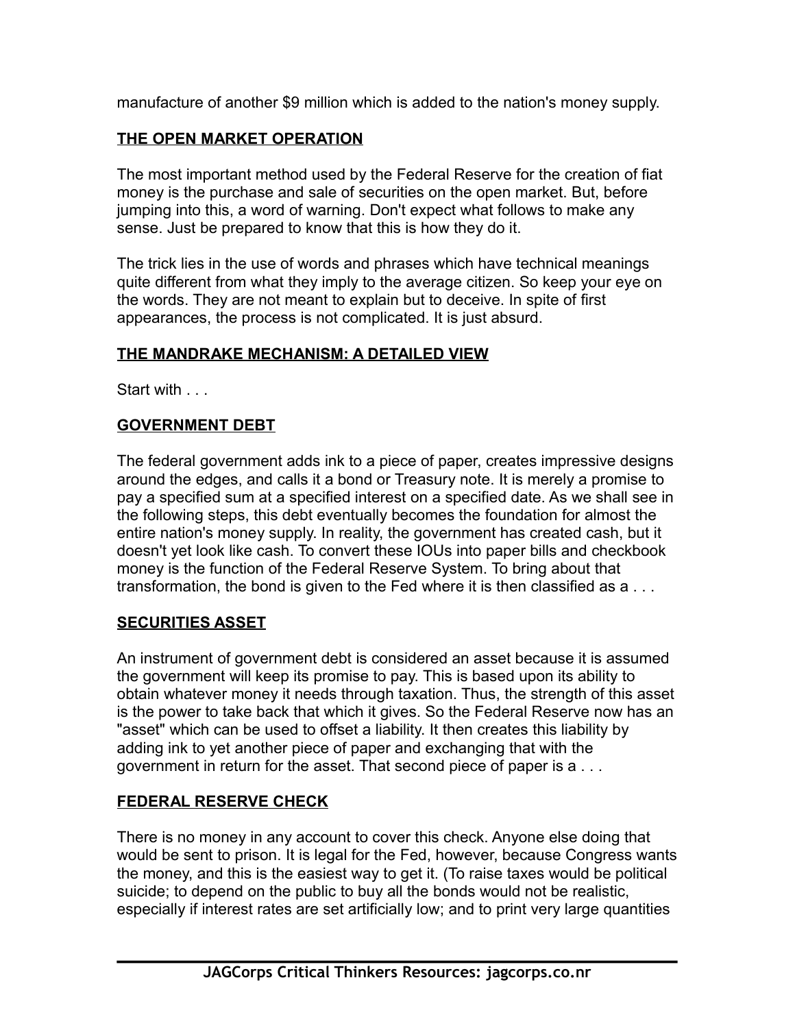manufacture of another $9 million which is added to the nation's money supply.

## THE OPEN MARKET OPERATION

The most important method used by the Federal Reserve for the creation of fiat money is the purchase and sale of securities on the open market. But, before jumping into this, a word of warning. Don't expect what follows to make any sense. Just be prepared to know that this is how they do it.

The trick lies in the use of words and phrases which have technical meanings quite different from what they imply to the average citizen. So keep your eye on the words. They are not meant to explain but to deceive. In spite of first appearances, the process is not complicated. It is just absurd.

## THE MANDRAKE MECHANISM: A DETAILED VIEW

Start with . . .

## GOVERNMENT DEBT

The federal government adds ink to a piece of paper, creates impressive designs around the edges, and calls it a bond or Treasury note. It is merely a promise to pay a specified sum at a specified interest on a specified date. As we shall see in the following steps, this debt eventually becomes the foundation for almost the entire nation's money supply. In reality, the government has created cash, but it doesn't yet look like cash. To convert these IOUs into paper bills and checkbook money is the function of the Federal Reserve System. To bring about that transformation, the bond is given to the Fed where it is then classified as a . . .

## SECURITIES ASSET

An instrument of government debt is considered an asset because it is assumed the government will keep its promise to pay. This is based upon its ability to obtain whatever money it needs through taxation. Thus, the strength of this asset is the power to take back that which it gives. So the Federal Reserve now has an "asset" which can be used to offset a liability. It then creates this liability by adding ink to yet another piece of paper and exchanging that with the government in return for the asset. That second piece of paper is a . . .

## FEDERAL RESERVE CHECK

There is no money in any account to cover this check. Anyone else doing that would be sent to prison. It is legal for the Fed, however, because Congress wants the money, and this is the easiest way to get it. (To raise taxes would be political suicide; to depend on the public to buy all the bonds would not be realistic, especially if interest rates are set artificially low; and to print very large quantities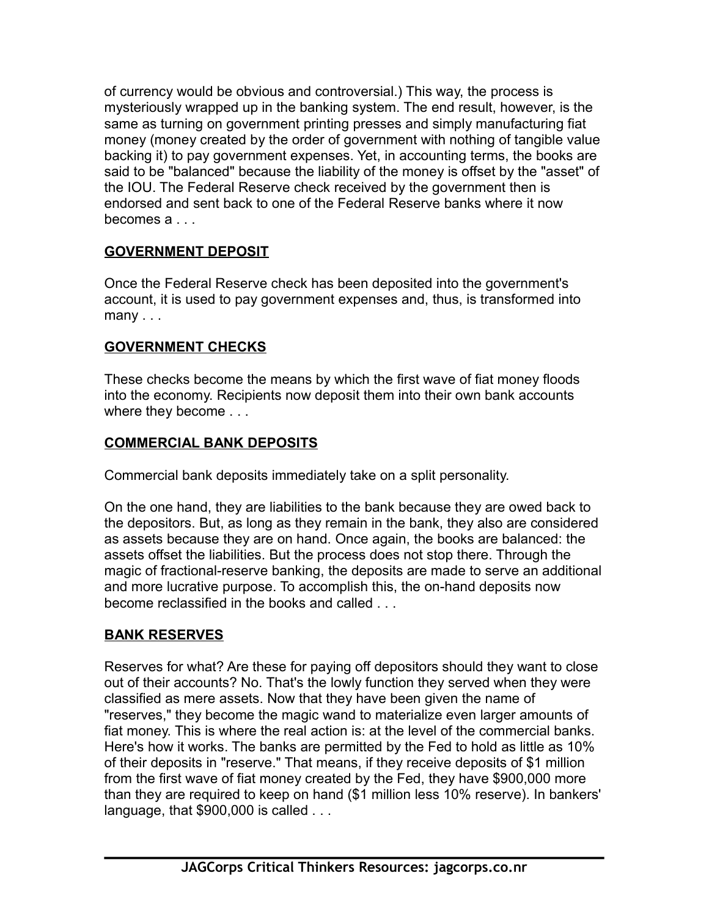of currency would be obvious and controversial.) This way, the process is mysteriously wrapped up in the banking system. The end result, however, is the same as turning on government printing presses and simply manufacturing fiat money (money created by the order of government with nothing of tangible value backing it) to pay government expenses. Yet, in accounting terms, the books are said to be "balanced" because the liability of the money is offset by the "asset" of the IOU. The Federal Reserve check received by the government then is endorsed and sent back to one of the Federal Reserve banks where it now becomes a . . .

## GOVERNMENT DEPOSIT

Once the Federal Reserve check has been deposited into the government's account, it is used to pay government expenses and, thus, is transformed into many . . .

## GOVERNMENT CHECKS

These checks become the means by which the first wave of fiat money floods into the economy. Recipients now deposit them into their own bank accounts where they become . . .

## COMMERCIAL BANK DEPOSITS

Commercial bank deposits immediately take on a split personality.

On the one hand, they are liabilities to the bank because they are owed back to the depositors. But, as long as they remain in the bank, they also are considered as assets because they are on hand. Once again, the books are balanced: the assets offset the liabilities. But the process does not stop there. Through the magic of fractional-reserve banking, the deposits are made to serve an additional and more lucrative purpose. To accomplish this, the on-hand deposits now become reclassified in the books and called . . .

## BANK RESERVES

Reserves for what? Are these for paying off depositors should they want to close out of their accounts? No. That's the lowly function they served when they were classified as mere assets. Now that they have been given the name of "reserves," they become the magic wand to materialize even larger amounts of fiat money. This is where the real action is: at the level of the commercial banks. Here's how it works. The banks are permitted by the Fed to hold as little as 10% of their deposits in "reserve." That means, if they receive deposits of $1 million from the first wave of fiat money created by the Fed, they have $900,000 more than they are required to keep on hand ($1 million less 10% reserve). In bankers' language, that $900,000 is called . . .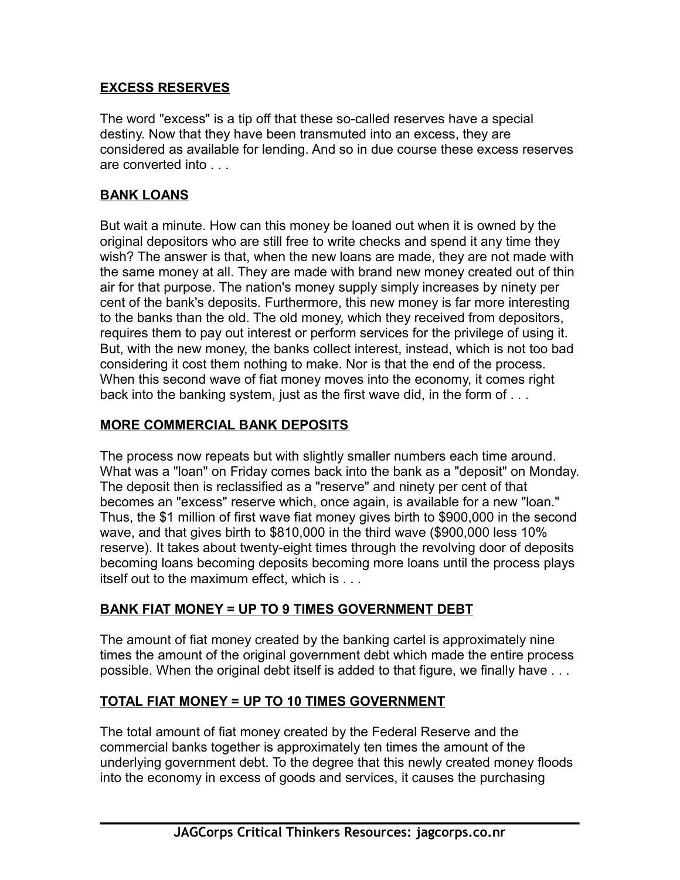**EXCESS RESERVES**

The word "excess" is a tip off that these so-called reserves have a special destiny. Now that they have been transmuted into an excess, they are considered as available for lending. And so in due course these excess reserves are converted into . . .

**BANK LOANS**

But wait a minute. How can this money be loaned out when it is owned by the original depositors who are still free to write checks and spend it any time they wish? The answer is that, when the new loans are made, they are not made with the same money at all. They are made with brand new money created out of thin air for that purpose. The nation's money supply simply increases by ninety per cent of the bank's deposits. Furthermore, this new money is far more interesting to the banks than the old. The old money, which they received from depositors, requires them to pay out interest or perform services for the privilege of using it. But, with the new money, the banks collect interest, instead, which is not too bad considering it cost them nothing to make. Nor is that the end of the process. When this second wave of fiat money moves into the economy, it comes right back into the banking system, just as the first wave did, in the form of . . .

**MORE COMMERCIAL BANK DEPOSITS**

The process now repeats but with slightly smaller numbers each time around. What was a "loan" on Friday comes back into the bank as a "deposit" on Monday. The deposit then is reclassified as a "reserve" and ninety per cent of that becomes an "excess" reserve which, once again, is available for a new "loan." Thus, the $1 million of first wave fiat money gives birth to $900,000 in the second wave, and that gives birth to $810,000 in the third wave ($900,000 less 10% reserve). It takes about twenty-eight times through the revolving door of deposits becoming loans becoming deposits becoming more loans until the process plays itself out to the maximum effect, which is . . .

**BANK FIAT MONEY = UP TO 9 TIMES GOVERNMENT DEBT**

The amount of fiat money created by the banking cartel is approximately nine times the amount of the original government debt which made the entire process possible. When the original debt itself is added to that figure, we finally have . . .

**TOTAL FIAT MONEY = UP TO 10 TIMES GOVERNMENT**

The total amount of fiat money created by the Federal Reserve and the commercial banks together is approximately ten times the amount of the underlying government debt. To the degree that this newly created money floods into the economy in excess of goods and services, it causes the purchasing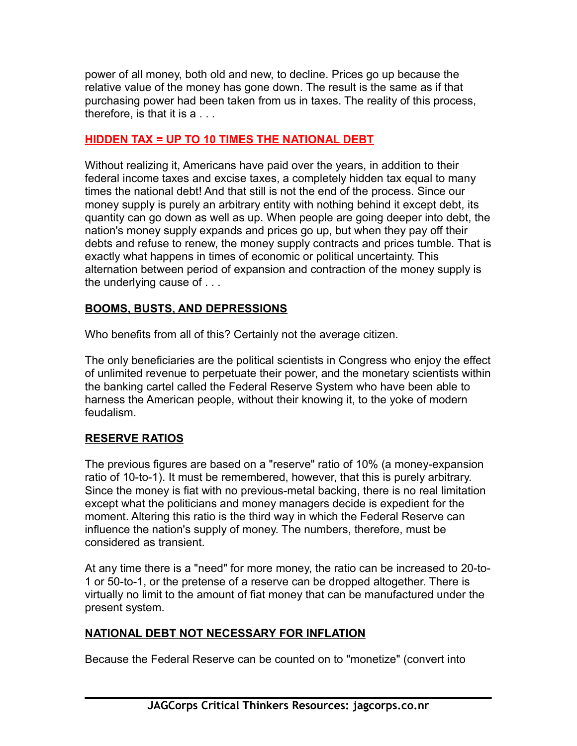power of all money, both old and new, to decline. Prices go up because the relative value of the money has gone down. The result is the same as if that purchasing power had been taken from us in taxes. The reality of this process, therefore, is that it is a . . .

## HIDDEN TAX = UP TO 10 TIMES THE NATIONAL DEBT

Without realizing it, Americans have paid over the years, in addition to their federal income taxes and excise taxes, a completely hidden tax equal to many times the national debt! And that still is not the end of the process. Since our money supply is purely an arbitrary entity with nothing behind it except debt, its quantity can go down as well as up. When people are going deeper into debt, the nation's money supply expands and prices go up, but when they pay off their debts and refuse to renew, the money supply contracts and prices tumble. That is exactly what happens in times of economic or political uncertainty. This alternation between period of expansion and contraction of the money supply is the underlying cause of . . .

## BOOMS, BUSTS, AND DEPRESSIONS

Who benefits from all of this? Certainly not the average citizen.

The only beneficiaries are the political scientists in Congress who enjoy the effect of unlimited revenue to perpetuate their power, and the monetary scientists within the banking cartel called the Federal Reserve System who have been able to harness the American people, without their knowing it, to the yoke of modern feudalism.

## RESERVE RATIOS

The previous figures are based on a "reserve" ratio of 10% (a money-expansion ratio of 10-to-1). It must be remembered, however, that this is purely arbitrary. Since the money is fiat with no previous-metal backing, there is no real limitation except what the politicians and money managers decide is expedient for the moment. Altering this ratio is the third way in which the Federal Reserve can influence the nation's supply of money. The numbers, therefore, must be considered as transient.

At any time there is a "need" for more money, the ratio can be increased to 20-to-1 or 50-to-1, or the pretense of a reserve can be dropped altogether. There is virtually no limit to the amount of fiat money that can be manufactured under the present system.

## NATIONAL DEBT NOT NECESSARY FOR INFLATION

Because the Federal Reserve can be counted on to "monetize" (convert into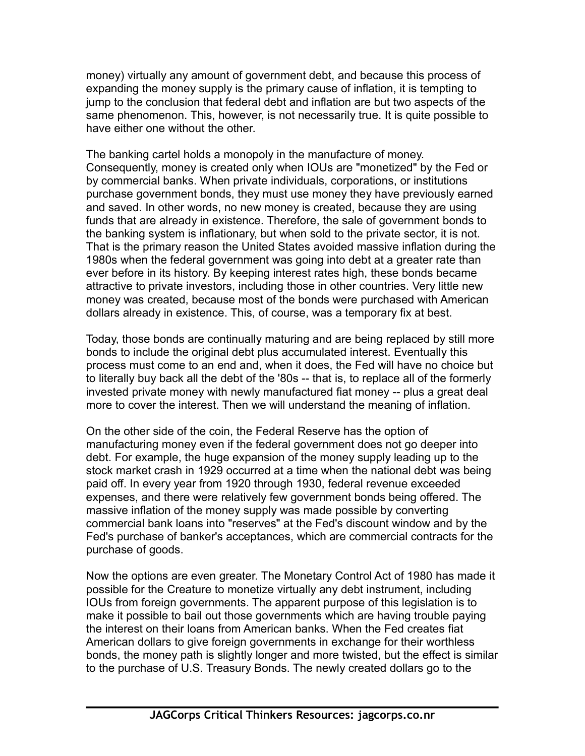money) virtually any amount of government debt, and because this process of expanding the money supply is the primary cause of inflation, it is tempting to jump to the conclusion that federal debt and inflation are but two aspects of the same phenomenon. This, however, is not necessarily true. It is quite possible to have either one without the other.

The banking cartel holds a monopoly in the manufacture of money. Consequently, money is created only when IOUs are "monetized" by the Fed or by commercial banks. When private individuals, corporations, or institutions purchase government bonds, they must use money they have previously earned and saved. In other words, no new money is created, because they are using funds that are already in existence. Therefore, the sale of government bonds to the banking system is inflationary, but when sold to the private sector, it is not. That is the primary reason the United States avoided massive inflation during the 1980s when the federal government was going into debt at a greater rate than ever before in its history. By keeping interest rates high, these bonds became attractive to private investors, including those in other countries. Very little new money was created, because most of the bonds were purchased with American dollars already in existence. This, of course, was a temporary fix at best.

Today, those bonds are continually maturing and are being replaced by still more bonds to include the original debt plus accumulated interest. Eventually this process must come to an end and, when it does, the Fed will have no choice but to literally buy back all the debt of the '80s -- that is, to replace all of the formerly invested private money with newly manufactured fiat money -- plus a great deal more to cover the interest. Then we will understand the meaning of inflation.

On the other side of the coin, the Federal Reserve has the option of manufacturing money even if the federal government does not go deeper into debt. For example, the huge expansion of the money supply leading up to the stock market crash in 1929 occurred at a time when the national debt was being paid off. In every year from 1920 through 1930, federal revenue exceeded expenses, and there were relatively few government bonds being offered. The massive inflation of the money supply was made possible by converting commercial bank loans into "reserves" at the Fed's discount window and by the Fed's purchase of banker's acceptances, which are commercial contracts for the purchase of goods.

Now the options are even greater. The Monetary Control Act of 1980 has made it possible for the Creature to monetize virtually any debt instrument, including IOUs from foreign governments. The apparent purpose of this legislation is to make it possible to bail out those governments which are having trouble paying the interest on their loans from American banks. When the Fed creates fiat American dollars to give foreign governments in exchange for their worthless bonds, the money path is slightly longer and more twisted, but the effect is similar to the purchase of U.S. Treasury Bonds. The newly created dollars go to the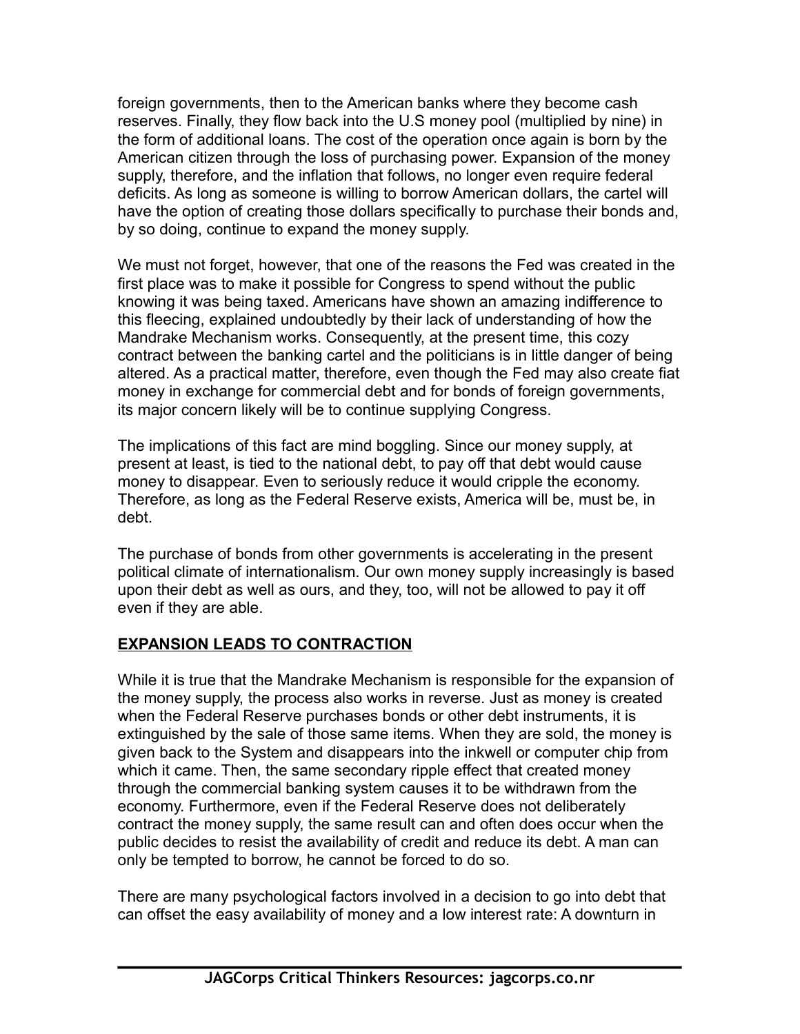foreign governments, then to the American banks where they become cash reserves. Finally, they flow back into the U.S money pool (multiplied by nine) in the form of additional loans. The cost of the operation once again is born by the American citizen through the loss of purchasing power. Expansion of the money supply, therefore, and the inflation that follows, no longer even require federal deficits. As long as someone is willing to borrow American dollars, the cartel will have the option of creating those dollars specifically to purchase their bonds and, by so doing, continue to expand the money supply.

We must not forget, however, that one of the reasons the Fed was created in the first place was to make it possible for Congress to spend without the public knowing it was being taxed. Americans have shown an amazing indifference to this fleecing, explained undoubtedly by their lack of understanding of how the Mandrake Mechanism works. Consequently, at the present time, this cozy contract between the banking cartel and the politicians is in little danger of being altered. As a practical matter, therefore, even though the Fed may also create fiat money in exchange for commercial debt and for bonds of foreign governments, its major concern likely will be to continue supplying Congress.

The implications of this fact are mind boggling. Since our money supply, at present at least, is tied to the national debt, to pay off that debt would cause money to disappear. Even to seriously reduce it would cripple the economy. Therefore, as long as the Federal Reserve exists, America will be, must be, in debt.

The purchase of bonds from other governments is accelerating in the present political climate of internationalism. Our own money supply increasingly is based upon their debt as well as ours, and they, too, will not be allowed to pay it off even if they are able.

## EXPANSION LEADS TO CONTRACTION

While it is true that the Mandrake Mechanism is responsible for the expansion of the money supply, the process also works in reverse. Just as money is created when the Federal Reserve purchases bonds or other debt instruments, it is extinguished by the sale of those same items. When they are sold, the money is given back to the System and disappears into the inkwell or computer chip from which it came. Then, the same secondary ripple effect that created money through the commercial banking system causes it to be withdrawn from the economy. Furthermore, even if the Federal Reserve does not deliberately contract the money supply, the same result can and often does occur when the public decides to resist the availability of credit and reduce its debt. A man can only be tempted to borrow, he cannot be forced to do so.

There are many psychological factors involved in a decision to go into debt that can offset the easy availability of money and a low interest rate: A downturn in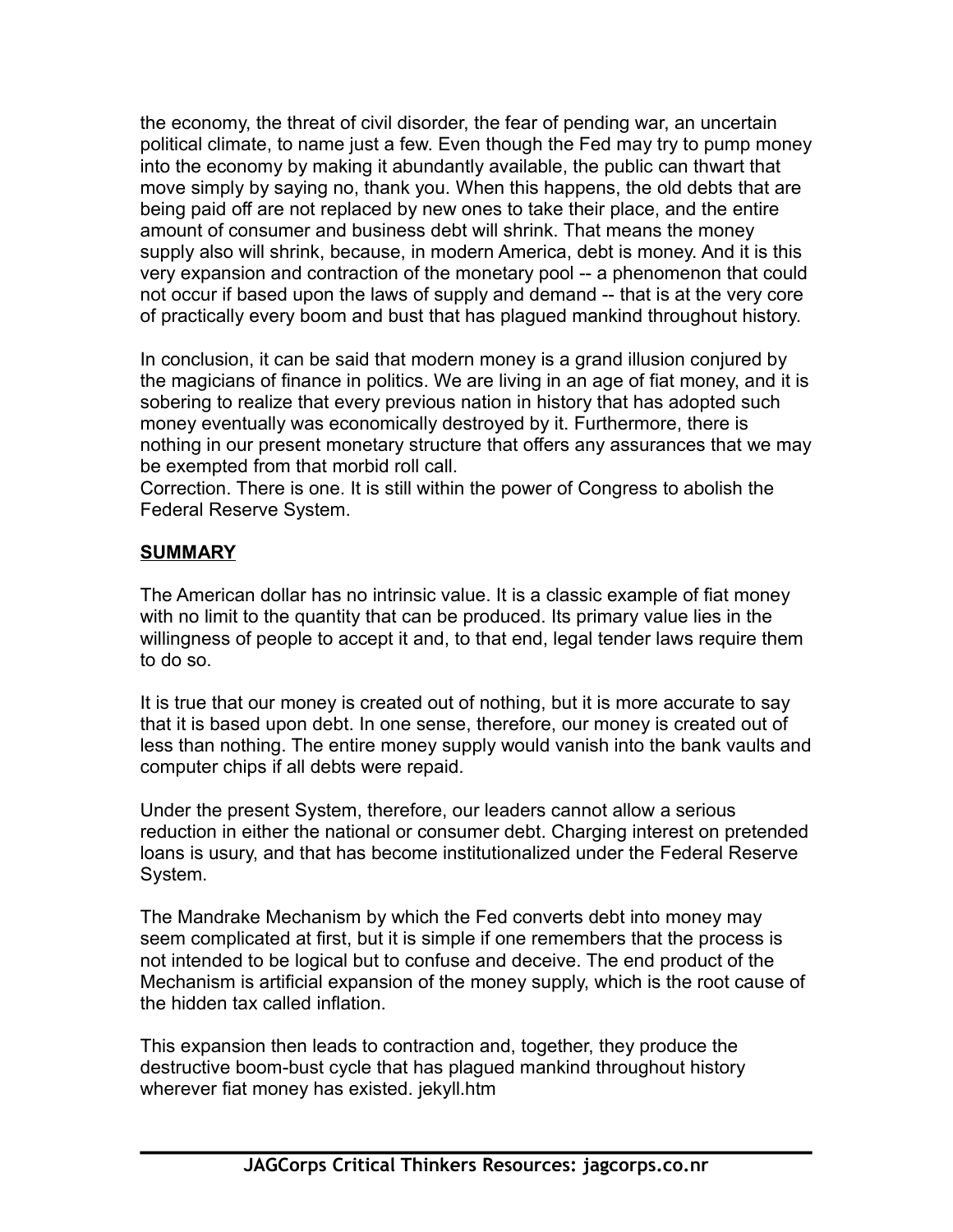the economy, the threat of civil disorder, the fear of pending war, an uncertain political climate, to name just a few. Even though the Fed may try to pump money into the economy by making it abundantly available, the public can thwart that move simply by saying no, thank you. When this happens, the old debts that are being paid off are not replaced by new ones to take their place, and the entire amount of consumer and business debt will shrink. That means the money supply also will shrink, because, in modern America, debt is money. And it is this very expansion and contraction of the monetary pool -- a phenomenon that could not occur if based upon the laws of supply and demand -- that is at the very core of practically every boom and bust that has plagued mankind throughout history.

In conclusion, it can be said that modern money is a grand illusion conjured by the magicians of finance in politics. We are living in an age of fiat money, and it is sobering to realize that every previous nation in history that has adopted such money eventually was economically destroyed by it. Furthermore, there is nothing in our present monetary structure that offers any assurances that we may be exempted from that morbid roll call.
Correction. There is one. It is still within the power of Congress to abolish the Federal Reserve System.

**SUMMARY**

The American dollar has no intrinsic value. It is a classic example of fiat money with no limit to the quantity that can be produced. Its primary value lies in the willingness of people to accept it and, to that end, legal tender laws require them to do so.

It is true that our money is created out of nothing, but it is more accurate to say that it is based upon debt. In one sense, therefore, our money is created out of less than nothing. The entire money supply would vanish into the bank vaults and computer chips if all debts were repaid.

Under the present System, therefore, our leaders cannot allow a serious reduction in either the national or consumer debt. Charging interest on pretended loans is usury, and that has become institutionalized under the Federal Reserve System.

The Mandrake Mechanism by which the Fed converts debt into money may seem complicated at first, but it is simple if one remembers that the process is not intended to be logical but to confuse and deceive. The end product of the Mechanism is artificial expansion of the money supply, which is the root cause of the hidden tax called inflation.

This expansion then leads to contraction and, together, they produce the destructive boom-bust cycle that has plagued mankind throughout history wherever fiat money has existed. jekyll.htm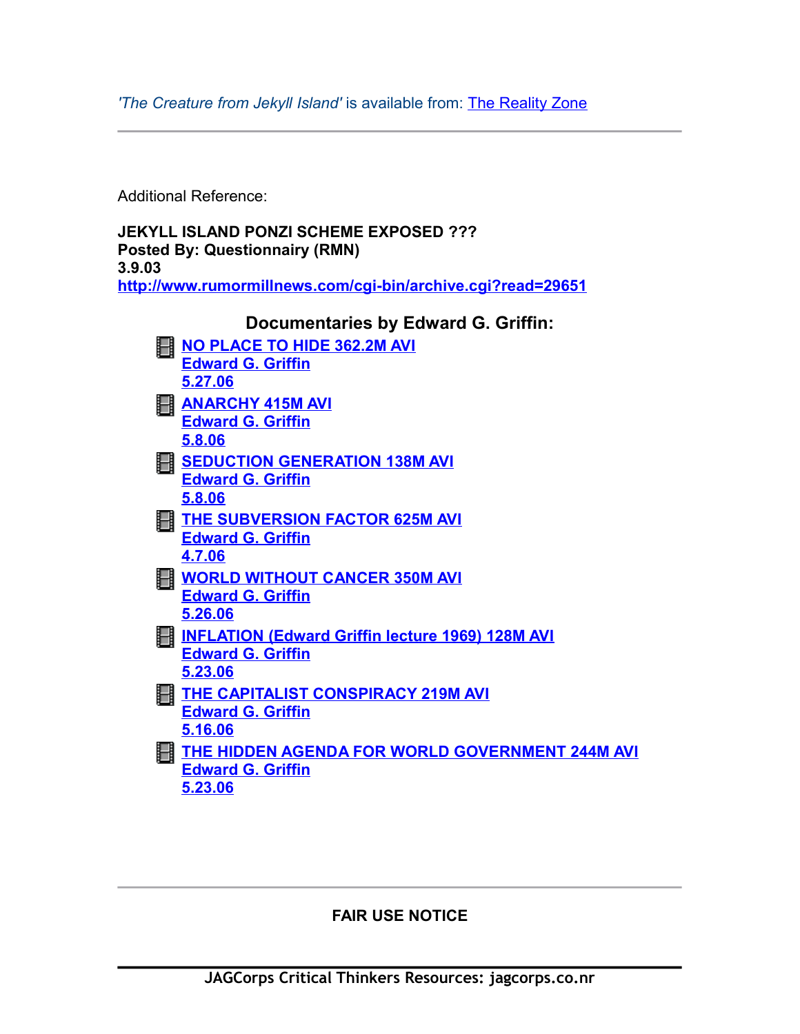*'The Creature from Jekyll Island'* is available from: [The Reality Zone]

---

Additional Reference:

**JEKYLL ISLAND PONZI SCHEME EXPOSED ???**
**Posted By: Questionnairy (RMN)**
**3.9.03**
**http://www.rumormillnews.com/cgi-bin/archive.cgi?read=29651**

### Documentaries by Edward G. Griffin:

- **NO PLACE TO HIDE 362.2M AVI**
  **Edward G. Griffin**
  **5.27.06**
- **ANARCHY 415M AVI**
  **Edward G. Griffin**
  **5.8.06**
- **SEDUCTION GENERATION 138M AVI**
  **Edward G. Griffin**
  **5.8.06**
- **THE SUBVERSION FACTOR 625M AVI**
  **Edward G. Griffin**
  **4.7.06**
- **WORLD WITHOUT CANCER 350M AVI**
  **Edward G. Griffin**
  **5.26.06**
- **INFLATION (Edward Griffin lecture 1969) 128M AVI**
  **Edward G. Griffin**
  **5.23.06**
- **THE CAPITALIST CONSPIRACY 219M AVI**
  **Edward G. Griffin**
  **5.16.06**
- **THE HIDDEN AGENDA FOR WORLD GOVERNMENT 244M AVI**
  **Edward G. Griffin**
  **5.23.06**

---

**FAIR USE NOTICE**

**JAGCorps Critical Thinkers Resources: jagcorps.co.nr**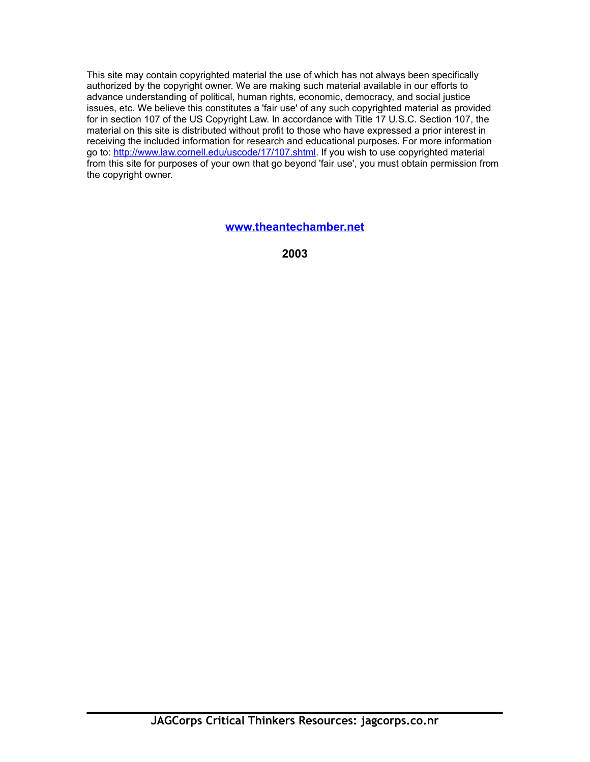This site may contain copyrighted material the use of which has not always been specifically authorized by the copyright owner. We are making such material available in our efforts to advance understanding of political, human rights, economic, democracy, and social justice issues, etc. We believe this constitutes a 'fair use' of any such copyrighted material as provided for in section 107 of the US Copyright Law. In accordance with Title 17 U.S.C. Section 107, the material on this site is distributed without profit to those who have expressed a prior interest in receiving the included information for research and educational purposes. For more information go to: http://www.law.cornell.edu/uscode/17/107.shtml. If you wish to use copyrighted material from this site for purposes of your own that go beyond 'fair use', you must obtain permission from the copyright owner.

**www.theantechamber.net**

**2003**